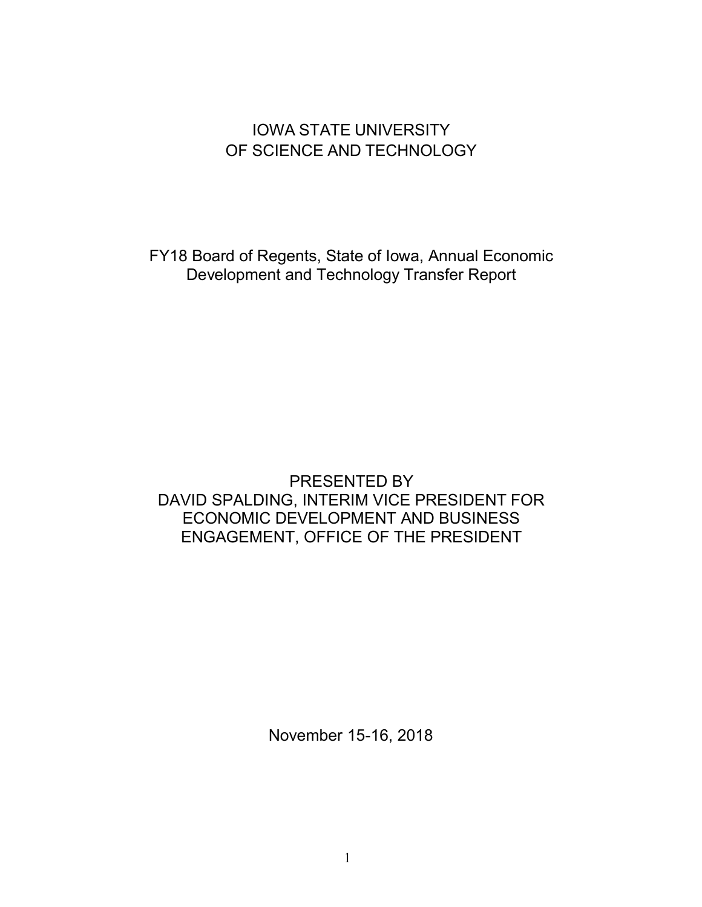# IOWA STATE UNIVERSITY OF SCIENCE AND TECHNOLOGY

## FY18 Board of Regents, State of Iowa, Annual Economic Development and Technology Transfer Report

PRESENTED BY
DAVID SPALDING, INTERIM VICE PRESIDENT FOR ECONOMIC DEVELOPMENT AND BUSINESS ENGAGEMENT, OFFICE OF THE PRESIDENT

November 15-16, 2018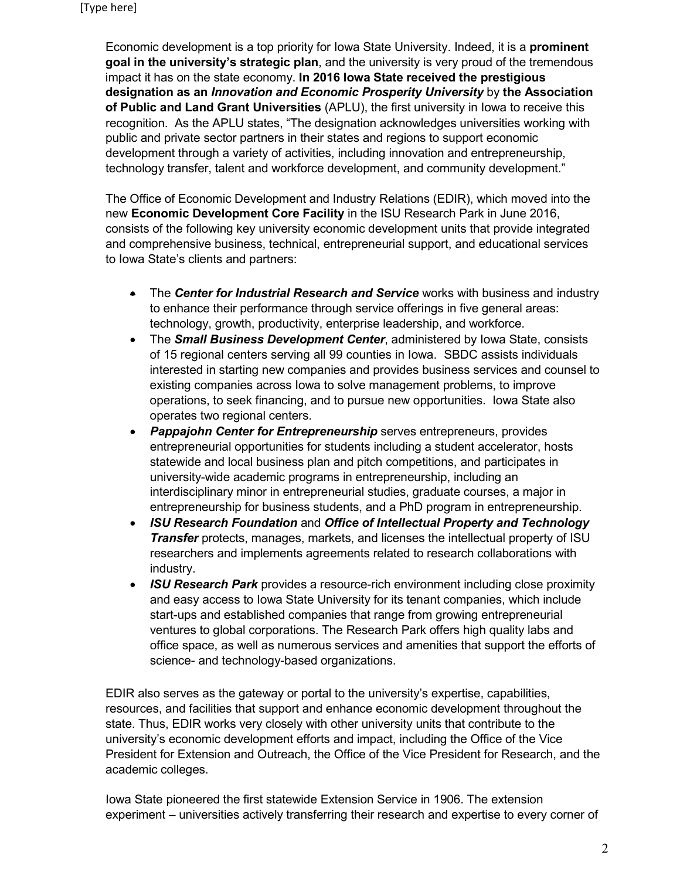Economic development is a top priority for Iowa State University. Indeed, it is a **prominent goal in the university's strategic plan**, and the university is very proud of the tremendous impact it has on the state economy. **In 2016 Iowa State received the prestigious designation as an *Innovation and Economic Prosperity University*** by **the Association of Public and Land Grant Universities** (APLU), the first university in Iowa to receive this recognition. As the APLU states, "The designation acknowledges universities working with public and private sector partners in their states and regions to support economic development through a variety of activities, including innovation and entrepreneurship, technology transfer, talent and workforce development, and community development."

The Office of Economic Development and Industry Relations (EDIR), which moved into the new **Economic Development Core Facility** in the ISU Research Park in June 2016, consists of the following key university economic development units that provide integrated and comprehensive business, technical, entrepreneurial support, and educational services to Iowa State's clients and partners:

- The ***Center for Industrial Research and Service*** works with business and industry to enhance their performance through service offerings in five general areas: technology, growth, productivity, enterprise leadership, and workforce.
- The ***Small Business Development Center***, administered by Iowa State, consists of 15 regional centers serving all 99 counties in Iowa. SBDC assists individuals interested in starting new companies and provides business services and counsel to existing companies across Iowa to solve management problems, to improve operations, to seek financing, and to pursue new opportunities. Iowa State also operates two regional centers.
- ***Pappajohn Center for Entrepreneurship*** serves entrepreneurs, provides entrepreneurial opportunities for students including a student accelerator, hosts statewide and local business plan and pitch competitions, and participates in university-wide academic programs in entrepreneurship, including an interdisciplinary minor in entrepreneurial studies, graduate courses, a major in entrepreneurship for business students, and a PhD program in entrepreneurship.
- ***ISU Research Foundation*** and ***Office of Intellectual Property and Technology Transfer*** protects, manages, markets, and licenses the intellectual property of ISU researchers and implements agreements related to research collaborations with industry.
- ***ISU Research Park*** provides a resource-rich environment including close proximity and easy access to Iowa State University for its tenant companies, which include start-ups and established companies that range from growing entrepreneurial ventures to global corporations. The Research Park offers high quality labs and office space, as well as numerous services and amenities that support the efforts of science- and technology-based organizations.

EDIR also serves as the gateway or portal to the university's expertise, capabilities, resources, and facilities that support and enhance economic development throughout the state. Thus, EDIR works very closely with other university units that contribute to the university's economic development efforts and impact, including the Office of the Vice President for Extension and Outreach, the Office of the Vice President for Research, and the academic colleges.

Iowa State pioneered the first statewide Extension Service in 1906. The extension experiment – universities actively transferring their research and expertise to every corner of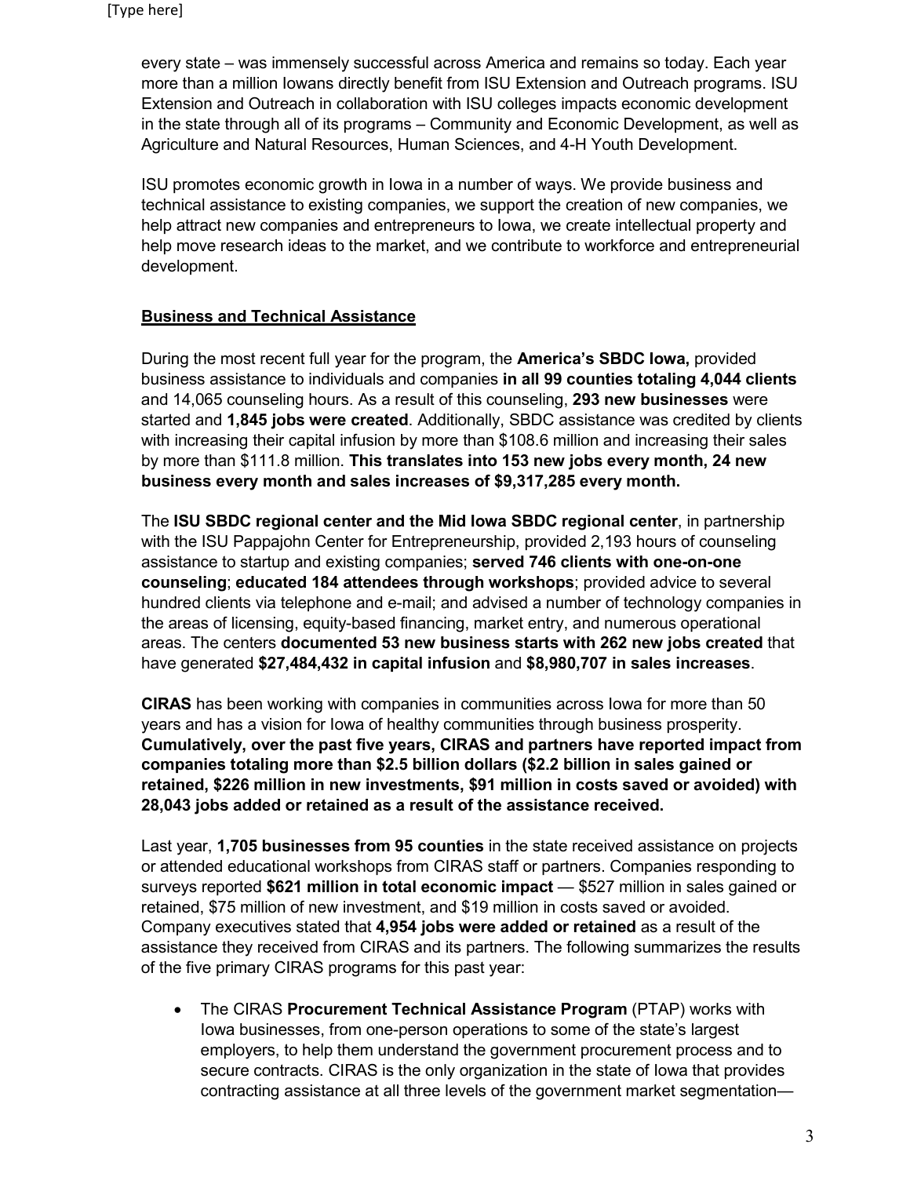every state – was immensely successful across America and remains so today. Each year more than a million Iowans directly benefit from ISU Extension and Outreach programs. ISU Extension and Outreach in collaboration with ISU colleges impacts economic development in the state through all of its programs – Community and Economic Development, as well as Agriculture and Natural Resources, Human Sciences, and 4-H Youth Development.

ISU promotes economic growth in Iowa in a number of ways. We provide business and technical assistance to existing companies, we support the creation of new companies, we help attract new companies and entrepreneurs to Iowa, we create intellectual property and help move research ideas to the market, and we contribute to workforce and entrepreneurial development.

## Business and Technical Assistance

During the most recent full year for the program, the **America's SBDC Iowa,** provided business assistance to individuals and companies **in all 99 counties totaling 4,044 clients** and 14,065 counseling hours. As a result of this counseling, **293 new businesses** were started and **1,845 jobs were created**. Additionally, SBDC assistance was credited by clients with increasing their capital infusion by more than $108.6 million and increasing their sales by more than $111.8 million. **This translates into 153 new jobs every month, 24 new business every month and sales increases of $9,317,285 every month.**

The **ISU SBDC regional center and the Mid Iowa SBDC regional center**, in partnership with the ISU Pappajohn Center for Entrepreneurship, provided 2,193 hours of counseling assistance to startup and existing companies; **served 746 clients with one-on-one counseling**; **educated 184 attendees through workshops**; provided advice to several hundred clients via telephone and e-mail; and advised a number of technology companies in the areas of licensing, equity-based financing, market entry, and numerous operational areas. The centers **documented 53 new business starts with 262 new jobs created** that have generated **$27,484,432 in capital infusion** and **$8,980,707 in sales increases**.

**CIRAS** has been working with companies in communities across Iowa for more than 50 years and has a vision for Iowa of healthy communities through business prosperity. **Cumulatively, over the past five years, CIRAS and partners have reported impact from companies totaling more than $2.5 billion dollars ($2.2 billion in sales gained or retained, $226 million in new investments, $91 million in costs saved or avoided) with 28,043 jobs added or retained as a result of the assistance received.**

Last year, **1,705 businesses from 95 counties** in the state received assistance on projects or attended educational workshops from CIRAS staff or partners. Companies responding to surveys reported **$621 million in total economic impact** — $527 million in sales gained or retained, $75 million of new investment, and $19 million in costs saved or avoided. Company executives stated that **4,954 jobs were added or retained** as a result of the assistance they received from CIRAS and its partners. The following summarizes the results of the five primary CIRAS programs for this past year:

- The CIRAS **Procurement Technical Assistance Program** (PTAP) works with Iowa businesses, from one-person operations to some of the state's largest employers, to help them understand the government procurement process and to secure contracts. CIRAS is the only organization in the state of Iowa that provides contracting assistance at all three levels of the government market segmentation—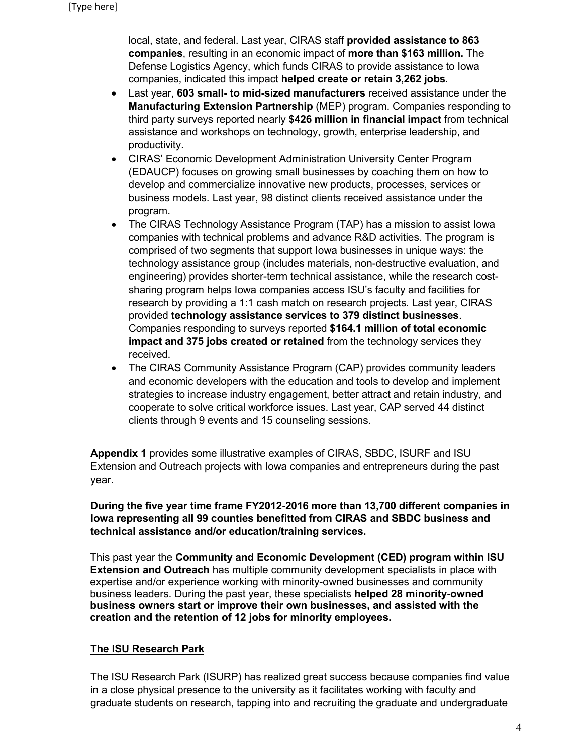local, state, and federal. Last year, CIRAS staff **provided assistance to 863 companies**, resulting in an economic impact of **more than $163 million.** The Defense Logistics Agency, which funds CIRAS to provide assistance to Iowa companies, indicated this impact **helped create or retain 3,262 jobs**.

- Last year, **603 small- to mid-sized manufacturers** received assistance under the **Manufacturing Extension Partnership** (MEP) program. Companies responding to third party surveys reported nearly **$426 million in financial impact** from technical assistance and workshops on technology, growth, enterprise leadership, and productivity.
- CIRAS' Economic Development Administration University Center Program (EDAUCP) focuses on growing small businesses by coaching them on how to develop and commercialize innovative new products, processes, services or business models. Last year, 98 distinct clients received assistance under the program.
- The CIRAS Technology Assistance Program (TAP) has a mission to assist Iowa companies with technical problems and advance R&D activities. The program is comprised of two segments that support Iowa businesses in unique ways: the technology assistance group (includes materials, non-destructive evaluation, and engineering) provides shorter-term technical assistance, while the research cost-sharing program helps Iowa companies access ISU's faculty and facilities for research by providing a 1:1 cash match on research projects. Last year, CIRAS provided **technology assistance services to 379 distinct businesses**. Companies responding to surveys reported **$164.1 million of total economic impact and 375 jobs created or retained** from the technology services they received.
- The CIRAS Community Assistance Program (CAP) provides community leaders and economic developers with the education and tools to develop and implement strategies to increase industry engagement, better attract and retain industry, and cooperate to solve critical workforce issues. Last year, CAP served 44 distinct clients through 9 events and 15 counseling sessions.

**Appendix 1** provides some illustrative examples of CIRAS, SBDC, ISURF and ISU Extension and Outreach projects with Iowa companies and entrepreneurs during the past year.

**During the five year time frame FY2012-2016 more than 13,700 different companies in Iowa representing all 99 counties benefitted from CIRAS and SBDC business and technical assistance and/or education/training services.**

This past year the **Community and Economic Development (CED) program within ISU Extension and Outreach** has multiple community development specialists in place with expertise and/or experience working with minority-owned businesses and community business leaders. During the past year, these specialists **helped 28 minority-owned business owners start or improve their own businesses, and assisted with the creation and the retention of 12 jobs for minority employees.**

## The ISU Research Park

The ISU Research Park (ISURP) has realized great success because companies find value in a close physical presence to the university as it facilitates working with faculty and graduate students on research, tapping into and recruiting the graduate and undergraduate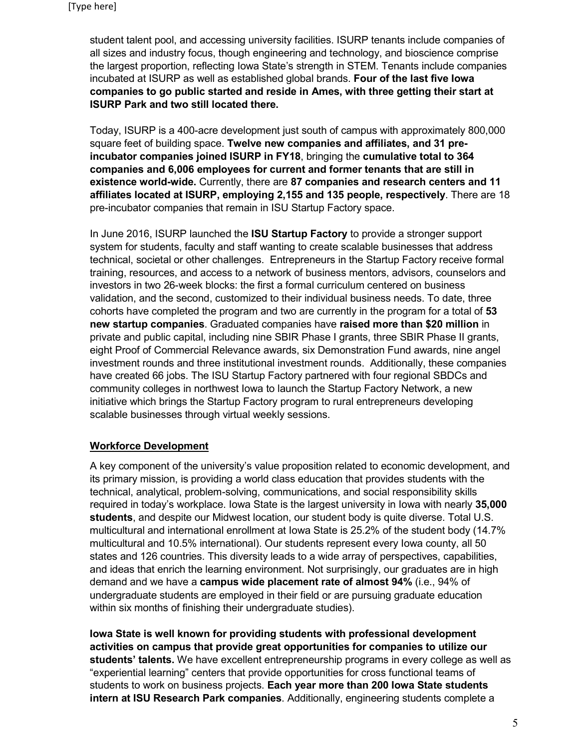student talent pool, and accessing university facilities. ISURP tenants include companies of all sizes and industry focus, though engineering and technology, and bioscience comprise the largest proportion, reflecting Iowa State's strength in STEM. Tenants include companies incubated at ISURP as well as established global brands. **Four of the last five Iowa companies to go public started and reside in Ames, with three getting their start at ISURP Park and two still located there.**

Today, ISURP is a 400-acre development just south of campus with approximately 800,000 square feet of building space. **Twelve new companies and affiliates, and 31 pre-incubator companies joined ISURP in FY18**, bringing the **cumulative total to 364 companies and 6,006 employees for current and former tenants that are still in existence world-wide.** Currently, there are **87 companies and research centers and 11 affiliates located at ISURP, employing 2,155 and 135 people, respectively**. There are 18 pre-incubator companies that remain in ISU Startup Factory space.

In June 2016, ISURP launched the **ISU Startup Factory** to provide a stronger support system for students, faculty and staff wanting to create scalable businesses that address technical, societal or other challenges. Entrepreneurs in the Startup Factory receive formal training, resources, and access to a network of business mentors, advisors, counselors and investors in two 26-week blocks: the first a formal curriculum centered on business validation, and the second, customized to their individual business needs. To date, three cohorts have completed the program and two are currently in the program for a total of **53 new startup companies**. Graduated companies have **raised more than $20 million** in private and public capital, including nine SBIR Phase I grants, three SBIR Phase II grants, eight Proof of Commercial Relevance awards, six Demonstration Fund awards, nine angel investment rounds and three institutional investment rounds. Additionally, these companies have created 66 jobs. The ISU Startup Factory partnered with four regional SBDCs and community colleges in northwest Iowa to launch the Startup Factory Network, a new initiative which brings the Startup Factory program to rural entrepreneurs developing scalable businesses through virtual weekly sessions.

## Workforce Development

A key component of the university's value proposition related to economic development, and its primary mission, is providing a world class education that provides students with the technical, analytical, problem-solving, communications, and social responsibility skills required in today's workplace. Iowa State is the largest university in Iowa with nearly **35,000 students**, and despite our Midwest location, our student body is quite diverse. Total U.S. multicultural and international enrollment at Iowa State is 25.2% of the student body (14.7% multicultural and 10.5% international). Our students represent every Iowa county, all 50 states and 126 countries. This diversity leads to a wide array of perspectives, capabilities, and ideas that enrich the learning environment. Not surprisingly, our graduates are in high demand and we have a **campus wide placement rate of almost 94%** (i.e., 94% of undergraduate students are employed in their field or are pursuing graduate education within six months of finishing their undergraduate studies).

**Iowa State is well known for providing students with professional development activities on campus that provide great opportunities for companies to utilize our students' talents.** We have excellent entrepreneurship programs in every college as well as "experiential learning" centers that provide opportunities for cross functional teams of students to work on business projects. **Each year more than 200 Iowa State students intern at ISU Research Park companies**. Additionally, engineering students complete a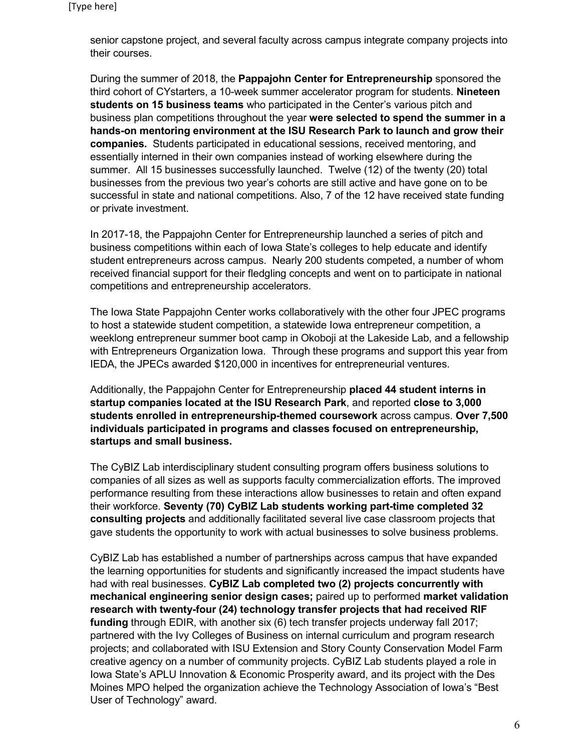senior capstone project, and several faculty across campus integrate company projects into their courses.

During the summer of 2018, the **Pappajohn Center for Entrepreneurship** sponsored the third cohort of CYstarters, a 10-week summer accelerator program for students. **Nineteen students on 15 business teams** who participated in the Center's various pitch and business plan competitions throughout the year **were selected to spend the summer in a hands-on mentoring environment at the ISU Research Park to launch and grow their companies.** Students participated in educational sessions, received mentoring, and essentially interned in their own companies instead of working elsewhere during the summer. All 15 businesses successfully launched. Twelve (12) of the twenty (20) total businesses from the previous two year's cohorts are still active and have gone on to be successful in state and national competitions. Also, 7 of the 12 have received state funding or private investment.

In 2017-18, the Pappajohn Center for Entrepreneurship launched a series of pitch and business competitions within each of Iowa State's colleges to help educate and identify student entrepreneurs across campus. Nearly 200 students competed, a number of whom received financial support for their fledgling concepts and went on to participate in national competitions and entrepreneurship accelerators.

The Iowa State Pappajohn Center works collaboratively with the other four JPEC programs to host a statewide student competition, a statewide Iowa entrepreneur competition, a weeklong entrepreneur summer boot camp in Okoboji at the Lakeside Lab, and a fellowship with Entrepreneurs Organization Iowa. Through these programs and support this year from IEDA, the JPECs awarded $120,000 in incentives for entrepreneurial ventures.

Additionally, the Pappajohn Center for Entrepreneurship **placed 44 student interns in startup companies located at the ISU Research Park**, and reported **close to 3,000 students enrolled in entrepreneurship-themed coursework** across campus. **Over 7,500 individuals participated in programs and classes focused on entrepreneurship, startups and small business.**

The CyBIZ Lab interdisciplinary student consulting program offers business solutions to companies of all sizes as well as supports faculty commercialization efforts. The improved performance resulting from these interactions allow businesses to retain and often expand their workforce. **Seventy (70) CyBIZ Lab students working part-time completed 32 consulting projects** and additionally facilitated several live case classroom projects that gave students the opportunity to work with actual businesses to solve business problems.

CyBIZ Lab has established a number of partnerships across campus that have expanded the learning opportunities for students and significantly increased the impact students have had with real businesses. **CyBIZ Lab completed two (2) projects concurrently with mechanical engineering senior design cases;** paired up to performed **market validation research with twenty-four (24) technology transfer projects that had received RIF funding** through EDIR, with another six (6) tech transfer projects underway fall 2017; partnered with the Ivy Colleges of Business on internal curriculum and program research projects; and collaborated with ISU Extension and Story County Conservation Model Farm creative agency on a number of community projects. CyBIZ Lab students played a role in Iowa State's APLU Innovation & Economic Prosperity award, and its project with the Des Moines MPO helped the organization achieve the Technology Association of Iowa's "Best User of Technology" award.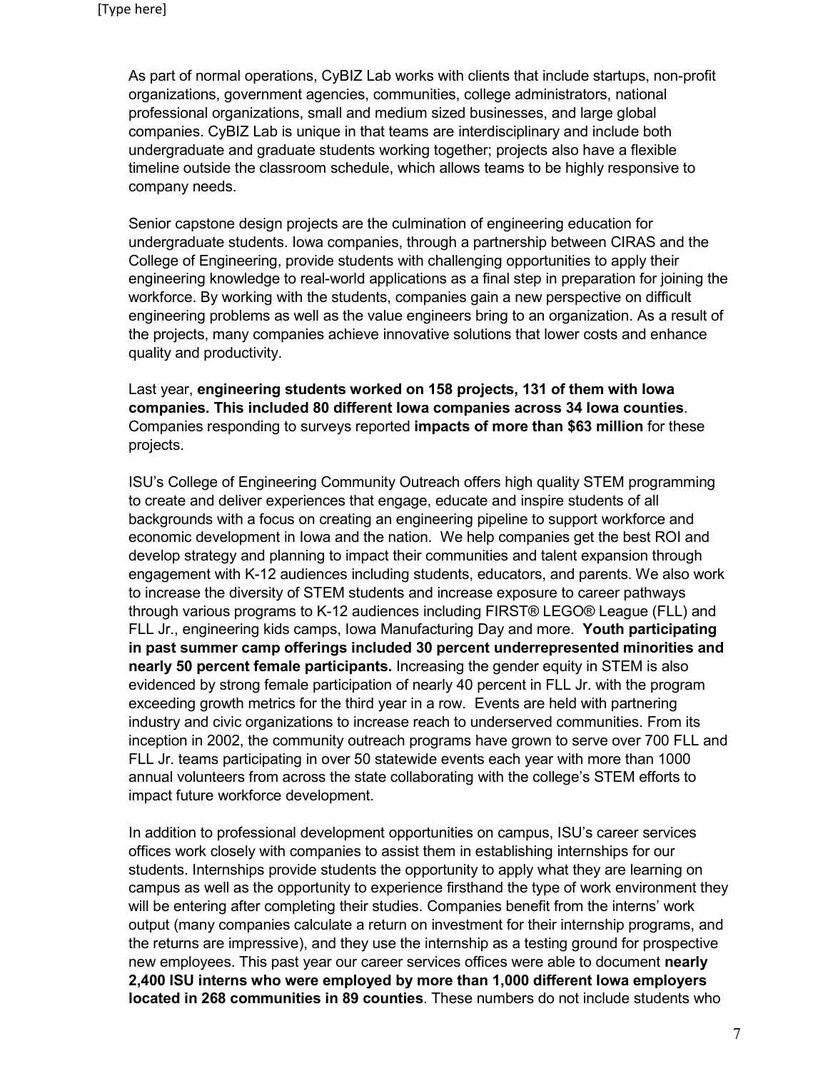As part of normal operations, CyBIZ Lab works with clients that include startups, non-profit organizations, government agencies, communities, college administrators, national professional organizations, small and medium sized businesses, and large global companies. CyBIZ Lab is unique in that teams are interdisciplinary and include both undergraduate and graduate students working together; projects also have a flexible timeline outside the classroom schedule, which allows teams to be highly responsive to company needs.

Senior capstone design projects are the culmination of engineering education for undergraduate students. Iowa companies, through a partnership between CIRAS and the College of Engineering, provide students with challenging opportunities to apply their engineering knowledge to real-world applications as a final step in preparation for joining the workforce. By working with the students, companies gain a new perspective on difficult engineering problems as well as the value engineers bring to an organization. As a result of the projects, many companies achieve innovative solutions that lower costs and enhance quality and productivity.

Last year, **engineering students worked on 158 projects, 131 of them with Iowa companies. This included 80 different Iowa companies across 34 Iowa counties**. Companies responding to surveys reported **impacts of more than $63 million** for these projects.

ISU's College of Engineering Community Outreach offers high quality STEM programming to create and deliver experiences that engage, educate and inspire students of all backgrounds with a focus on creating an engineering pipeline to support workforce and economic development in Iowa and the nation. We help companies get the best ROI and develop strategy and planning to impact their communities and talent expansion through engagement with K-12 audiences including students, educators, and parents. We also work to increase the diversity of STEM students and increase exposure to career pathways through various programs to K-12 audiences including FIRST® LEGO® League (FLL) and FLL Jr., engineering kids camps, Iowa Manufacturing Day and more. **Youth participating in past summer camp offerings included 30 percent underrepresented minorities and nearly 50 percent female participants.** Increasing the gender equity in STEM is also evidenced by strong female participation of nearly 40 percent in FLL Jr. with the program exceeding growth metrics for the third year in a row. Events are held with partnering industry and civic organizations to increase reach to underserved communities. From its inception in 2002, the community outreach programs have grown to serve over 700 FLL and FLL Jr. teams participating in over 50 statewide events each year with more than 1000 annual volunteers from across the state collaborating with the college's STEM efforts to impact future workforce development.

In addition to professional development opportunities on campus, ISU's career services offices work closely with companies to assist them in establishing internships for our students. Internships provide students the opportunity to apply what they are learning on campus as well as the opportunity to experience firsthand the type of work environment they will be entering after completing their studies. Companies benefit from the interns' work output (many companies calculate a return on investment for their internship programs, and the returns are impressive), and they use the internship as a testing ground for prospective new employees. This past year our career services offices were able to document **nearly 2,400 ISU interns who were employed by more than 1,000 different Iowa employers located in 268 communities in 89 counties**. These numbers do not include students who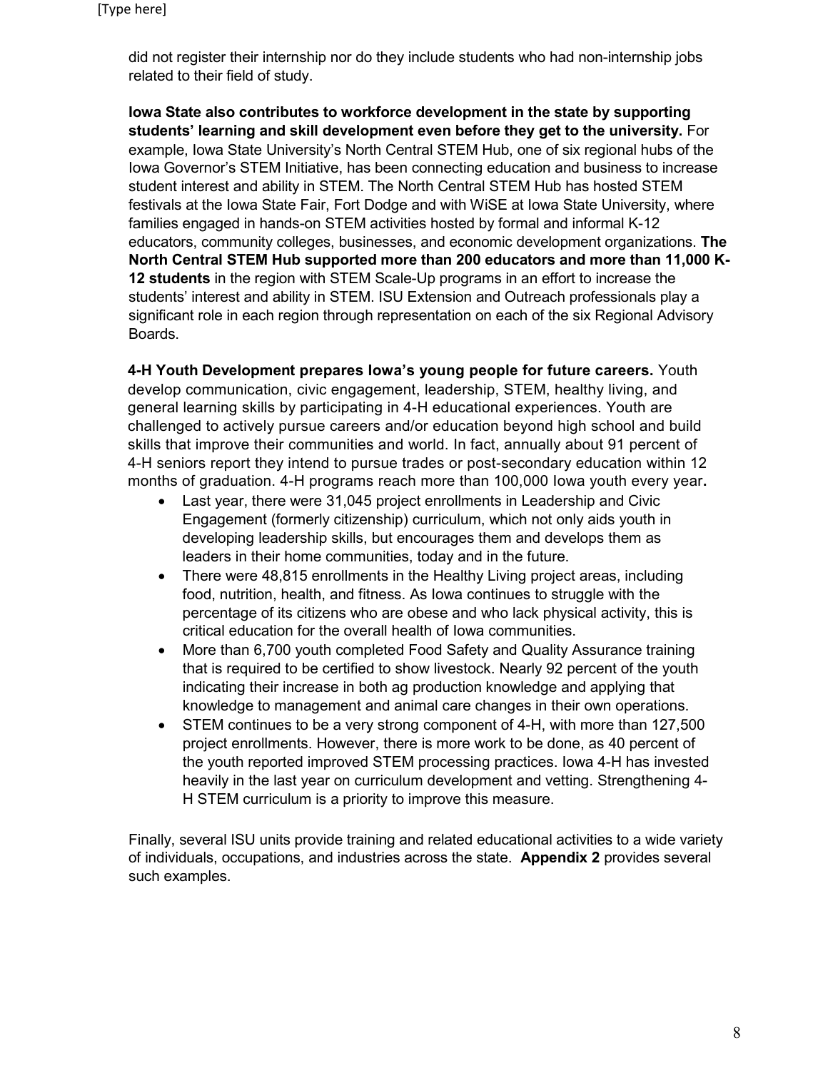did not register their internship nor do they include students who had non-internship jobs related to their field of study.

**Iowa State also contributes to workforce development in the state by supporting students' learning and skill development even before they get to the university.** For example, Iowa State University's North Central STEM Hub, one of six regional hubs of the Iowa Governor's STEM Initiative, has been connecting education and business to increase student interest and ability in STEM. The North Central STEM Hub has hosted STEM festivals at the Iowa State Fair, Fort Dodge and with WiSE at Iowa State University, where families engaged in hands-on STEM activities hosted by formal and informal K-12 educators, community colleges, businesses, and economic development organizations. **The North Central STEM Hub supported more than 200 educators and more than 11,000 K-12 students** in the region with STEM Scale-Up programs in an effort to increase the students' interest and ability in STEM. ISU Extension and Outreach professionals play a significant role in each region through representation on each of the six Regional Advisory Boards.

**4-H Youth Development prepares Iowa's young people for future careers.** Youth develop communication, civic engagement, leadership, STEM, healthy living, and general learning skills by participating in 4-H educational experiences. Youth are challenged to actively pursue careers and/or education beyond high school and build skills that improve their communities and world. In fact, annually about 91 percent of 4-H seniors report they intend to pursue trades or post-secondary education within 12 months of graduation. 4-H programs reach more than 100,000 Iowa youth every year**.**

- Last year, there were 31,045 project enrollments in Leadership and Civic Engagement (formerly citizenship) curriculum, which not only aids youth in developing leadership skills, but encourages them and develops them as leaders in their home communities, today and in the future.
- There were 48,815 enrollments in the Healthy Living project areas, including food, nutrition, health, and fitness. As Iowa continues to struggle with the percentage of its citizens who are obese and who lack physical activity, this is critical education for the overall health of Iowa communities.
- More than 6,700 youth completed Food Safety and Quality Assurance training that is required to be certified to show livestock. Nearly 92 percent of the youth indicating their increase in both ag production knowledge and applying that knowledge to management and animal care changes in their own operations.
- STEM continues to be a very strong component of 4-H, with more than 127,500 project enrollments. However, there is more work to be done, as 40 percent of the youth reported improved STEM processing practices. Iowa 4-H has invested heavily in the last year on curriculum development and vetting. Strengthening 4-H STEM curriculum is a priority to improve this measure.

Finally, several ISU units provide training and related educational activities to a wide variety of individuals, occupations, and industries across the state. **Appendix 2** provides several such examples.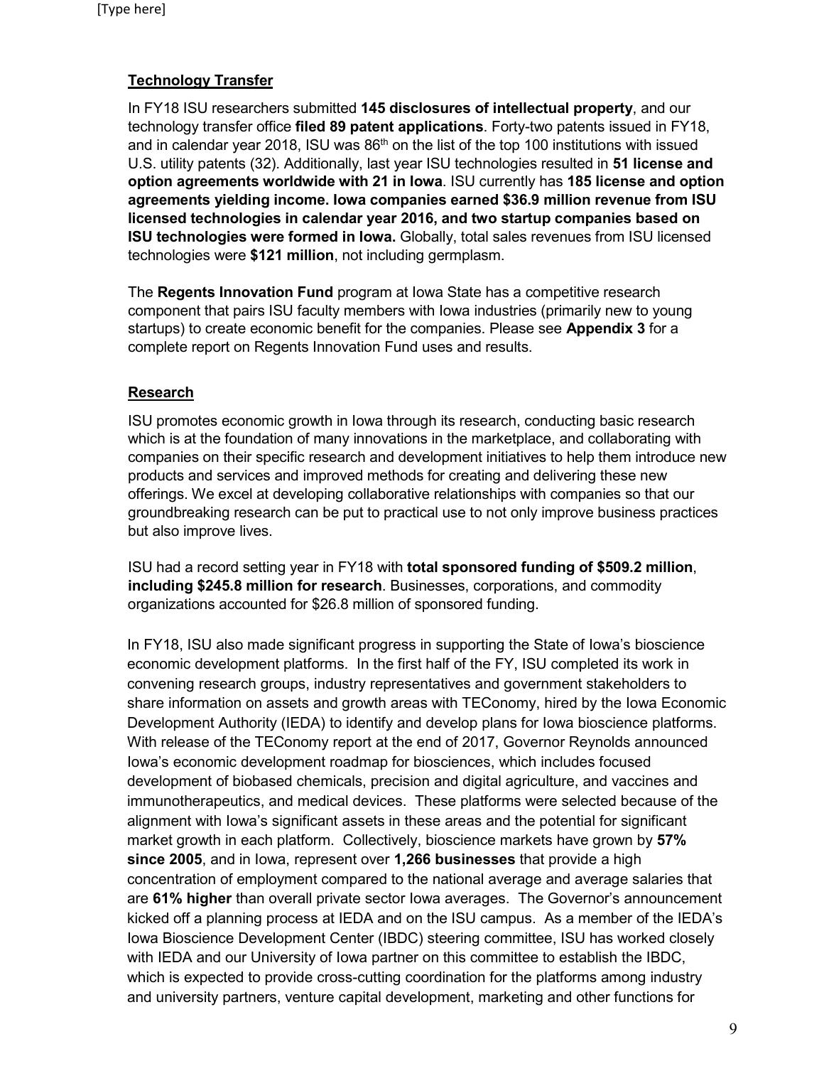## **Technology Transfer**

In FY18 ISU researchers submitted **145 disclosures of intellectual property**, and our technology transfer office **filed 89 patent applications**. Forty-two patents issued in FY18, and in calendar year 2018, ISU was 86th on the list of the top 100 institutions with issued U.S. utility patents (32). Additionally, last year ISU technologies resulted in **51 license and option agreements worldwide with 21 in Iowa**. ISU currently has **185 license and option agreements yielding income. Iowa companies earned $36.9 million revenue from ISU licensed technologies in calendar year 2016, and two startup companies based on ISU technologies were formed in Iowa.** Globally, total sales revenues from ISU licensed technologies were **$121 million**, not including germplasm.

The **Regents Innovation Fund** program at Iowa State has a competitive research component that pairs ISU faculty members with Iowa industries (primarily new to young startups) to create economic benefit for the companies. Please see **Appendix 3** for a complete report on Regents Innovation Fund uses and results.

## **Research**

ISU promotes economic growth in Iowa through its research, conducting basic research which is at the foundation of many innovations in the marketplace, and collaborating with companies on their specific research and development initiatives to help them introduce new products and services and improved methods for creating and delivering these new offerings. We excel at developing collaborative relationships with companies so that our groundbreaking research can be put to practical use to not only improve business practices but also improve lives.

ISU had a record setting year in FY18 with **total sponsored funding of $509.2 million**, **including $245.8 million for research**. Businesses, corporations, and commodity organizations accounted for $26.8 million of sponsored funding.

In FY18, ISU also made significant progress in supporting the State of Iowa's bioscience economic development platforms. In the first half of the FY, ISU completed its work in convening research groups, industry representatives and government stakeholders to share information on assets and growth areas with TEConomy, hired by the Iowa Economic Development Authority (IEDA) to identify and develop plans for Iowa bioscience platforms. With release of the TEConomy report at the end of 2017, Governor Reynolds announced Iowa's economic development roadmap for biosciences, which includes focused development of biobased chemicals, precision and digital agriculture, and vaccines and immunotherapeutics, and medical devices. These platforms were selected because of the alignment with Iowa's significant assets in these areas and the potential for significant market growth in each platform. Collectively, bioscience markets have grown by **57% since 2005**, and in Iowa, represent over **1,266 businesses** that provide a high concentration of employment compared to the national average and average salaries that are **61% higher** than overall private sector Iowa averages. The Governor's announcement kicked off a planning process at IEDA and on the ISU campus. As a member of the IEDA's Iowa Bioscience Development Center (IBDC) steering committee, ISU has worked closely with IEDA and our University of Iowa partner on this committee to establish the IBDC, which is expected to provide cross-cutting coordination for the platforms among industry and university partners, venture capital development, marketing and other functions for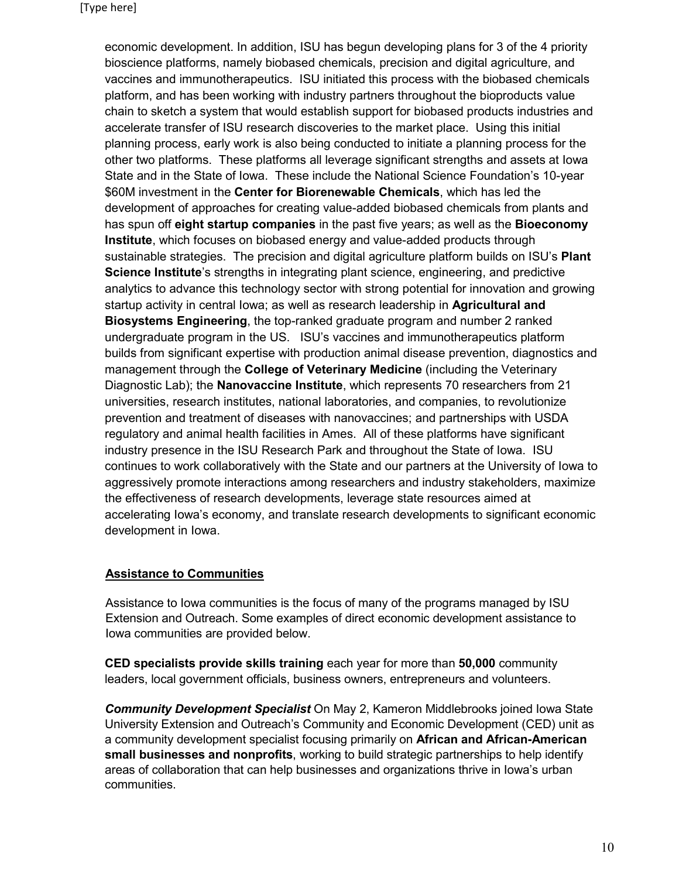economic development. In addition, ISU has begun developing plans for 3 of the 4 priority bioscience platforms, namely biobased chemicals, precision and digital agriculture, and vaccines and immunotherapeutics. ISU initiated this process with the biobased chemicals platform, and has been working with industry partners throughout the bioproducts value chain to sketch a system that would establish support for biobased products industries and accelerate transfer of ISU research discoveries to the market place. Using this initial planning process, early work is also being conducted to initiate a planning process for the other two platforms. These platforms all leverage significant strengths and assets at Iowa State and in the State of Iowa. These include the National Science Foundation's 10-year $60M investment in the **Center for Biorenewable Chemicals**, which has led the development of approaches for creating value-added biobased chemicals from plants and has spun off **eight startup companies** in the past five years; as well as the **Bioeconomy Institute**, which focuses on biobased energy and value-added products through sustainable strategies. The precision and digital agriculture platform builds on ISU's **Plant Science Institute**'s strengths in integrating plant science, engineering, and predictive analytics to advance this technology sector with strong potential for innovation and growing startup activity in central Iowa; as well as research leadership in **Agricultural and Biosystems Engineering**, the top-ranked graduate program and number 2 ranked undergraduate program in the US. ISU's vaccines and immunotherapeutics platform builds from significant expertise with production animal disease prevention, diagnostics and management through the **College of Veterinary Medicine** (including the Veterinary Diagnostic Lab); the **Nanovaccine Institute**, which represents 70 researchers from 21 universities, research institutes, national laboratories, and companies, to revolutionize prevention and treatment of diseases with nanovaccines; and partnerships with USDA regulatory and animal health facilities in Ames. All of these platforms have significant industry presence in the ISU Research Park and throughout the State of Iowa. ISU continues to work collaboratively with the State and our partners at the University of Iowa to aggressively promote interactions among researchers and industry stakeholders, maximize the effectiveness of research developments, leverage state resources aimed at accelerating Iowa's economy, and translate research developments to significant economic development in Iowa.

## Assistance to Communities

Assistance to Iowa communities is the focus of many of the programs managed by ISU Extension and Outreach. Some examples of direct economic development assistance to Iowa communities are provided below.

**CED specialists provide skills training** each year for more than **50,000** community leaders, local government officials, business owners, entrepreneurs and volunteers.

***Community Development Specialist*** On May 2, Kameron Middlebrooks joined Iowa State University Extension and Outreach's Community and Economic Development (CED) unit as a community development specialist focusing primarily on **African and African-American small businesses and nonprofits**, working to build strategic partnerships to help identify areas of collaboration that can help businesses and organizations thrive in Iowa's urban communities.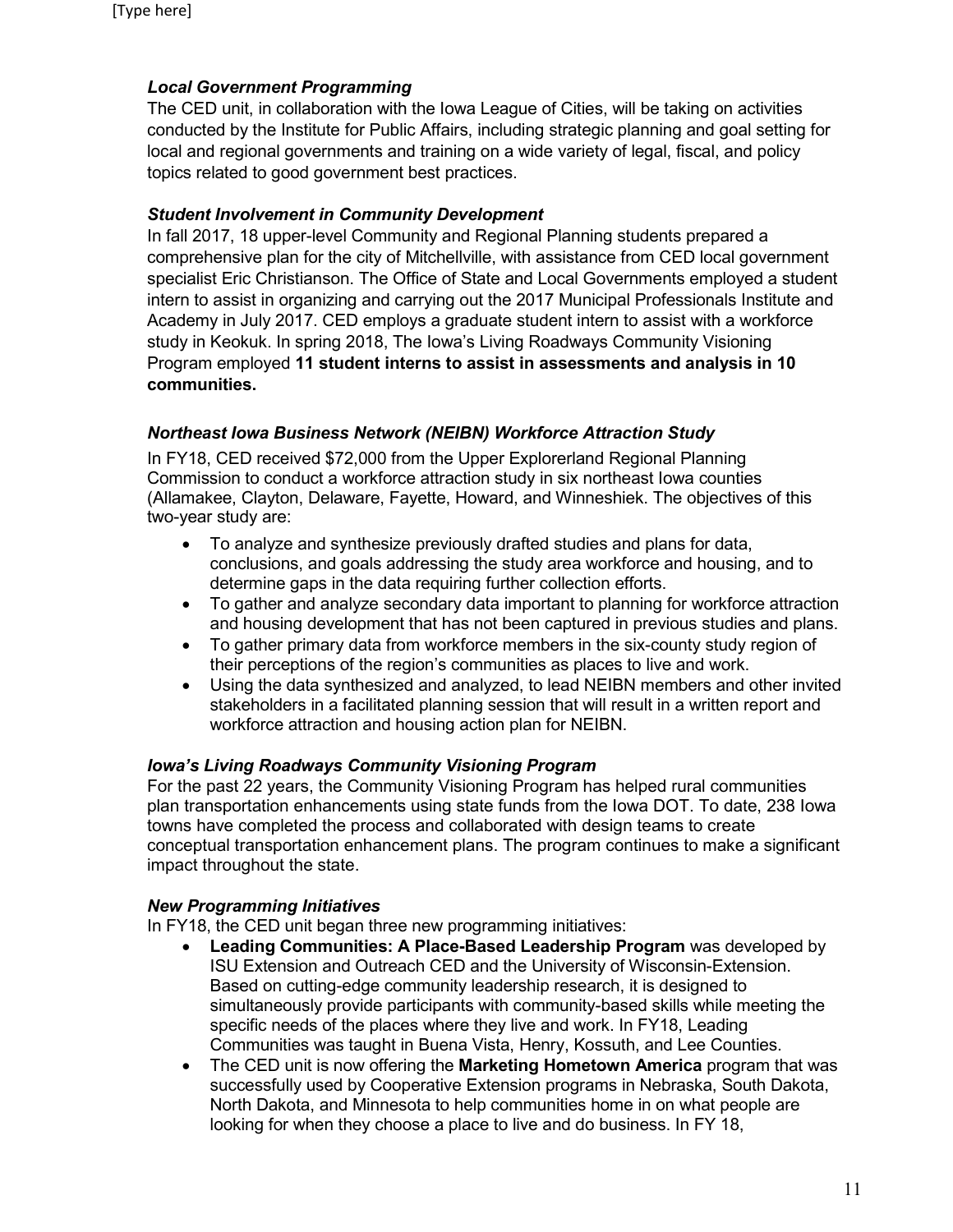### *Local Government Programming*

The CED unit, in collaboration with the Iowa League of Cities, will be taking on activities conducted by the Institute for Public Affairs, including strategic planning and goal setting for local and regional governments and training on a wide variety of legal, fiscal, and policy topics related to good government best practices.

### *Student Involvement in Community Development*

In fall 2017, 18 upper-level Community and Regional Planning students prepared a comprehensive plan for the city of Mitchellville, with assistance from CED local government specialist Eric Christianson. The Office of State and Local Governments employed a student intern to assist in organizing and carrying out the 2017 Municipal Professionals Institute and Academy in July 2017. CED employs a graduate student intern to assist with a workforce study in Keokuk. In spring 2018, The Iowa's Living Roadways Community Visioning Program employed **11 student interns to assist in assessments and analysis in 10 communities.**

### *Northeast Iowa Business Network (NEIBN) Workforce Attraction Study*

In FY18, CED received $72,000 from the Upper Explorerland Regional Planning Commission to conduct a workforce attraction study in six northeast Iowa counties (Allamakee, Clayton, Delaware, Fayette, Howard, and Winneshiek. The objectives of this two-year study are:

- To analyze and synthesize previously drafted studies and plans for data, conclusions, and goals addressing the study area workforce and housing, and to determine gaps in the data requiring further collection efforts.
- To gather and analyze secondary data important to planning for workforce attraction and housing development that has not been captured in previous studies and plans.
- To gather primary data from workforce members in the six-county study region of their perceptions of the region's communities as places to live and work.
- Using the data synthesized and analyzed, to lead NEIBN members and other invited stakeholders in a facilitated planning session that will result in a written report and workforce attraction and housing action plan for NEIBN.

### *Iowa's Living Roadways Community Visioning Program*

For the past 22 years, the Community Visioning Program has helped rural communities plan transportation enhancements using state funds from the Iowa DOT. To date, 238 Iowa towns have completed the process and collaborated with design teams to create conceptual transportation enhancement plans. The program continues to make a significant impact throughout the state.

### *New Programming Initiatives*

In FY18, the CED unit began three new programming initiatives:

- **Leading Communities: A Place-Based Leadership Program** was developed by ISU Extension and Outreach CED and the University of Wisconsin-Extension. Based on cutting-edge community leadership research, it is designed to simultaneously provide participants with community-based skills while meeting the specific needs of the places where they live and work. In FY18, Leading Communities was taught in Buena Vista, Henry, Kossuth, and Lee Counties.
- The CED unit is now offering the **Marketing Hometown America** program that was successfully used by Cooperative Extension programs in Nebraska, South Dakota, North Dakota, and Minnesota to help communities home in on what people are looking for when they choose a place to live and do business. In FY 18,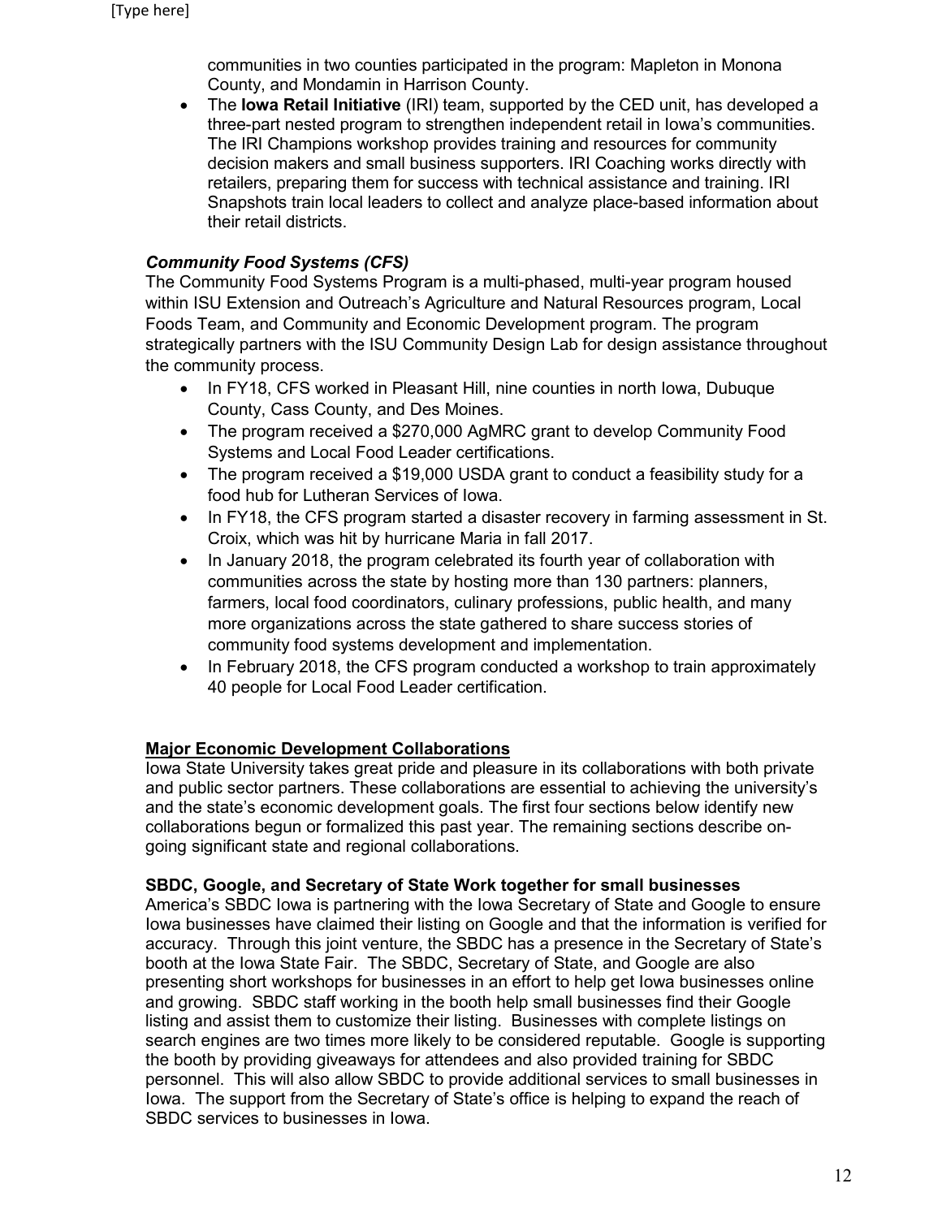communities in two counties participated in the program: Mapleton in Monona County, and Mondamin in Harrison County.

- The **Iowa Retail Initiative** (IRI) team, supported by the CED unit, has developed a three-part nested program to strengthen independent retail in Iowa's communities. The IRI Champions workshop provides training and resources for community decision makers and small business supporters. IRI Coaching works directly with retailers, preparing them for success with technical assistance and training. IRI Snapshots train local leaders to collect and analyze place-based information about their retail districts.

***Community Food Systems (CFS)***

The Community Food Systems Program is a multi-phased, multi-year program housed within ISU Extension and Outreach's Agriculture and Natural Resources program, Local Foods Team, and Community and Economic Development program. The program strategically partners with the ISU Community Design Lab for design assistance throughout the community process.

- In FY18, CFS worked in Pleasant Hill, nine counties in north Iowa, Dubuque County, Cass County, and Des Moines.
- The program received a $270,000 AgMRC grant to develop Community Food Systems and Local Food Leader certifications.
- The program received a $19,000 USDA grant to conduct a feasibility study for a food hub for Lutheran Services of Iowa.
- In FY18, the CFS program started a disaster recovery in farming assessment in St. Croix, which was hit by hurricane Maria in fall 2017.
- In January 2018, the program celebrated its fourth year of collaboration with communities across the state by hosting more than 130 partners: planners, farmers, local food coordinators, culinary professions, public health, and many more organizations across the state gathered to share success stories of community food systems development and implementation.
- In February 2018, the CFS program conducted a workshop to train approximately 40 people for Local Food Leader certification.

## Major Economic Development Collaborations

Iowa State University takes great pride and pleasure in its collaborations with both private and public sector partners. These collaborations are essential to achieving the university's and the state's economic development goals. The first four sections below identify new collaborations begun or formalized this past year. The remaining sections describe on-going significant state and regional collaborations.

### SBDC, Google, and Secretary of State Work together for small businesses

America's SBDC Iowa is partnering with the Iowa Secretary of State and Google to ensure Iowa businesses have claimed their listing on Google and that the information is verified for accuracy. Through this joint venture, the SBDC has a presence in the Secretary of State's booth at the Iowa State Fair. The SBDC, Secretary of State, and Google are also presenting short workshops for businesses in an effort to help get Iowa businesses online and growing. SBDC staff working in the booth help small businesses find their Google listing and assist them to customize their listing. Businesses with complete listings on search engines are two times more likely to be considered reputable. Google is supporting the booth by providing giveaways for attendees and also provided training for SBDC personnel. This will also allow SBDC to provide additional services to small businesses in Iowa. The support from the Secretary of State's office is helping to expand the reach of SBDC services to businesses in Iowa.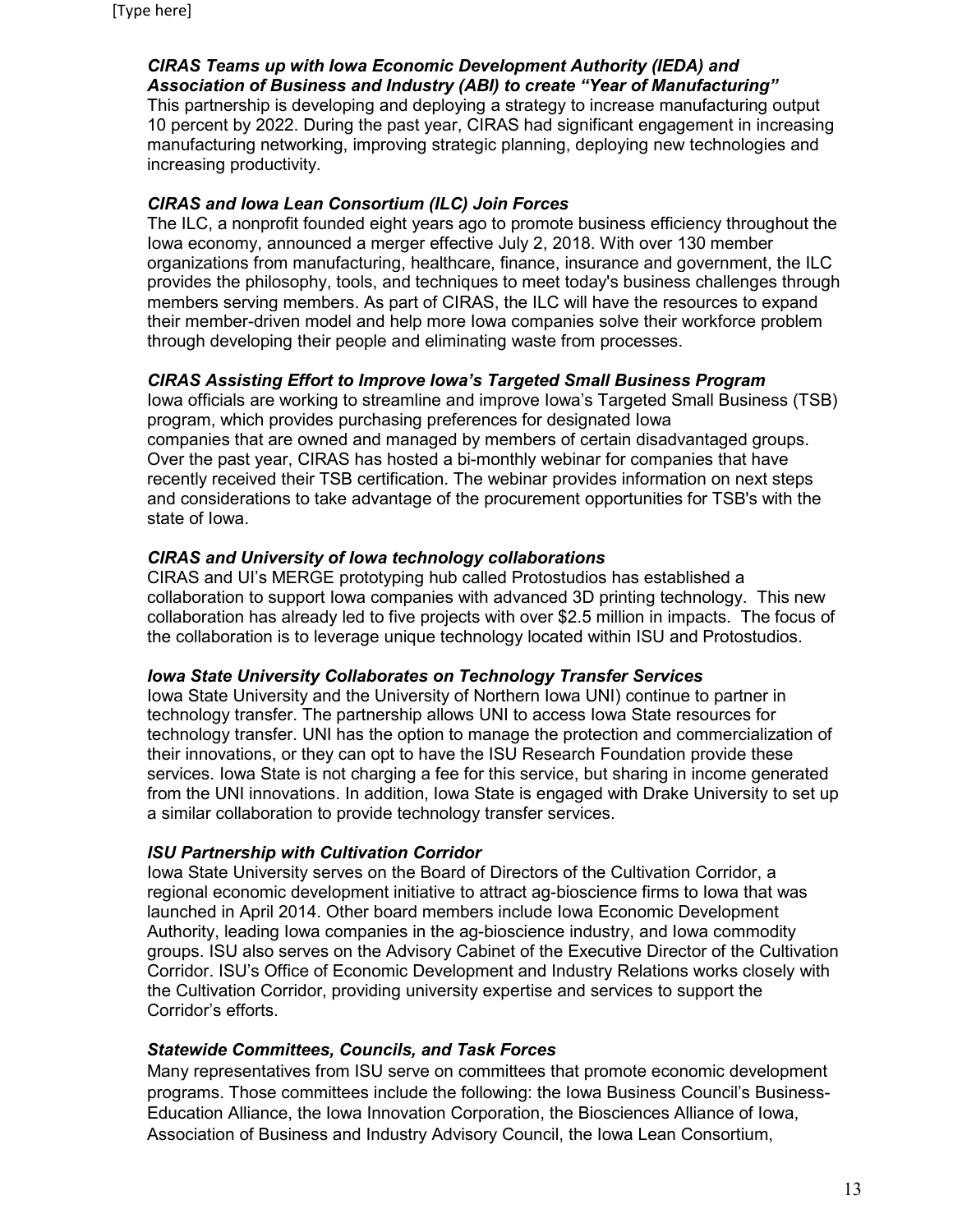***CIRAS Teams up with Iowa Economic Development Authority (IEDA) and Association of Business and Industry (ABI) to create "Year of Manufacturing"***

This partnership is developing and deploying a strategy to increase manufacturing output 10 percent by 2022. During the past year, CIRAS had significant engagement in increasing manufacturing networking, improving strategic planning, deploying new technologies and increasing productivity.

***CIRAS and Iowa Lean Consortium (ILC) Join Forces***

The ILC, a nonprofit founded eight years ago to promote business efficiency throughout the Iowa economy, announced a merger effective July 2, 2018. With over 130 member organizations from manufacturing, healthcare, finance, insurance and government, the ILC provides the philosophy, tools, and techniques to meet today's business challenges through members serving members. As part of CIRAS, the ILC will have the resources to expand their member-driven model and help more Iowa companies solve their workforce problem through developing their people and eliminating waste from processes.

***CIRAS Assisting Effort to Improve Iowa's Targeted Small Business Program***

Iowa officials are working to streamline and improve Iowa's Targeted Small Business (TSB) program, which provides purchasing preferences for designated Iowa companies that are owned and managed by members of certain disadvantaged groups. Over the past year, CIRAS has hosted a bi-monthly webinar for companies that have recently received their TSB certification. The webinar provides information on next steps and considerations to take advantage of the procurement opportunities for TSB's with the state of Iowa.

***CIRAS and University of Iowa technology collaborations***

CIRAS and UI's MERGE prototyping hub called Protostudios has established a collaboration to support Iowa companies with advanced 3D printing technology. This new collaboration has already led to five projects with over $2.5 million in impacts. The focus of the collaboration is to leverage unique technology located within ISU and Protostudios.

***Iowa State University Collaborates on Technology Transfer Services***

Iowa State University and the University of Northern Iowa UNI) continue to partner in technology transfer. The partnership allows UNI to access Iowa State resources for technology transfer. UNI has the option to manage the protection and commercialization of their innovations, or they can opt to have the ISU Research Foundation provide these services. Iowa State is not charging a fee for this service, but sharing in income generated from the UNI innovations. In addition, Iowa State is engaged with Drake University to set up a similar collaboration to provide technology transfer services.

***ISU Partnership with Cultivation Corridor***

Iowa State University serves on the Board of Directors of the Cultivation Corridor, a regional economic development initiative to attract ag-bioscience firms to Iowa that was launched in April 2014. Other board members include Iowa Economic Development Authority, leading Iowa companies in the ag-bioscience industry, and Iowa commodity groups. ISU also serves on the Advisory Cabinet of the Executive Director of the Cultivation Corridor. ISU's Office of Economic Development and Industry Relations works closely with the Cultivation Corridor, providing university expertise and services to support the Corridor's efforts.

***Statewide Committees, Councils, and Task Forces***

Many representatives from ISU serve on committees that promote economic development programs. Those committees include the following: the Iowa Business Council's Business-Education Alliance, the Iowa Innovation Corporation, the Biosciences Alliance of Iowa, Association of Business and Industry Advisory Council, the Iowa Lean Consortium,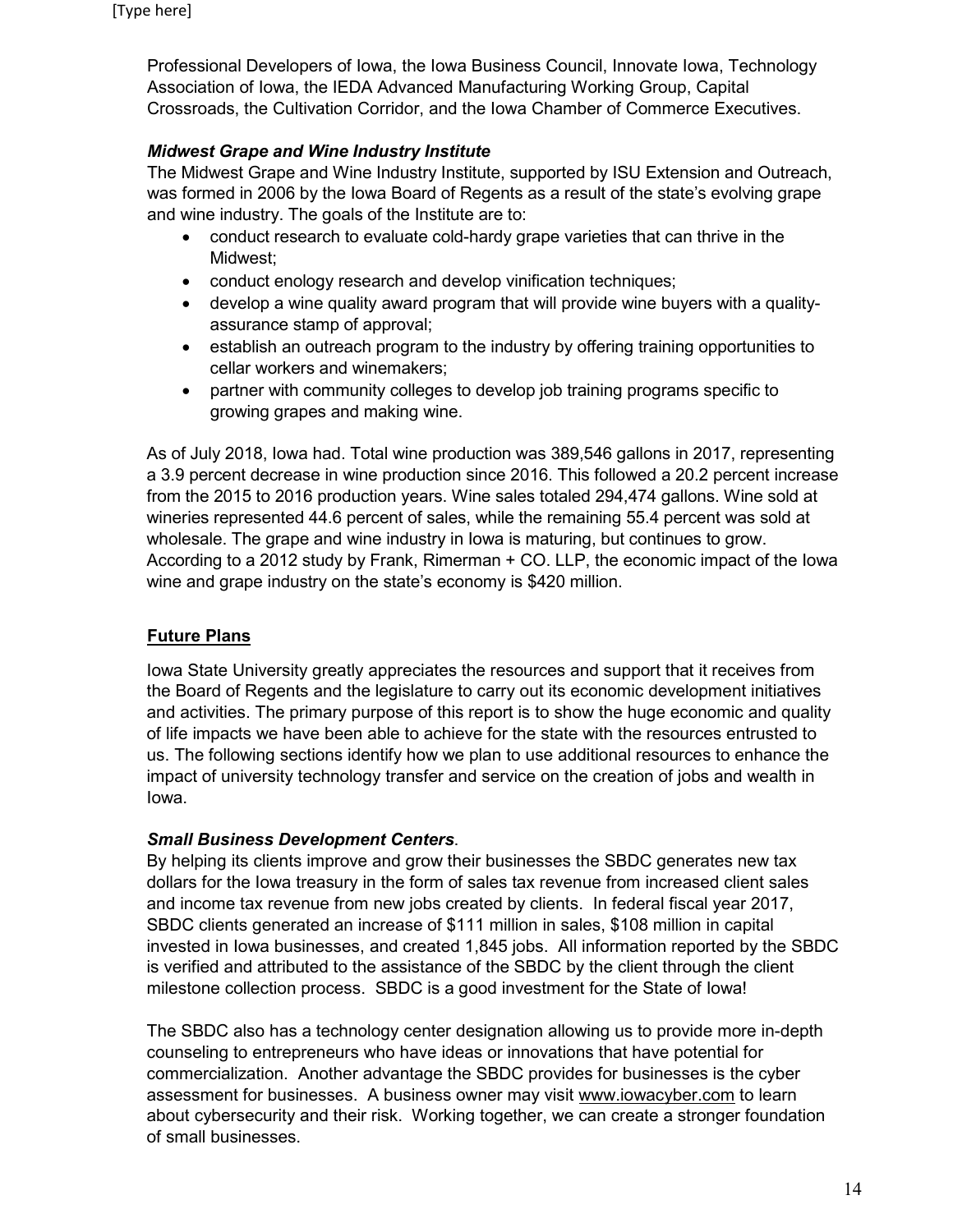Professional Developers of Iowa, the Iowa Business Council, Innovate Iowa, Technology Association of Iowa, the IEDA Advanced Manufacturing Working Group, Capital Crossroads, the Cultivation Corridor, and the Iowa Chamber of Commerce Executives.

***Midwest Grape and Wine Industry Institute***

The Midwest Grape and Wine Industry Institute, supported by ISU Extension and Outreach, was formed in 2006 by the Iowa Board of Regents as a result of the state's evolving grape and wine industry. The goals of the Institute are to:

- conduct research to evaluate cold-hardy grape varieties that can thrive in the Midwest;
- conduct enology research and develop vinification techniques;
- develop a wine quality award program that will provide wine buyers with a quality-assurance stamp of approval;
- establish an outreach program to the industry by offering training opportunities to cellar workers and winemakers;
- partner with community colleges to develop job training programs specific to growing grapes and making wine.

As of July 2018, Iowa had. Total wine production was 389,546 gallons in 2017, representing a 3.9 percent decrease in wine production since 2016. This followed a 20.2 percent increase from the 2015 to 2016 production years. Wine sales totaled 294,474 gallons. Wine sold at wineries represented 44.6 percent of sales, while the remaining 55.4 percent was sold at wholesale. The grape and wine industry in Iowa is maturing, but continues to grow. According to a 2012 study by Frank, Rimerman + CO. LLP, the economic impact of the Iowa wine and grape industry on the state's economy is $420 million.

## Future Plans

Iowa State University greatly appreciates the resources and support that it receives from the Board of Regents and the legislature to carry out its economic development initiatives and activities. The primary purpose of this report is to show the huge economic and quality of life impacts we have been able to achieve for the state with the resources entrusted to us. The following sections identify how we plan to use additional resources to enhance the impact of university technology transfer and service on the creation of jobs and wealth in Iowa.

***Small Business Development Centers***.

By helping its clients improve and grow their businesses the SBDC generates new tax dollars for the Iowa treasury in the form of sales tax revenue from increased client sales and income tax revenue from new jobs created by clients. In federal fiscal year 2017, SBDC clients generated an increase of $111 million in sales, $108 million in capital invested in Iowa businesses, and created 1,845 jobs. All information reported by the SBDC is verified and attributed to the assistance of the SBDC by the client through the client milestone collection process. SBDC is a good investment for the State of Iowa!

The SBDC also has a technology center designation allowing us to provide more in-depth counseling to entrepreneurs who have ideas or innovations that have potential for commercialization. Another advantage the SBDC provides for businesses is the cyber assessment for businesses. A business owner may visit www.iowacyber.com to learn about cybersecurity and their risk. Working together, we can create a stronger foundation of small businesses.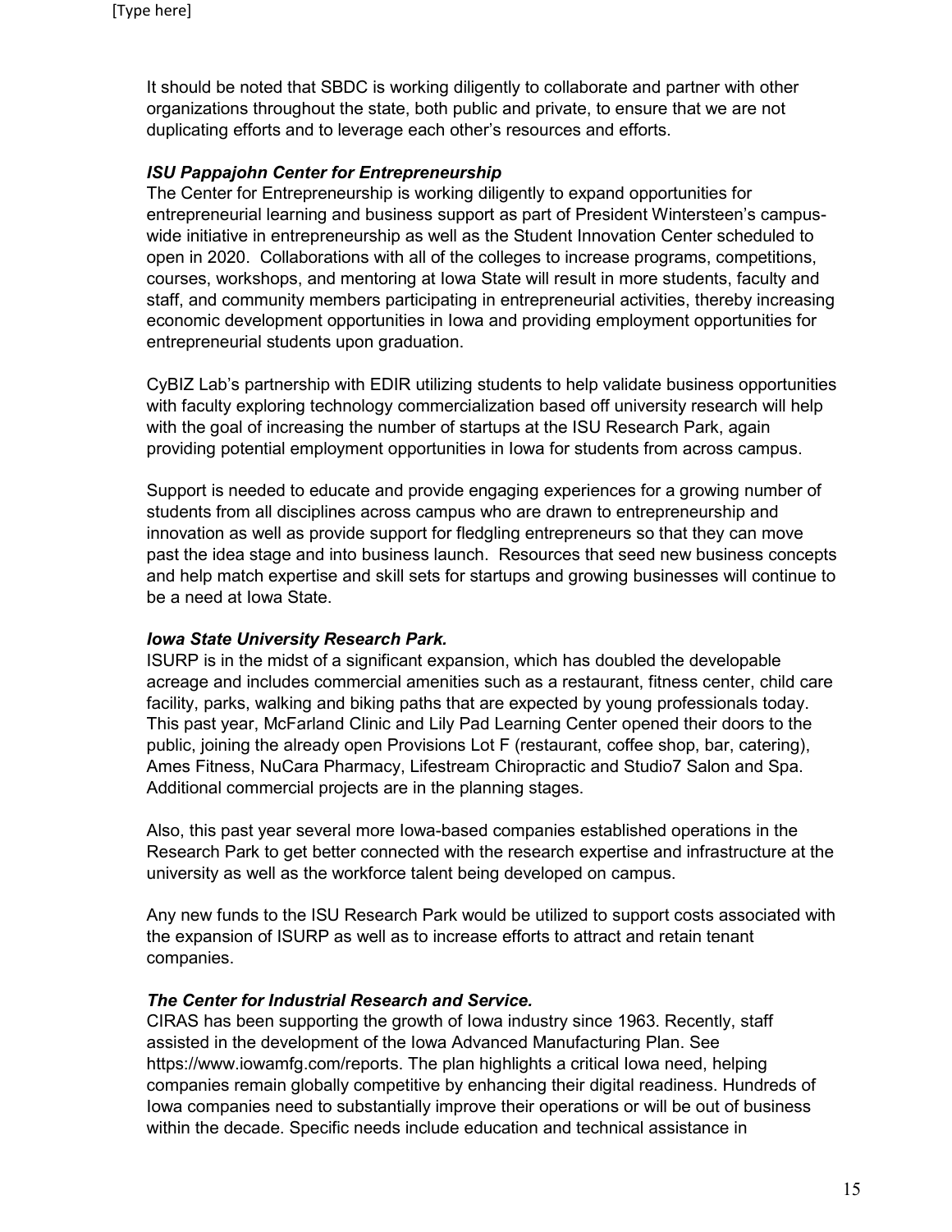It should be noted that SBDC is working diligently to collaborate and partner with other organizations throughout the state, both public and private, to ensure that we are not duplicating efforts and to leverage each other's resources and efforts.

***ISU Pappajohn Center for Entrepreneurship***

The Center for Entrepreneurship is working diligently to expand opportunities for entrepreneurial learning and business support as part of President Wintersteen's campus-wide initiative in entrepreneurship as well as the Student Innovation Center scheduled to open in 2020. Collaborations with all of the colleges to increase programs, competitions, courses, workshops, and mentoring at Iowa State will result in more students, faculty and staff, and community members participating in entrepreneurial activities, thereby increasing economic development opportunities in Iowa and providing employment opportunities for entrepreneurial students upon graduation.

CyBIZ Lab's partnership with EDIR utilizing students to help validate business opportunities with faculty exploring technology commercialization based off university research will help with the goal of increasing the number of startups at the ISU Research Park, again providing potential employment opportunities in Iowa for students from across campus.

Support is needed to educate and provide engaging experiences for a growing number of students from all disciplines across campus who are drawn to entrepreneurship and innovation as well as provide support for fledgling entrepreneurs so that they can move past the idea stage and into business launch. Resources that seed new business concepts and help match expertise and skill sets for startups and growing businesses will continue to be a need at Iowa State.

***Iowa State University Research Park.***

ISURP is in the midst of a significant expansion, which has doubled the developable acreage and includes commercial amenities such as a restaurant, fitness center, child care facility, parks, walking and biking paths that are expected by young professionals today. This past year, McFarland Clinic and Lily Pad Learning Center opened their doors to the public, joining the already open Provisions Lot F (restaurant, coffee shop, bar, catering), Ames Fitness, NuCara Pharmacy, Lifestream Chiropractic and Studio7 Salon and Spa. Additional commercial projects are in the planning stages.

Also, this past year several more Iowa-based companies established operations in the Research Park to get better connected with the research expertise and infrastructure at the university as well as the workforce talent being developed on campus.

Any new funds to the ISU Research Park would be utilized to support costs associated with the expansion of ISURP as well as to increase efforts to attract and retain tenant companies.

***The Center for Industrial Research and Service.***

CIRAS has been supporting the growth of Iowa industry since 1963. Recently, staff assisted in the development of the Iowa Advanced Manufacturing Plan. See https://www.iowamfg.com/reports. The plan highlights a critical Iowa need, helping companies remain globally competitive by enhancing their digital readiness. Hundreds of Iowa companies need to substantially improve their operations or will be out of business within the decade. Specific needs include education and technical assistance in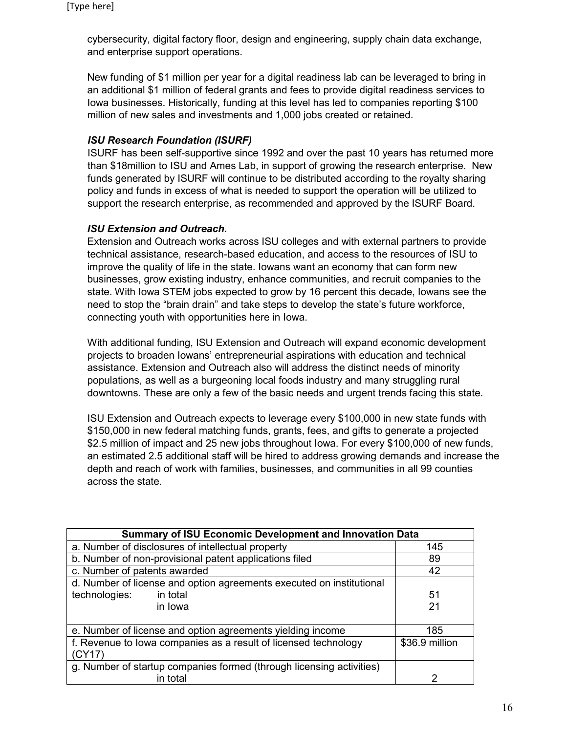cybersecurity, digital factory floor, design and engineering, supply chain data exchange, and enterprise support operations.

New funding of $1 million per year for a digital readiness lab can be leveraged to bring in an additional $1 million of federal grants and fees to provide digital readiness services to Iowa businesses. Historically, funding at this level has led to companies reporting $100 million of new sales and investments and 1,000 jobs created or retained.

***ISU Research Foundation (ISURF)***

ISURF has been self-supportive since 1992 and over the past 10 years has returned more than $18million to ISU and Ames Lab, in support of growing the research enterprise. New funds generated by ISURF will continue to be distributed according to the royalty sharing policy and funds in excess of what is needed to support the operation will be utilized to support the research enterprise, as recommended and approved by the ISURF Board.

***ISU Extension and Outreach.***

Extension and Outreach works across ISU colleges and with external partners to provide technical assistance, research-based education, and access to the resources of ISU to improve the quality of life in the state. Iowans want an economy that can form new businesses, grow existing industry, enhance communities, and recruit companies to the state. With Iowa STEM jobs expected to grow by 16 percent this decade, Iowans see the need to stop the "brain drain" and take steps to develop the state's future workforce, connecting youth with opportunities here in Iowa.

With additional funding, ISU Extension and Outreach will expand economic development projects to broaden Iowans' entrepreneurial aspirations with education and technical assistance. Extension and Outreach also will address the distinct needs of minority populations, as well as a burgeoning local foods industry and many struggling rural downtowns. These are only a few of the basic needs and urgent trends facing this state.

ISU Extension and Outreach expects to leverage every $100,000 in new state funds with $150,000 in new federal matching funds, grants, fees, and gifts to generate a projected $2.5 million of impact and 25 new jobs throughout Iowa. For every $100,000 of new funds, an estimated 2.5 additional staff will be hired to address growing demands and increase the depth and reach of work with families, businesses, and communities in all 99 counties across the state.

| Summary of ISU Economic Development and Innovation Data | |
|---|---|
| a. Number of disclosures of intellectual property | 145 |
| b. Number of non-provisional patent applications filed | 89 |
| c. Number of patents awarded | 42 |
| d. Number of license and option agreements executed on institutional technologies: in total | 51 |
| in Iowa | 21 |
| e. Number of license and option agreements yielding income | 185 |
| f. Revenue to Iowa companies as a result of licensed technology (CY17) | $36.9 million |
| g. Number of startup companies formed (through licensing activities) in total | 2 |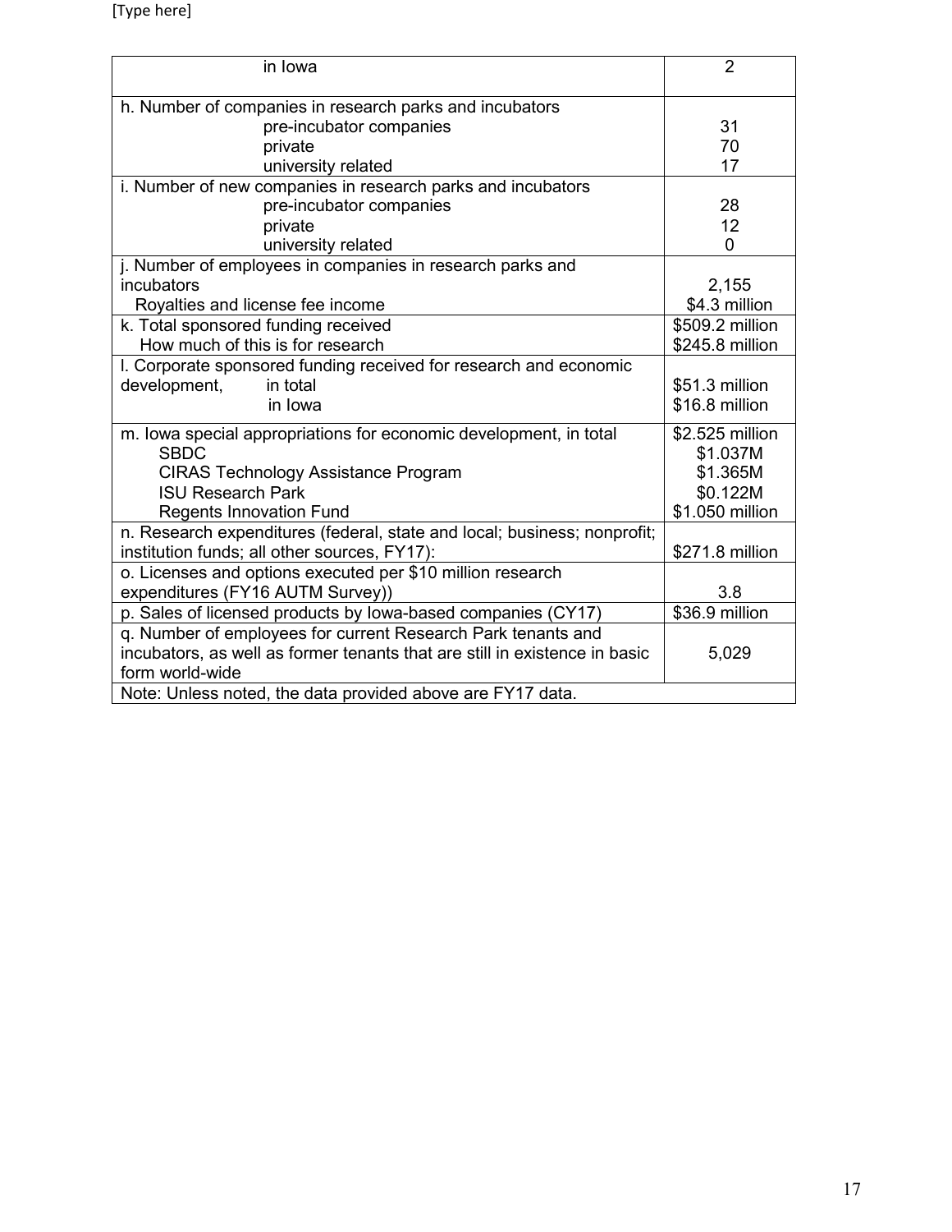| | |
|---|---|
| in Iowa | 2 |
| h. Number of companies in research parks and incubators<br>pre-incubator companies<br>private<br>university related | <br>31<br>70<br>17 |
| i. Number of new companies in research parks and incubators<br>pre-incubator companies<br>private<br>university related | <br>28<br>12<br>0 |
| j. Number of employees in companies in research parks and incubators<br>Royalties and license fee income | 2,155<br>$4.3 million |
| k. Total sponsored funding received<br>How much of this is for research | $509.2 million<br>$245.8 million |
| l. Corporate sponsored funding received for research and economic development, in total<br>in Iowa | $51.3 million<br>$16.8 million |
| m. Iowa special appropriations for economic development, in total<br>SBDC<br>CIRAS Technology Assistance Program<br>ISU Research Park<br>Regents Innovation Fund | $2.525 million<br>$1.037M<br>$1.365M<br>$0.122M<br>$1.050 million |
| n. Research expenditures (federal, state and local; business; nonprofit; institution funds; all other sources, FY17): | $271.8 million |
| o. Licenses and options executed per $10 million research expenditures (FY16 AUTM Survey)) | 3.8 |
| p. Sales of licensed products by Iowa-based companies (CY17) | $36.9 million |
| q. Number of employees for current Research Park tenants and incubators, as well as former tenants that are still in existence in basic form world-wide | 5,029 |
| Note: Unless noted, the data provided above are FY17 data. | |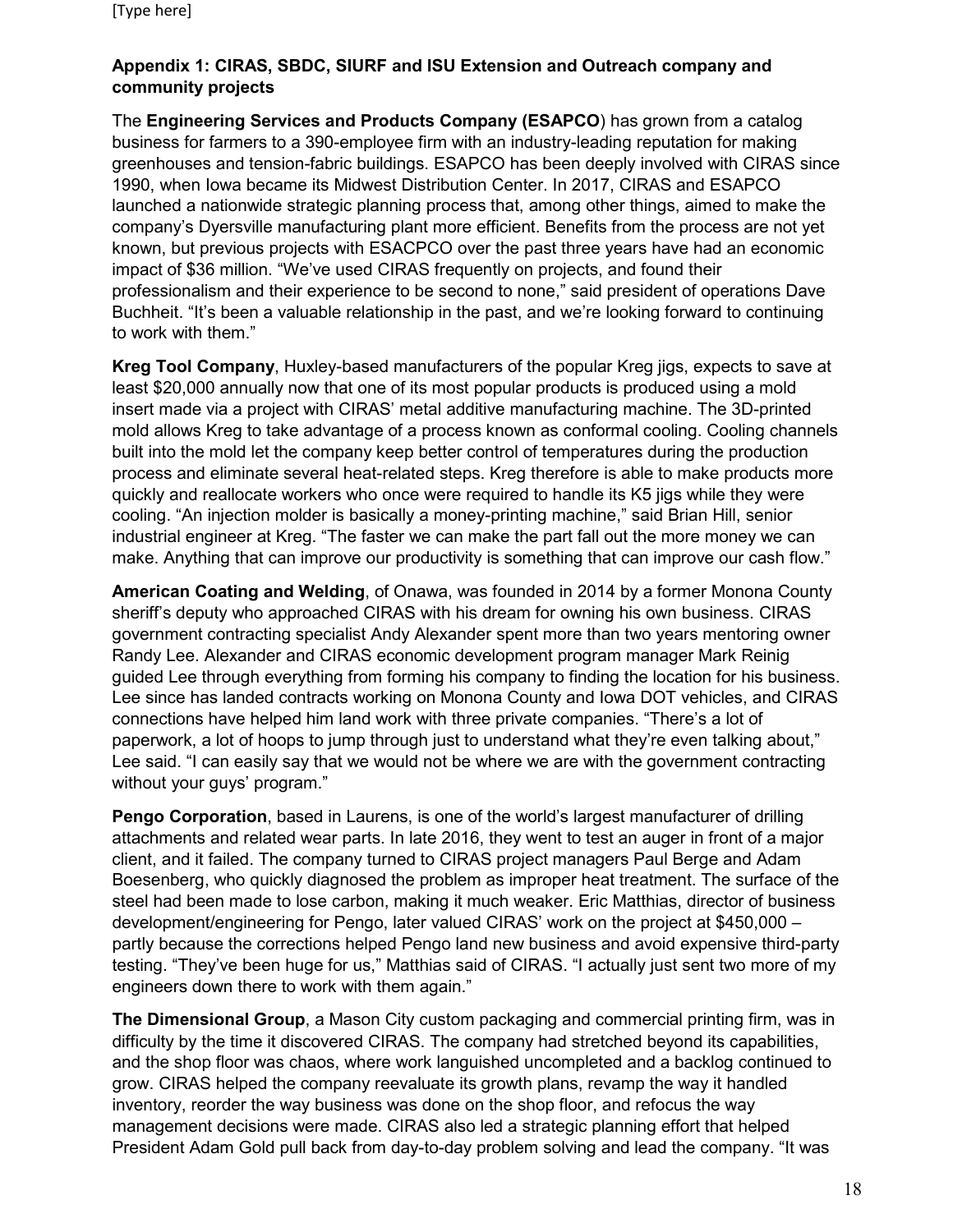**Appendix 1: CIRAS, SBDC, SIURF and ISU Extension and Outreach company and community projects**

The **Engineering Services and Products Company (ESAPCO**) has grown from a catalog business for farmers to a 390-employee firm with an industry-leading reputation for making greenhouses and tension-fabric buildings. ESAPCO has been deeply involved with CIRAS since 1990, when Iowa became its Midwest Distribution Center. In 2017, CIRAS and ESAPCO launched a nationwide strategic planning process that, among other things, aimed to make the company's Dyersville manufacturing plant more efficient. Benefits from the process are not yet known, but previous projects with ESACPCO over the past three years have had an economic impact of $36 million. "We've used CIRAS frequently on projects, and found their professionalism and their experience to be second to none," said president of operations Dave Buchheit. "It's been a valuable relationship in the past, and we're looking forward to continuing to work with them."

**Kreg Tool Company**, Huxley-based manufacturers of the popular Kreg jigs, expects to save at least $20,000 annually now that one of its most popular products is produced using a mold insert made via a project with CIRAS' metal additive manufacturing machine. The 3D-printed mold allows Kreg to take advantage of a process known as conformal cooling. Cooling channels built into the mold let the company keep better control of temperatures during the production process and eliminate several heat-related steps. Kreg therefore is able to make products more quickly and reallocate workers who once were required to handle its K5 jigs while they were cooling. "An injection molder is basically a money-printing machine," said Brian Hill, senior industrial engineer at Kreg. "The faster we can make the part fall out the more money we can make. Anything that can improve our productivity is something that can improve our cash flow."

**American Coating and Welding**, of Onawa, was founded in 2014 by a former Monona County sheriff's deputy who approached CIRAS with his dream for owning his own business. CIRAS government contracting specialist Andy Alexander spent more than two years mentoring owner Randy Lee. Alexander and CIRAS economic development program manager Mark Reinig guided Lee through everything from forming his company to finding the location for his business. Lee since has landed contracts working on Monona County and Iowa DOT vehicles, and CIRAS connections have helped him land work with three private companies. "There's a lot of paperwork, a lot of hoops to jump through just to understand what they're even talking about," Lee said. "I can easily say that we would not be where we are with the government contracting without your guys' program."

**Pengo Corporation**, based in Laurens, is one of the world's largest manufacturer of drilling attachments and related wear parts. In late 2016, they went to test an auger in front of a major client, and it failed. The company turned to CIRAS project managers Paul Berge and Adam Boesenberg, who quickly diagnosed the problem as improper heat treatment. The surface of the steel had been made to lose carbon, making it much weaker. Eric Matthias, director of business development/engineering for Pengo, later valued CIRAS' work on the project at $450,000 – partly because the corrections helped Pengo land new business and avoid expensive third-party testing. "They've been huge for us," Matthias said of CIRAS. "I actually just sent two more of my engineers down there to work with them again."

**The Dimensional Group**, a Mason City custom packaging and commercial printing firm, was in difficulty by the time it discovered CIRAS. The company had stretched beyond its capabilities, and the shop floor was chaos, where work languished uncompleted and a backlog continued to grow. CIRAS helped the company reevaluate its growth plans, revamp the way it handled inventory, reorder the way business was done on the shop floor, and refocus the way management decisions were made. CIRAS also led a strategic planning effort that helped President Adam Gold pull back from day-to-day problem solving and lead the company. "It was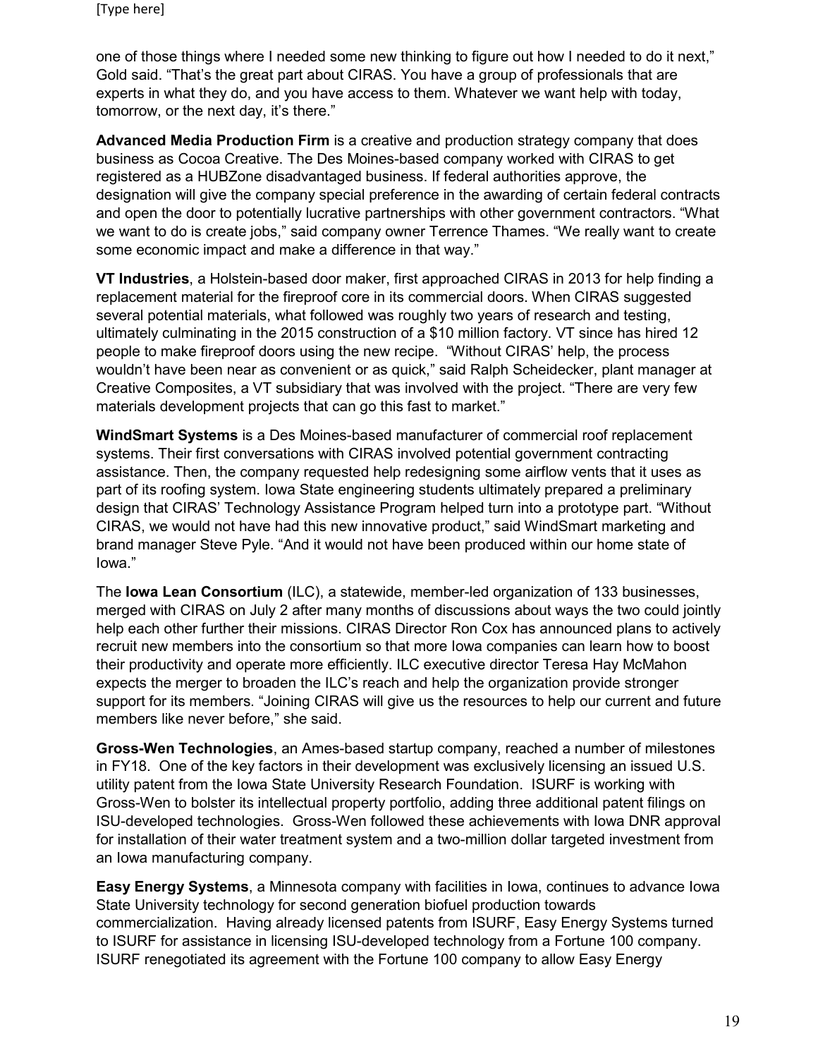one of those things where I needed some new thinking to figure out how I needed to do it next," Gold said. "That's the great part about CIRAS. You have a group of professionals that are experts in what they do, and you have access to them. Whatever we want help with today, tomorrow, or the next day, it's there."

**Advanced Media Production Firm** is a creative and production strategy company that does business as Cocoa Creative. The Des Moines-based company worked with CIRAS to get registered as a HUBZone disadvantaged business. If federal authorities approve, the designation will give the company special preference in the awarding of certain federal contracts and open the door to potentially lucrative partnerships with other government contractors. "What we want to do is create jobs," said company owner Terrence Thames. "We really want to create some economic impact and make a difference in that way."

**VT Industries**, a Holstein-based door maker, first approached CIRAS in 2013 for help finding a replacement material for the fireproof core in its commercial doors. When CIRAS suggested several potential materials, what followed was roughly two years of research and testing, ultimately culminating in the 2015 construction of a $10 million factory. VT since has hired 12 people to make fireproof doors using the new recipe. "Without CIRAS' help, the process wouldn't have been near as convenient or as quick," said Ralph Scheidecker, plant manager at Creative Composites, a VT subsidiary that was involved with the project. "There are very few materials development projects that can go this fast to market."

**WindSmart Systems** is a Des Moines-based manufacturer of commercial roof replacement systems. Their first conversations with CIRAS involved potential government contracting assistance. Then, the company requested help redesigning some airflow vents that it uses as part of its roofing system. Iowa State engineering students ultimately prepared a preliminary design that CIRAS' Technology Assistance Program helped turn into a prototype part. "Without CIRAS, we would not have had this new innovative product," said WindSmart marketing and brand manager Steve Pyle. "And it would not have been produced within our home state of Iowa."

The **Iowa Lean Consortium** (ILC), a statewide, member-led organization of 133 businesses, merged with CIRAS on July 2 after many months of discussions about ways the two could jointly help each other further their missions. CIRAS Director Ron Cox has announced plans to actively recruit new members into the consortium so that more Iowa companies can learn how to boost their productivity and operate more efficiently. ILC executive director Teresa Hay McMahon expects the merger to broaden the ILC's reach and help the organization provide stronger support for its members. "Joining CIRAS will give us the resources to help our current and future members like never before," she said.

**Gross-Wen Technologies**, an Ames-based startup company, reached a number of milestones in FY18. One of the key factors in their development was exclusively licensing an issued U.S. utility patent from the Iowa State University Research Foundation. ISURF is working with Gross-Wen to bolster its intellectual property portfolio, adding three additional patent filings on ISU-developed technologies. Gross-Wen followed these achievements with Iowa DNR approval for installation of their water treatment system and a two-million dollar targeted investment from an Iowa manufacturing company.

**Easy Energy Systems**, a Minnesota company with facilities in Iowa, continues to advance Iowa State University technology for second generation biofuel production towards commercialization. Having already licensed patents from ISURF, Easy Energy Systems turned to ISURF for assistance in licensing ISU-developed technology from a Fortune 100 company. ISURF renegotiated its agreement with the Fortune 100 company to allow Easy Energy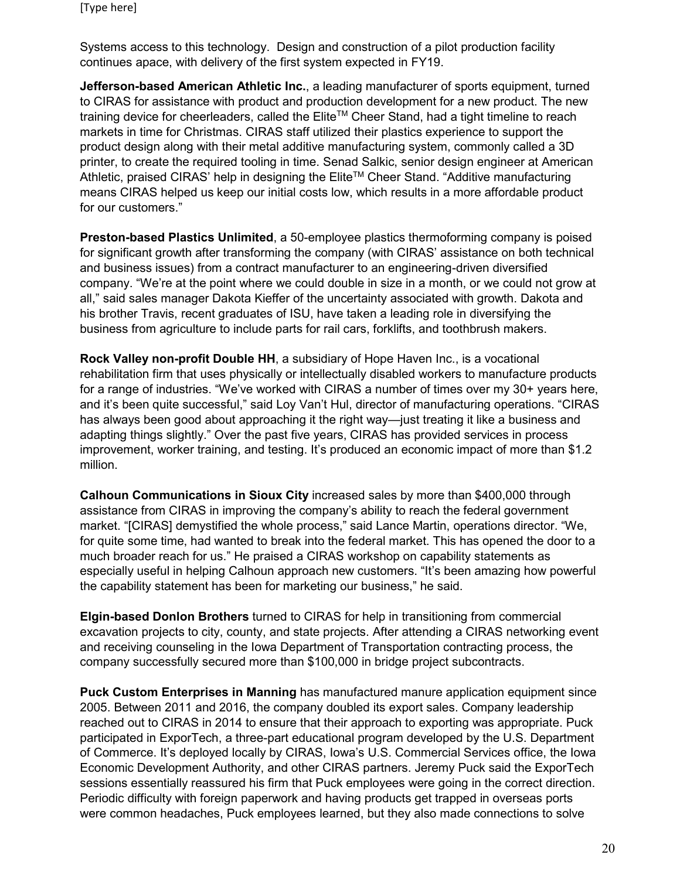Systems access to this technology. Design and construction of a pilot production facility continues apace, with delivery of the first system expected in FY19.

**Jefferson-based American Athletic Inc.**, a leading manufacturer of sports equipment, turned to CIRAS for assistance with product and production development for a new product. The new training device for cheerleaders, called the Elite$^{TM}$ Cheer Stand, had a tight timeline to reach markets in time for Christmas. CIRAS staff utilized their plastics experience to support the product design along with their metal additive manufacturing system, commonly called a 3D printer, to create the required tooling in time. Senad Salkic, senior design engineer at American Athletic, praised CIRAS' help in designing the Elite$^{TM}$ Cheer Stand. "Additive manufacturing means CIRAS helped us keep our initial costs low, which results in a more affordable product for our customers."

**Preston-based Plastics Unlimited**, a 50-employee plastics thermoforming company is poised for significant growth after transforming the company (with CIRAS' assistance on both technical and business issues) from a contract manufacturer to an engineering-driven diversified company. "We're at the point where we could double in size in a month, or we could not grow at all," said sales manager Dakota Kieffer of the uncertainty associated with growth. Dakota and his brother Travis, recent graduates of ISU, have taken a leading role in diversifying the business from agriculture to include parts for rail cars, forklifts, and toothbrush makers.

**Rock Valley non-profit Double HH**, a subsidiary of Hope Haven Inc., is a vocational rehabilitation firm that uses physically or intellectually disabled workers to manufacture products for a range of industries. "We've worked with CIRAS a number of times over my 30+ years here, and it's been quite successful," said Loy Van't Hul, director of manufacturing operations. "CIRAS has always been good about approaching it the right way—just treating it like a business and adapting things slightly." Over the past five years, CIRAS has provided services in process improvement, worker training, and testing. It's produced an economic impact of more than $1.2 million.

**Calhoun Communications in Sioux City** increased sales by more than $400,000 through assistance from CIRAS in improving the company's ability to reach the federal government market. "[CIRAS] demystified the whole process," said Lance Martin, operations director. "We, for quite some time, had wanted to break into the federal market. This has opened the door to a much broader reach for us." He praised a CIRAS workshop on capability statements as especially useful in helping Calhoun approach new customers. "It's been amazing how powerful the capability statement has been for marketing our business," he said.

**Elgin-based Donlon Brothers** turned to CIRAS for help in transitioning from commercial excavation projects to city, county, and state projects. After attending a CIRAS networking event and receiving counseling in the Iowa Department of Transportation contracting process, the company successfully secured more than $100,000 in bridge project subcontracts.

**Puck Custom Enterprises in Manning** has manufactured manure application equipment since 2005. Between 2011 and 2016, the company doubled its export sales. Company leadership reached out to CIRAS in 2014 to ensure that their approach to exporting was appropriate. Puck participated in ExporTech, a three-part educational program developed by the U.S. Department of Commerce. It's deployed locally by CIRAS, Iowa's U.S. Commercial Services office, the Iowa Economic Development Authority, and other CIRAS partners. Jeremy Puck said the ExporTech sessions essentially reassured his firm that Puck employees were going in the correct direction. Periodic difficulty with foreign paperwork and having products get trapped in overseas ports were common headaches, Puck employees learned, but they also made connections to solve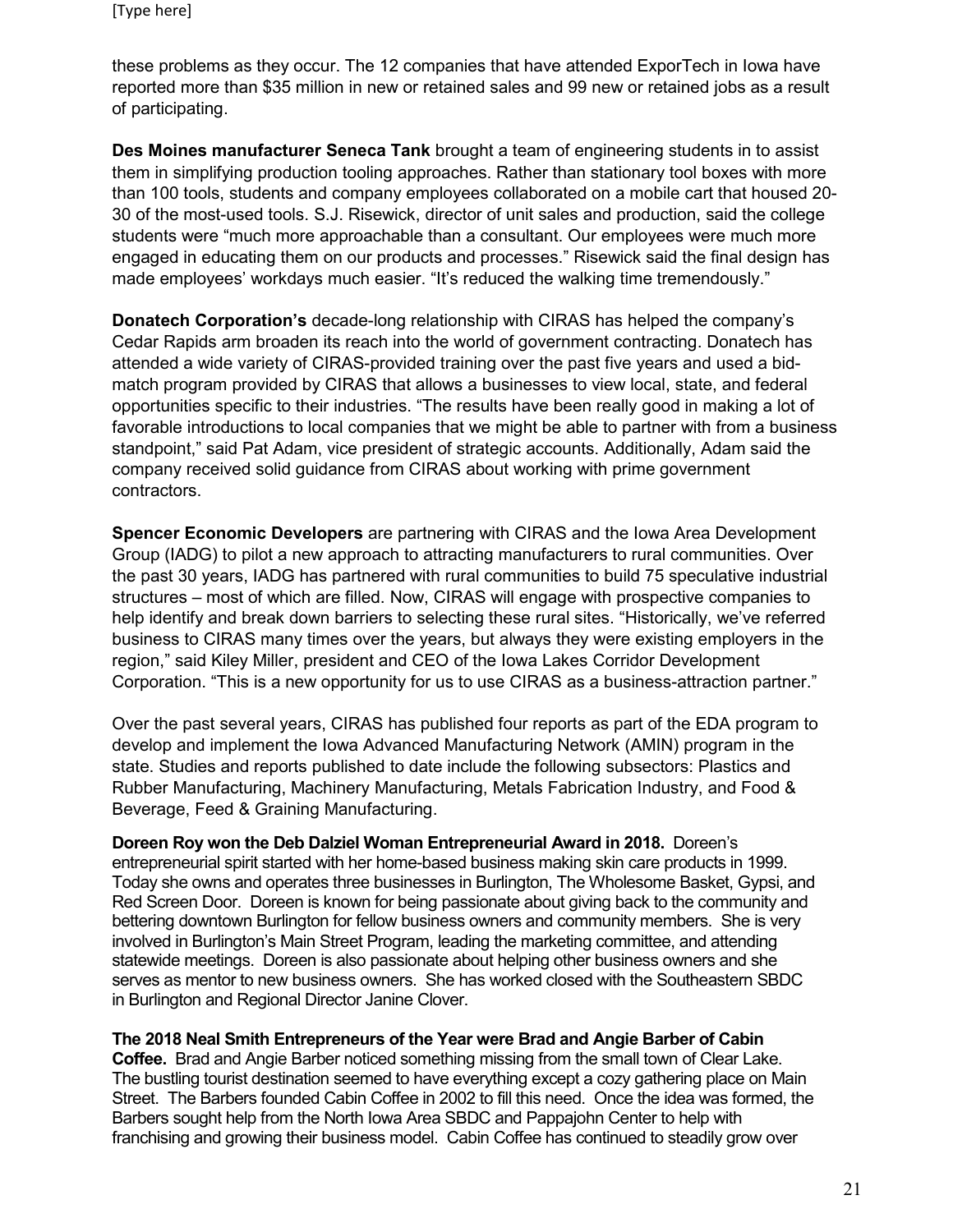these problems as they occur. The 12 companies that have attended ExporTech in Iowa have reported more than $35 million in new or retained sales and 99 new or retained jobs as a result of participating.

**Des Moines manufacturer Seneca Tank** brought a team of engineering students in to assist them in simplifying production tooling approaches. Rather than stationary tool boxes with more than 100 tools, students and company employees collaborated on a mobile cart that housed 20-30 of the most-used tools. S.J. Risewick, director of unit sales and production, said the college students were "much more approachable than a consultant. Our employees were much more engaged in educating them on our products and processes." Risewick said the final design has made employees' workdays much easier. "It's reduced the walking time tremendously."

**Donatech Corporation's** decade-long relationship with CIRAS has helped the company's Cedar Rapids arm broaden its reach into the world of government contracting. Donatech has attended a wide variety of CIRAS-provided training over the past five years and used a bid-match program provided by CIRAS that allows a businesses to view local, state, and federal opportunities specific to their industries. "The results have been really good in making a lot of favorable introductions to local companies that we might be able to partner with from a business standpoint," said Pat Adam, vice president of strategic accounts. Additionally, Adam said the company received solid guidance from CIRAS about working with prime government contractors.

**Spencer Economic Developers** are partnering with CIRAS and the Iowa Area Development Group (IADG) to pilot a new approach to attracting manufacturers to rural communities. Over the past 30 years, IADG has partnered with rural communities to build 75 speculative industrial structures – most of which are filled. Now, CIRAS will engage with prospective companies to help identify and break down barriers to selecting these rural sites. "Historically, we've referred business to CIRAS many times over the years, but always they were existing employers in the region," said Kiley Miller, president and CEO of the Iowa Lakes Corridor Development Corporation. "This is a new opportunity for us to use CIRAS as a business-attraction partner."

Over the past several years, CIRAS has published four reports as part of the EDA program to develop and implement the Iowa Advanced Manufacturing Network (AMIN) program in the state. Studies and reports published to date include the following subsectors: Plastics and Rubber Manufacturing, Machinery Manufacturing, Metals Fabrication Industry, and Food & Beverage, Feed & Graining Manufacturing.

**Doreen Roy won the Deb Dalziel Woman Entrepreneurial Award in 2018.** Doreen's entrepreneurial spirit started with her home-based business making skin care products in 1999. Today she owns and operates three businesses in Burlington, The Wholesome Basket, Gypsi, and Red Screen Door. Doreen is known for being passionate about giving back to the community and bettering downtown Burlington for fellow business owners and community members. She is very involved in Burlington's Main Street Program, leading the marketing committee, and attending statewide meetings. Doreen is also passionate about helping other business owners and she serves as mentor to new business owners. She has worked closed with the Southeastern SBDC in Burlington and Regional Director Janine Clover.

**The 2018 Neal Smith Entrepreneurs of the Year were Brad and Angie Barber of Cabin Coffee.** Brad and Angie Barber noticed something missing from the small town of Clear Lake. The bustling tourist destination seemed to have everything except a cozy gathering place on Main Street. The Barbers founded Cabin Coffee in 2002 to fill this need. Once the idea was formed, the Barbers sought help from the North Iowa Area SBDC and Pappajohn Center to help with franchising and growing their business model. Cabin Coffee has continued to steadily grow over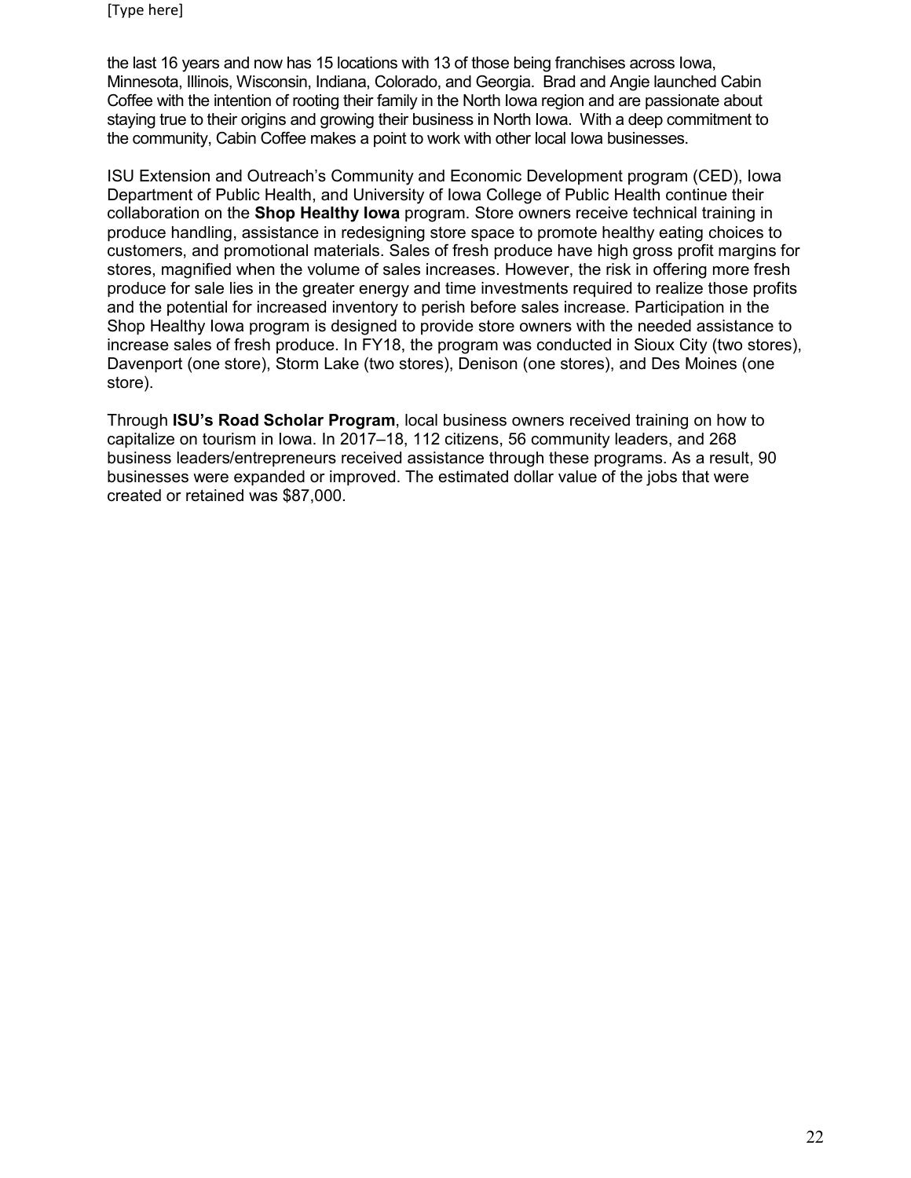the last 16 years and now has 15 locations with 13 of those being franchises across Iowa, Minnesota, Illinois, Wisconsin, Indiana, Colorado, and Georgia. Brad and Angie launched Cabin Coffee with the intention of rooting their family in the North Iowa region and are passionate about staying true to their origins and growing their business in North Iowa. With a deep commitment to the community, Cabin Coffee makes a point to work with other local Iowa businesses.

ISU Extension and Outreach's Community and Economic Development program (CED), Iowa Department of Public Health, and University of Iowa College of Public Health continue their collaboration on the **Shop Healthy Iowa** program. Store owners receive technical training in produce handling, assistance in redesigning store space to promote healthy eating choices to customers, and promotional materials. Sales of fresh produce have high gross profit margins for stores, magnified when the volume of sales increases. However, the risk in offering more fresh produce for sale lies in the greater energy and time investments required to realize those profits and the potential for increased inventory to perish before sales increase. Participation in the Shop Healthy Iowa program is designed to provide store owners with the needed assistance to increase sales of fresh produce. In FY18, the program was conducted in Sioux City (two stores), Davenport (one store), Storm Lake (two stores), Denison (one stores), and Des Moines (one store).

Through **ISU's Road Scholar Program**, local business owners received training on how to capitalize on tourism in Iowa. In 2017–18, 112 citizens, 56 community leaders, and 268 business leaders/entrepreneurs received assistance through these programs. As a result, 90 businesses were expanded or improved. The estimated dollar value of the jobs that were created or retained was $87,000.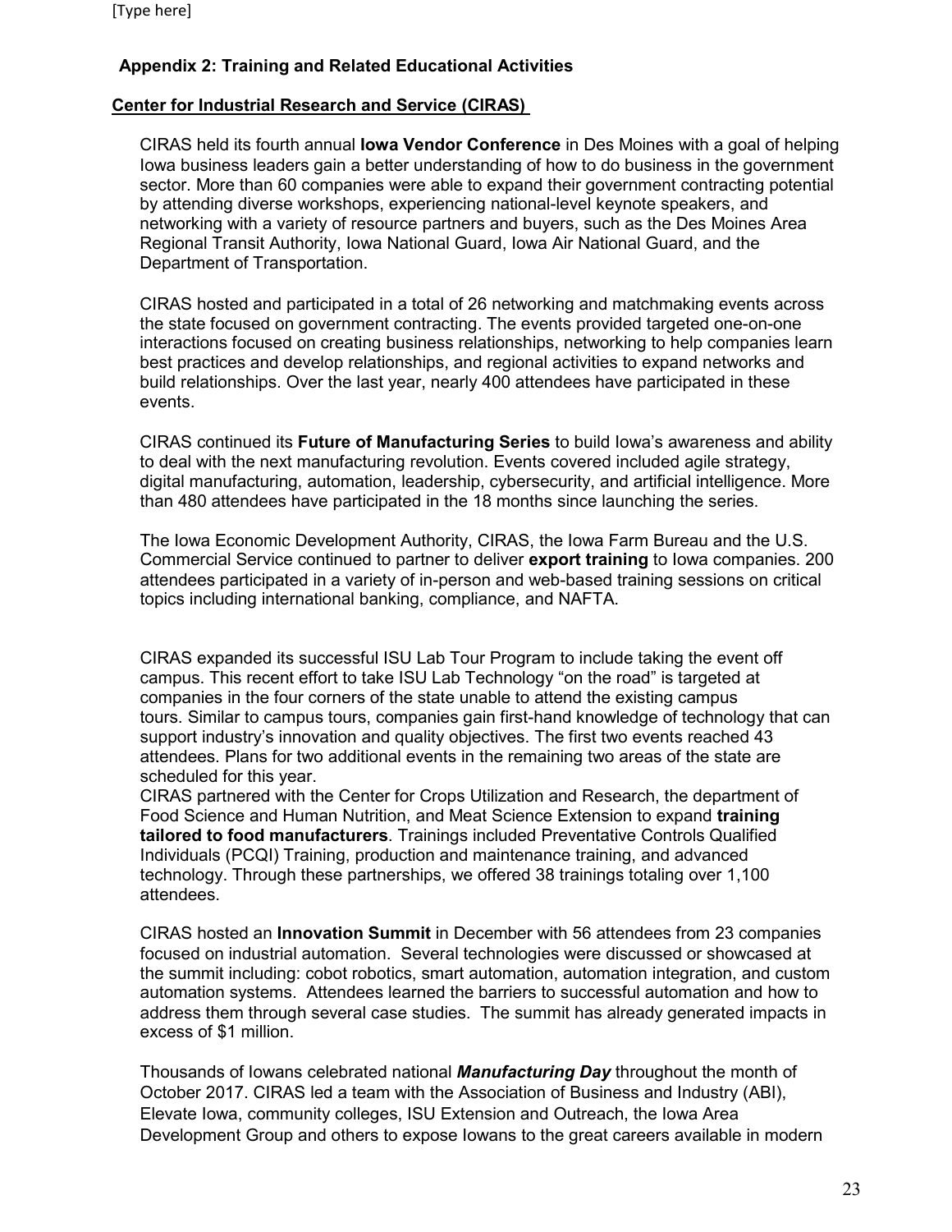## Appendix 2: Training and Related Educational Activities

**Center for Industrial Research and Service (CIRAS)**

CIRAS held its fourth annual **Iowa Vendor Conference** in Des Moines with a goal of helping Iowa business leaders gain a better understanding of how to do business in the government sector. More than 60 companies were able to expand their government contracting potential by attending diverse workshops, experiencing national-level keynote speakers, and networking with a variety of resource partners and buyers, such as the Des Moines Area Regional Transit Authority, Iowa National Guard, Iowa Air National Guard, and the Department of Transportation.

CIRAS hosted and participated in a total of 26 networking and matchmaking events across the state focused on government contracting. The events provided targeted one-on-one interactions focused on creating business relationships, networking to help companies learn best practices and develop relationships, and regional activities to expand networks and build relationships. Over the last year, nearly 400 attendees have participated in these events.

CIRAS continued its **Future of Manufacturing Series** to build Iowa's awareness and ability to deal with the next manufacturing revolution. Events covered included agile strategy, digital manufacturing, automation, leadership, cybersecurity, and artificial intelligence. More than 480 attendees have participated in the 18 months since launching the series.

The Iowa Economic Development Authority, CIRAS, the Iowa Farm Bureau and the U.S. Commercial Service continued to partner to deliver **export training** to Iowa companies. 200 attendees participated in a variety of in-person and web-based training sessions on critical topics including international banking, compliance, and NAFTA.

CIRAS expanded its successful ISU Lab Tour Program to include taking the event off campus. This recent effort to take ISU Lab Technology "on the road" is targeted at companies in the four corners of the state unable to attend the existing campus tours. Similar to campus tours, companies gain first-hand knowledge of technology that can support industry's innovation and quality objectives. The first two events reached 43 attendees. Plans for two additional events in the remaining two areas of the state are scheduled for this year.

CIRAS partnered with the Center for Crops Utilization and Research, the department of Food Science and Human Nutrition, and Meat Science Extension to expand **training tailored to food manufacturers**. Trainings included Preventative Controls Qualified Individuals (PCQI) Training, production and maintenance training, and advanced technology. Through these partnerships, we offered 38 trainings totaling over 1,100 attendees.

CIRAS hosted an **Innovation Summit** in December with 56 attendees from 23 companies focused on industrial automation. Several technologies were discussed or showcased at the summit including: cobot robotics, smart automation, automation integration, and custom automation systems. Attendees learned the barriers to successful automation and how to address them through several case studies. The summit has already generated impacts in excess of $1 million.

Thousands of Iowans celebrated national ***Manufacturing Day*** throughout the month of October 2017. CIRAS led a team with the Association of Business and Industry (ABI), Elevate Iowa, community colleges, ISU Extension and Outreach, the Iowa Area Development Group and others to expose Iowans to the great careers available in modern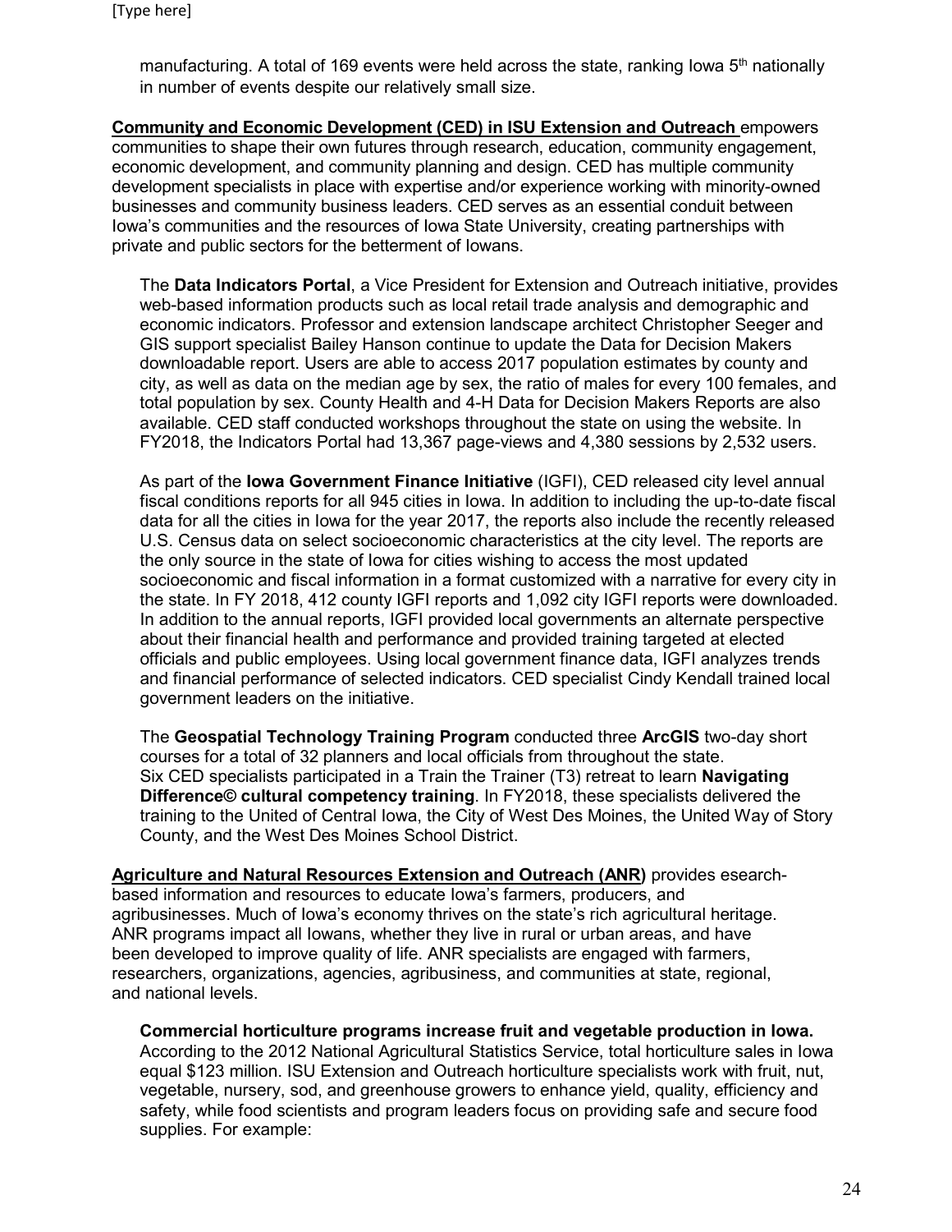manufacturing. A total of 169 events were held across the state, ranking Iowa 5th nationally in number of events despite our relatively small size.

**Community and Economic Development (CED) in ISU Extension and Outreach** empowers communities to shape their own futures through research, education, community engagement, economic development, and community planning and design. CED has multiple community development specialists in place with expertise and/or experience working with minority-owned businesses and community business leaders. CED serves as an essential conduit between Iowa's communities and the resources of Iowa State University, creating partnerships with private and public sectors for the betterment of Iowans.

The **Data Indicators Portal**, a Vice President for Extension and Outreach initiative, provides web-based information products such as local retail trade analysis and demographic and economic indicators. Professor and extension landscape architect Christopher Seeger and GIS support specialist Bailey Hanson continue to update the Data for Decision Makers downloadable report. Users are able to access 2017 population estimates by county and city, as well as data on the median age by sex, the ratio of males for every 100 females, and total population by sex. County Health and 4-H Data for Decision Makers Reports are also available. CED staff conducted workshops throughout the state on using the website. In FY2018, the Indicators Portal had 13,367 page-views and 4,380 sessions by 2,532 users.

As part of the **Iowa Government Finance Initiative** (IGFI), CED released city level annual fiscal conditions reports for all 945 cities in Iowa. In addition to including the up-to-date fiscal data for all the cities in Iowa for the year 2017, the reports also include the recently released U.S. Census data on select socioeconomic characteristics at the city level. The reports are the only source in the state of Iowa for cities wishing to access the most updated socioeconomic and fiscal information in a format customized with a narrative for every city in the state. In FY 2018, 412 county IGFI reports and 1,092 city IGFI reports were downloaded. In addition to the annual reports, IGFI provided local governments an alternate perspective about their financial health and performance and provided training targeted at elected officials and public employees. Using local government finance data, IGFI analyzes trends and financial performance of selected indicators. CED specialist Cindy Kendall trained local government leaders on the initiative.

The **Geospatial Technology Training Program** conducted three **ArcGIS** two-day short courses for a total of 32 planners and local officials from throughout the state. Six CED specialists participated in a Train the Trainer (T3) retreat to learn **Navigating Difference© cultural competency training**. In FY2018, these specialists delivered the training to the United of Central Iowa, the City of West Des Moines, the United Way of Story County, and the West Des Moines School District.

**Agriculture and Natural Resources Extension and Outreach (ANR)** provides esearch-based information and resources to educate Iowa's farmers, producers, and agribusinesses. Much of Iowa's economy thrives on the state's rich agricultural heritage. ANR programs impact all Iowans, whether they live in rural or urban areas, and have been developed to improve quality of life. ANR specialists are engaged with farmers, researchers, organizations, agencies, agribusiness, and communities at state, regional, and national levels.

**Commercial horticulture programs increase fruit and vegetable production in Iowa.** According to the 2012 National Agricultural Statistics Service, total horticulture sales in Iowa equal $123 million. ISU Extension and Outreach horticulture specialists work with fruit, nut, vegetable, nursery, sod, and greenhouse growers to enhance yield, quality, efficiency and safety, while food scientists and program leaders focus on providing safe and secure food supplies. For example: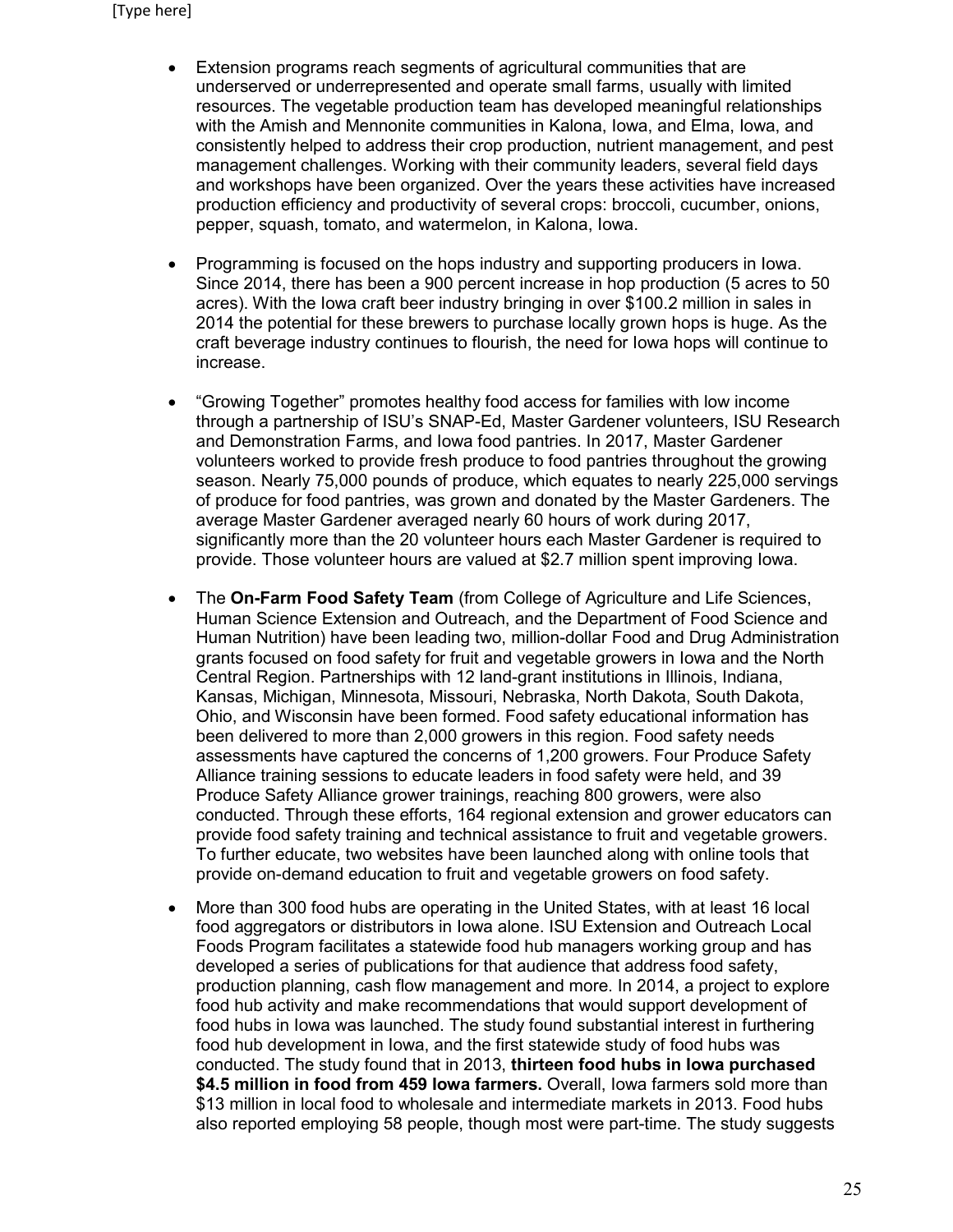- Extension programs reach segments of agricultural communities that are underserved or underrepresented and operate small farms, usually with limited resources. The vegetable production team has developed meaningful relationships with the Amish and Mennonite communities in Kalona, Iowa, and Elma, Iowa, and consistently helped to address their crop production, nutrient management, and pest management challenges. Working with their community leaders, several field days and workshops have been organized. Over the years these activities have increased production efficiency and productivity of several crops: broccoli, cucumber, onions, pepper, squash, tomato, and watermelon, in Kalona, Iowa.

- Programming is focused on the hops industry and supporting producers in Iowa. Since 2014, there has been a 900 percent increase in hop production (5 acres to 50 acres). With the Iowa craft beer industry bringing in over $100.2 million in sales in 2014 the potential for these brewers to purchase locally grown hops is huge. As the craft beverage industry continues to flourish, the need for Iowa hops will continue to increase.

- "Growing Together" promotes healthy food access for families with low income through a partnership of ISU's SNAP-Ed, Master Gardener volunteers, ISU Research and Demonstration Farms, and Iowa food pantries. In 2017, Master Gardener volunteers worked to provide fresh produce to food pantries throughout the growing season. Nearly 75,000 pounds of produce, which equates to nearly 225,000 servings of produce for food pantries, was grown and donated by the Master Gardeners. The average Master Gardener averaged nearly 60 hours of work during 2017, significantly more than the 20 volunteer hours each Master Gardener is required to provide. Those volunteer hours are valued at $2.7 million spent improving Iowa.

- The **On-Farm Food Safety Team** (from College of Agriculture and Life Sciences, Human Science Extension and Outreach, and the Department of Food Science and Human Nutrition) have been leading two, million-dollar Food and Drug Administration grants focused on food safety for fruit and vegetable growers in Iowa and the North Central Region. Partnerships with 12 land-grant institutions in Illinois, Indiana, Kansas, Michigan, Minnesota, Missouri, Nebraska, North Dakota, South Dakota, Ohio, and Wisconsin have been formed. Food safety educational information has been delivered to more than 2,000 growers in this region. Food safety needs assessments have captured the concerns of 1,200 growers. Four Produce Safety Alliance training sessions to educate leaders in food safety were held, and 39 Produce Safety Alliance grower trainings, reaching 800 growers, were also conducted. Through these efforts, 164 regional extension and grower educators can provide food safety training and technical assistance to fruit and vegetable growers. To further educate, two websites have been launched along with online tools that provide on-demand education to fruit and vegetable growers on food safety.

- More than 300 food hubs are operating in the United States, with at least 16 local food aggregators or distributors in Iowa alone. ISU Extension and Outreach Local Foods Program facilitates a statewide food hub managers working group and has developed a series of publications for that audience that address food safety, production planning, cash flow management and more. In 2014, a project to explore food hub activity and make recommendations that would support development of food hubs in Iowa was launched. The study found substantial interest in furthering food hub development in Iowa, and the first statewide study of food hubs was conducted. The study found that in 2013, **thirteen food hubs in Iowa purchased $4.5 million in food from 459 Iowa farmers.** Overall, Iowa farmers sold more than $13 million in local food to wholesale and intermediate markets in 2013. Food hubs also reported employing 58 people, though most were part-time. The study suggests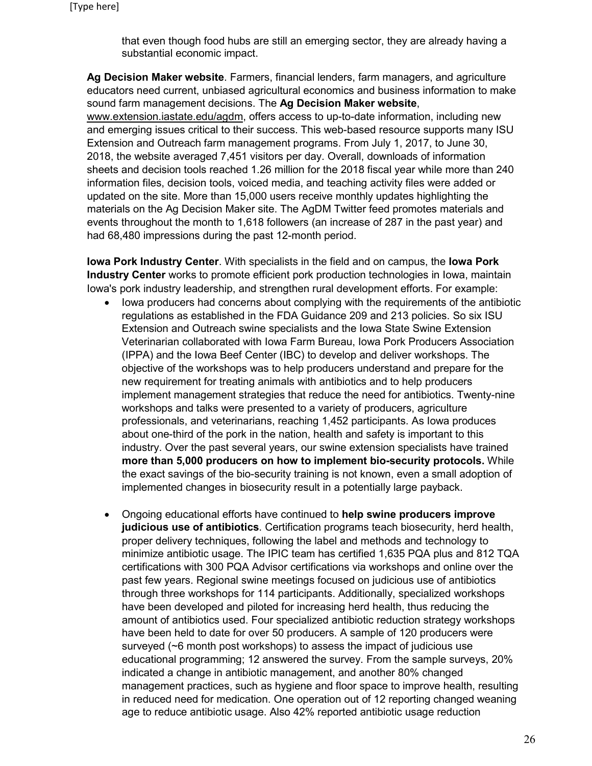that even though food hubs are still an emerging sector, they are already having a substantial economic impact.

**Ag Decision Maker website**. Farmers, financial lenders, farm managers, and agriculture educators need current, unbiased agricultural economics and business information to make sound farm management decisions. The **Ag Decision Maker website**, www.extension.iastate.edu/agdm, offers access to up-to-date information, including new and emerging issues critical to their success. This web-based resource supports many ISU Extension and Outreach farm management programs. From July 1, 2017, to June 30, 2018, the website averaged 7,451 visitors per day. Overall, downloads of information sheets and decision tools reached 1.26 million for the 2018 fiscal year while more than 240 information files, decision tools, voiced media, and teaching activity files were added or updated on the site. More than 15,000 users receive monthly updates highlighting the materials on the Ag Decision Maker site. The AgDM Twitter feed promotes materials and events throughout the month to 1,618 followers (an increase of 287 in the past year) and had 68,480 impressions during the past 12-month period.

**Iowa Pork Industry Center**. With specialists in the field and on campus, the **Iowa Pork Industry Center** works to promote efficient pork production technologies in Iowa, maintain Iowa's pork industry leadership, and strengthen rural development efforts. For example:

- Iowa producers had concerns about complying with the requirements of the antibiotic regulations as established in the FDA Guidance 209 and 213 policies. So six ISU Extension and Outreach swine specialists and the Iowa State Swine Extension Veterinarian collaborated with Iowa Farm Bureau, Iowa Pork Producers Association (IPPA) and the Iowa Beef Center (IBC) to develop and deliver workshops. The objective of the workshops was to help producers understand and prepare for the new requirement for treating animals with antibiotics and to help producers implement management strategies that reduce the need for antibiotics. Twenty-nine workshops and talks were presented to a variety of producers, agriculture professionals, and veterinarians, reaching 1,452 participants. As Iowa produces about one-third of the pork in the nation, health and safety is important to this industry. Over the past several years, our swine extension specialists have trained **more than 5,000 producers on how to implement bio-security protocols.** While the exact savings of the bio-security training is not known, even a small adoption of implemented changes in biosecurity result in a potentially large payback.

- Ongoing educational efforts have continued to **help swine producers improve judicious use of antibiotics**. Certification programs teach biosecurity, herd health, proper delivery techniques, following the label and methods and technology to minimize antibiotic usage. The IPIC team has certified 1,635 PQA plus and 812 TQA certifications with 300 PQA Advisor certifications via workshops and online over the past few years. Regional swine meetings focused on judicious use of antibiotics through three workshops for 114 participants. Additionally, specialized workshops have been developed and piloted for increasing herd health, thus reducing the amount of antibiotics used. Four specialized antibiotic reduction strategy workshops have been held to date for over 50 producers. A sample of 120 producers were surveyed (~6 month post workshops) to assess the impact of judicious use educational programming; 12 answered the survey. From the sample surveys, 20% indicated a change in antibiotic management, and another 80% changed management practices, such as hygiene and floor space to improve health, resulting in reduced need for medication. One operation out of 12 reporting changed weaning age to reduce antibiotic usage. Also 42% reported antibiotic usage reduction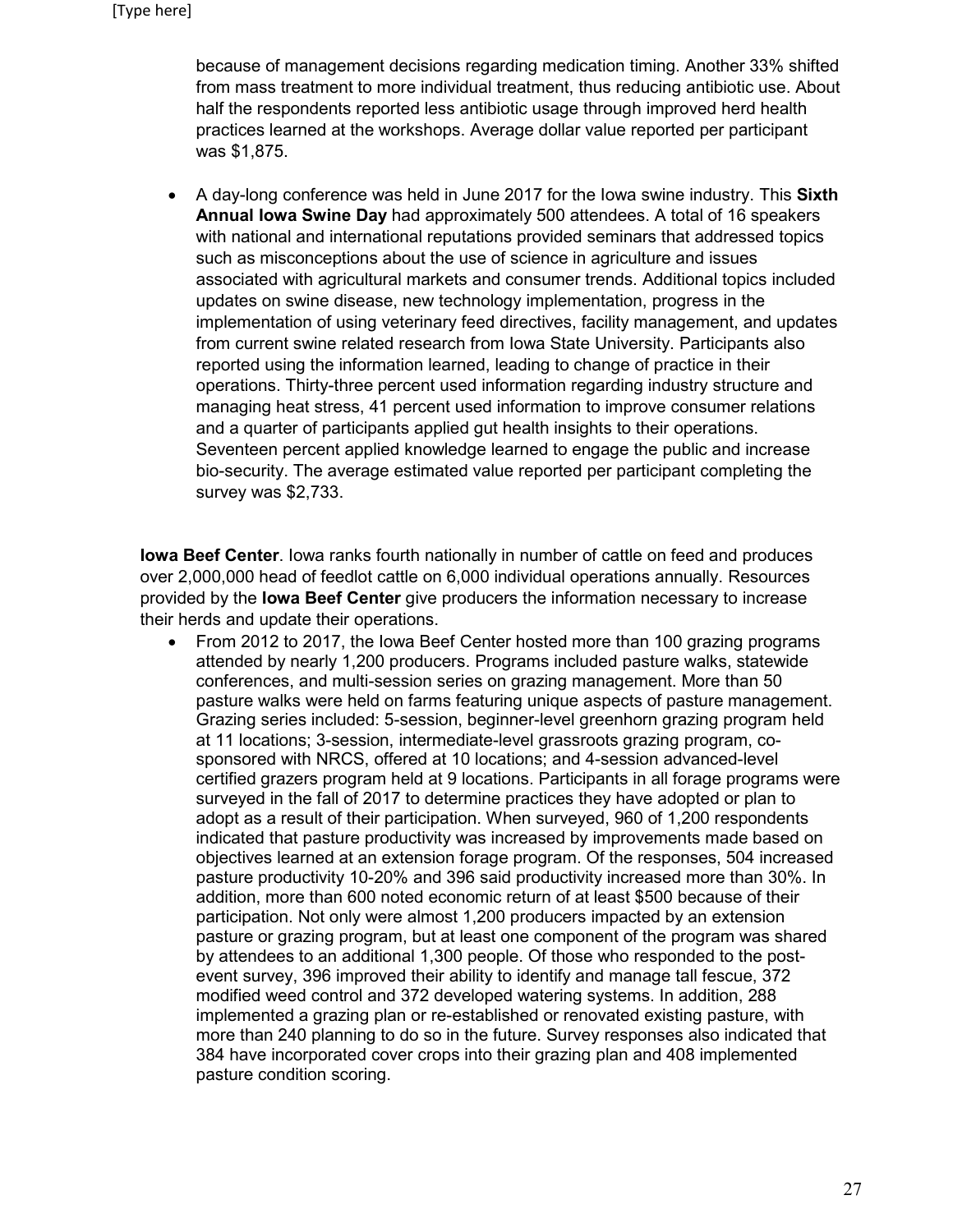because of management decisions regarding medication timing. Another 33% shifted from mass treatment to more individual treatment, thus reducing antibiotic use. About half the respondents reported less antibiotic usage through improved herd health practices learned at the workshops. Average dollar value reported per participant was $1,875.

- A day-long conference was held in June 2017 for the Iowa swine industry. This **Sixth Annual Iowa Swine Day** had approximately 500 attendees. A total of 16 speakers with national and international reputations provided seminars that addressed topics such as misconceptions about the use of science in agriculture and issues associated with agricultural markets and consumer trends. Additional topics included updates on swine disease, new technology implementation, progress in the implementation of using veterinary feed directives, facility management, and updates from current swine related research from Iowa State University. Participants also reported using the information learned, leading to change of practice in their operations. Thirty-three percent used information regarding industry structure and managing heat stress, 41 percent used information to improve consumer relations and a quarter of participants applied gut health insights to their operations. Seventeen percent applied knowledge learned to engage the public and increase bio-security. The average estimated value reported per participant completing the survey was $2,733.

**Iowa Beef Center**. Iowa ranks fourth nationally in number of cattle on feed and produces over 2,000,000 head of feedlot cattle on 6,000 individual operations annually. Resources provided by the **Iowa Beef Center** give producers the information necessary to increase their herds and update their operations.

- From 2012 to 2017, the Iowa Beef Center hosted more than 100 grazing programs attended by nearly 1,200 producers. Programs included pasture walks, statewide conferences, and multi-session series on grazing management. More than 50 pasture walks were held on farms featuring unique aspects of pasture management. Grazing series included: 5-session, beginner-level greenhorn grazing program held at 11 locations; 3-session, intermediate-level grassroots grazing program, co-sponsored with NRCS, offered at 10 locations; and 4-session advanced-level certified grazers program held at 9 locations. Participants in all forage programs were surveyed in the fall of 2017 to determine practices they have adopted or plan to adopt as a result of their participation. When surveyed, 960 of 1,200 respondents indicated that pasture productivity was increased by improvements made based on objectives learned at an extension forage program. Of the responses, 504 increased pasture productivity 10-20% and 396 said productivity increased more than 30%. In addition, more than 600 noted economic return of at least $500 because of their participation. Not only were almost 1,200 producers impacted by an extension pasture or grazing program, but at least one component of the program was shared by attendees to an additional 1,300 people. Of those who responded to the post-event survey, 396 improved their ability to identify and manage tall fescue, 372 modified weed control and 372 developed watering systems. In addition, 288 implemented a grazing plan or re-established or renovated existing pasture, with more than 240 planning to do so in the future. Survey responses also indicated that 384 have incorporated cover crops into their grazing plan and 408 implemented pasture condition scoring.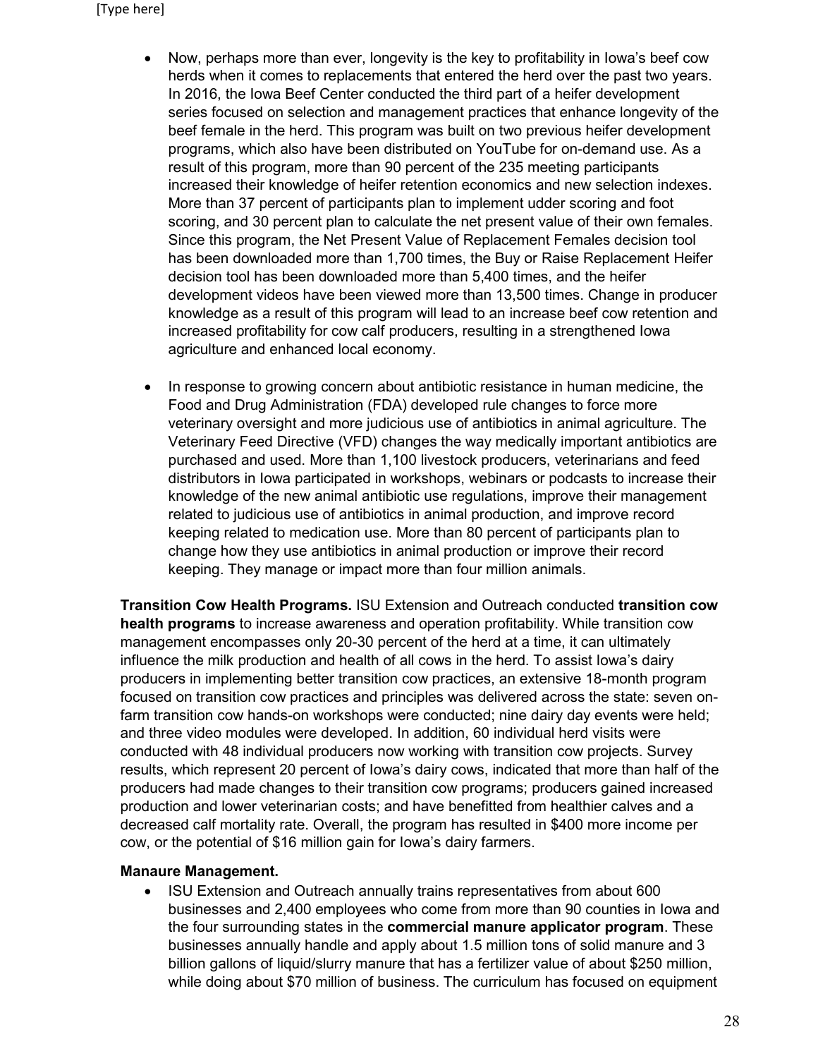- Now, perhaps more than ever, longevity is the key to profitability in Iowa's beef cow herds when it comes to replacements that entered the herd over the past two years. In 2016, the Iowa Beef Center conducted the third part of a heifer development series focused on selection and management practices that enhance longevity of the beef female in the herd. This program was built on two previous heifer development programs, which also have been distributed on YouTube for on-demand use. As a result of this program, more than 90 percent of the 235 meeting participants increased their knowledge of heifer retention economics and new selection indexes. More than 37 percent of participants plan to implement udder scoring and foot scoring, and 30 percent plan to calculate the net present value of their own females. Since this program, the Net Present Value of Replacement Females decision tool has been downloaded more than 1,700 times, the Buy or Raise Replacement Heifer decision tool has been downloaded more than 5,400 times, and the heifer development videos have been viewed more than 13,500 times. Change in producer knowledge as a result of this program will lead to an increase beef cow retention and increased profitability for cow calf producers, resulting in a strengthened Iowa agriculture and enhanced local economy.

- In response to growing concern about antibiotic resistance in human medicine, the Food and Drug Administration (FDA) developed rule changes to force more veterinary oversight and more judicious use of antibiotics in animal agriculture. The Veterinary Feed Directive (VFD) changes the way medically important antibiotics are purchased and used. More than 1,100 livestock producers, veterinarians and feed distributors in Iowa participated in workshops, webinars or podcasts to increase their knowledge of the new animal antibiotic use regulations, improve their management related to judicious use of antibiotics in animal production, and improve record keeping related to medication use. More than 80 percent of participants plan to change how they use antibiotics in animal production or improve their record keeping. They manage or impact more than four million animals.

**Transition Cow Health Programs.** ISU Extension and Outreach conducted **transition cow health programs** to increase awareness and operation profitability. While transition cow management encompasses only 20-30 percent of the herd at a time, it can ultimately influence the milk production and health of all cows in the herd. To assist Iowa's dairy producers in implementing better transition cow practices, an extensive 18-month program focused on transition cow practices and principles was delivered across the state: seven on-farm transition cow hands-on workshops were conducted; nine dairy day events were held; and three video modules were developed. In addition, 60 individual herd visits were conducted with 48 individual producers now working with transition cow projects. Survey results, which represent 20 percent of Iowa's dairy cows, indicated that more than half of the producers had made changes to their transition cow programs; producers gained increased production and lower veterinarian costs; and have benefitted from healthier calves and a decreased calf mortality rate. Overall, the program has resulted in $400 more income per cow, or the potential of $16 million gain for Iowa's dairy farmers.

**Manaure Management.**

- ISU Extension and Outreach annually trains representatives from about 600 businesses and 2,400 employees who come from more than 90 counties in Iowa and the four surrounding states in the **commercial manure applicator program**. These businesses annually handle and apply about 1.5 million tons of solid manure and 3 billion gallons of liquid/slurry manure that has a fertilizer value of about $250 million, while doing about $70 million of business. The curriculum has focused on equipment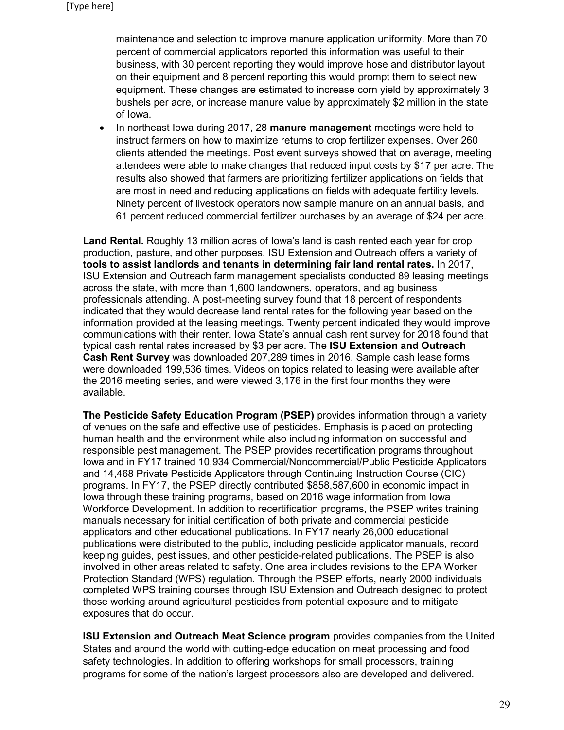maintenance and selection to improve manure application uniformity. More than 70 percent of commercial applicators reported this information was useful to their business, with 30 percent reporting they would improve hose and distributor layout on their equipment and 8 percent reporting this would prompt them to select new equipment. These changes are estimated to increase corn yield by approximately 3 bushels per acre, or increase manure value by approximately $2 million in the state of Iowa.

- In northeast Iowa during 2017, 28 **manure management** meetings were held to instruct farmers on how to maximize returns to crop fertilizer expenses. Over 260 clients attended the meetings. Post event surveys showed that on average, meeting attendees were able to make changes that reduced input costs by $17 per acre. The results also showed that farmers are prioritizing fertilizer applications on fields that are most in need and reducing applications on fields with adequate fertility levels. Ninety percent of livestock operators now sample manure on an annual basis, and 61 percent reduced commercial fertilizer purchases by an average of $24 per acre.

**Land Rental.** Roughly 13 million acres of Iowa's land is cash rented each year for crop production, pasture, and other purposes. ISU Extension and Outreach offers a variety of **tools to assist landlords and tenants in determining fair land rental rates.** In 2017, ISU Extension and Outreach farm management specialists conducted 89 leasing meetings across the state, with more than 1,600 landowners, operators, and ag business professionals attending. A post-meeting survey found that 18 percent of respondents indicated that they would decrease land rental rates for the following year based on the information provided at the leasing meetings. Twenty percent indicated they would improve communications with their renter. Iowa State's annual cash rent survey for 2018 found that typical cash rental rates increased by $3 per acre. The **ISU Extension and Outreach Cash Rent Survey** was downloaded 207,289 times in 2016. Sample cash lease forms were downloaded 199,536 times. Videos on topics related to leasing were available after the 2016 meeting series, and were viewed 3,176 in the first four months they were available.

**The Pesticide Safety Education Program (PSEP)** provides information through a variety of venues on the safe and effective use of pesticides. Emphasis is placed on protecting human health and the environment while also including information on successful and responsible pest management. The PSEP provides recertification programs throughout Iowa and in FY17 trained 10,934 Commercial/Noncommercial/Public Pesticide Applicators and 14,468 Private Pesticide Applicators through Continuing Instruction Course (CIC) programs. In FY17, the PSEP directly contributed $858,587,600 in economic impact in Iowa through these training programs, based on 2016 wage information from Iowa Workforce Development. In addition to recertification programs, the PSEP writes training manuals necessary for initial certification of both private and commercial pesticide applicators and other educational publications. In FY17 nearly 26,000 educational publications were distributed to the public, including pesticide applicator manuals, record keeping guides, pest issues, and other pesticide-related publications. The PSEP is also involved in other areas related to safety. One area includes revisions to the EPA Worker Protection Standard (WPS) regulation. Through the PSEP efforts, nearly 2000 individuals completed WPS training courses through ISU Extension and Outreach designed to protect those working around agricultural pesticides from potential exposure and to mitigate exposures that do occur.

**ISU Extension and Outreach Meat Science program** provides companies from the United States and around the world with cutting-edge education on meat processing and food safety technologies. In addition to offering workshops for small processors, training programs for some of the nation's largest processors also are developed and delivered.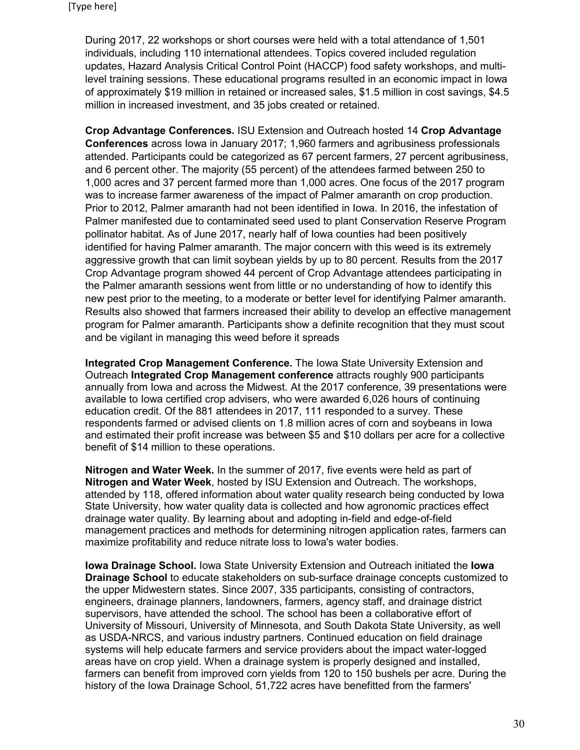During 2017, 22 workshops or short courses were held with a total attendance of 1,501 individuals, including 110 international attendees. Topics covered included regulation updates, Hazard Analysis Critical Control Point (HACCP) food safety workshops, and multi-level training sessions. These educational programs resulted in an economic impact in Iowa of approximately $19 million in retained or increased sales, $1.5 million in cost savings, $4.5 million in increased investment, and 35 jobs created or retained.

**Crop Advantage Conferences.** ISU Extension and Outreach hosted 14 **Crop Advantage Conferences** across Iowa in January 2017; 1,960 farmers and agribusiness professionals attended. Participants could be categorized as 67 percent farmers, 27 percent agribusiness, and 6 percent other. The majority (55 percent) of the attendees farmed between 250 to 1,000 acres and 37 percent farmed more than 1,000 acres. One focus of the 2017 program was to increase farmer awareness of the impact of Palmer amaranth on crop production. Prior to 2012, Palmer amaranth had not been identified in Iowa. In 2016, the infestation of Palmer manifested due to contaminated seed used to plant Conservation Reserve Program pollinator habitat. As of June 2017, nearly half of Iowa counties had been positively identified for having Palmer amaranth. The major concern with this weed is its extremely aggressive growth that can limit soybean yields by up to 80 percent. Results from the 2017 Crop Advantage program showed 44 percent of Crop Advantage attendees participating in the Palmer amaranth sessions went from little or no understanding of how to identify this new pest prior to the meeting, to a moderate or better level for identifying Palmer amaranth. Results also showed that farmers increased their ability to develop an effective management program for Palmer amaranth. Participants show a definite recognition that they must scout and be vigilant in managing this weed before it spreads

**Integrated Crop Management Conference.** The Iowa State University Extension and Outreach **Integrated Crop Management conference** attracts roughly 900 participants annually from Iowa and across the Midwest. At the 2017 conference, 39 presentations were available to Iowa certified crop advisers, who were awarded 6,026 hours of continuing education credit. Of the 881 attendees in 2017, 111 responded to a survey. These respondents farmed or advised clients on 1.8 million acres of corn and soybeans in Iowa and estimated their profit increase was between $5 and $10 dollars per acre for a collective benefit of $14 million to these operations.

**Nitrogen and Water Week.** In the summer of 2017, five events were held as part of **Nitrogen and Water Week**, hosted by ISU Extension and Outreach. The workshops, attended by 118, offered information about water quality research being conducted by Iowa State University, how water quality data is collected and how agronomic practices effect drainage water quality. By learning about and adopting in-field and edge-of-field management practices and methods for determining nitrogen application rates, farmers can maximize profitability and reduce nitrate loss to Iowa's water bodies.

**Iowa Drainage School.** Iowa State University Extension and Outreach initiated the **Iowa Drainage School** to educate stakeholders on sub-surface drainage concepts customized to the upper Midwestern states. Since 2007, 335 participants, consisting of contractors, engineers, drainage planners, landowners, farmers, agency staff, and drainage district supervisors, have attended the school. The school has been a collaborative effort of University of Missouri, University of Minnesota, and South Dakota State University, as well as USDA-NRCS, and various industry partners. Continued education on field drainage systems will help educate farmers and service providers about the impact water-logged areas have on crop yield. When a drainage system is properly designed and installed, farmers can benefit from improved corn yields from 120 to 150 bushels per acre. During the history of the Iowa Drainage School, 51,722 acres have benefitted from the farmers'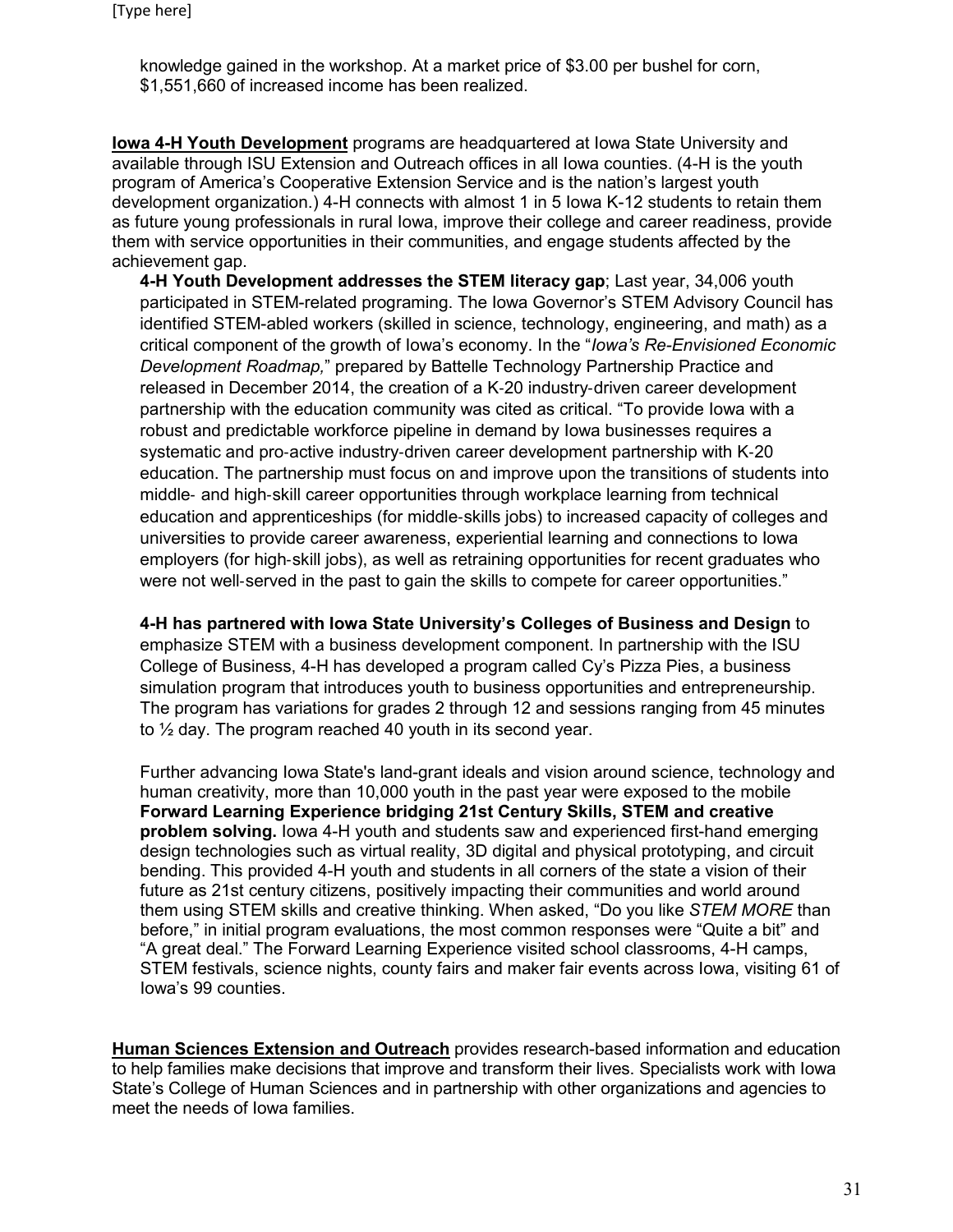knowledge gained in the workshop. At a market price of $3.00 per bushel for corn, $1,551,660 of increased income has been realized.

**Iowa 4-H Youth Development** programs are headquartered at Iowa State University and available through ISU Extension and Outreach offices in all Iowa counties. (4-H is the youth program of America's Cooperative Extension Service and is the nation's largest youth development organization.) 4-H connects with almost 1 in 5 Iowa K-12 students to retain them as future young professionals in rural Iowa, improve their college and career readiness, provide them with service opportunities in their communities, and engage students affected by the achievement gap.

**4-H Youth Development addresses the STEM literacy gap**; Last year, 34,006 youth participated in STEM-related programing. The Iowa Governor's STEM Advisory Council has identified STEM-abled workers (skilled in science, technology, engineering, and math) as a critical component of the growth of Iowa's economy. In the "*Iowa's Re-Envisioned Economic Development Roadmap,*" prepared by Battelle Technology Partnership Practice and released in December 2014, the creation of a K-20 industry-driven career development partnership with the education community was cited as critical. "To provide Iowa with a robust and predictable workforce pipeline in demand by Iowa businesses requires a systematic and pro-active industry-driven career development partnership with K-20 education. The partnership must focus on and improve upon the transitions of students into middle- and high-skill career opportunities through workplace learning from technical education and apprenticeships (for middle-skills jobs) to increased capacity of colleges and universities to provide career awareness, experiential learning and connections to Iowa employers (for high-skill jobs), as well as retraining opportunities for recent graduates who were not well-served in the past to gain the skills to compete for career opportunities."

**4-H has partnered with Iowa State University's Colleges of Business and Design** to emphasize STEM with a business development component. In partnership with the ISU College of Business, 4-H has developed a program called Cy's Pizza Pies, a business simulation program that introduces youth to business opportunities and entrepreneurship. The program has variations for grades 2 through 12 and sessions ranging from 45 minutes to ½ day. The program reached 40 youth in its second year.

Further advancing Iowa State's land-grant ideals and vision around science, technology and human creativity, more than 10,000 youth in the past year were exposed to the mobile **Forward Learning Experience bridging 21st Century Skills, STEM and creative problem solving.** Iowa 4-H youth and students saw and experienced first-hand emerging design technologies such as virtual reality, 3D digital and physical prototyping, and circuit bending. This provided 4-H youth and students in all corners of the state a vision of their future as 21st century citizens, positively impacting their communities and world around them using STEM skills and creative thinking. When asked, "Do you like *STEM MORE* than before," in initial program evaluations, the most common responses were "Quite a bit" and "A great deal." The Forward Learning Experience visited school classrooms, 4-H camps, STEM festivals, science nights, county fairs and maker fair events across Iowa, visiting 61 of Iowa's 99 counties.

**Human Sciences Extension and Outreach** provides research-based information and education to help families make decisions that improve and transform their lives. Specialists work with Iowa State's College of Human Sciences and in partnership with other organizations and agencies to meet the needs of Iowa families.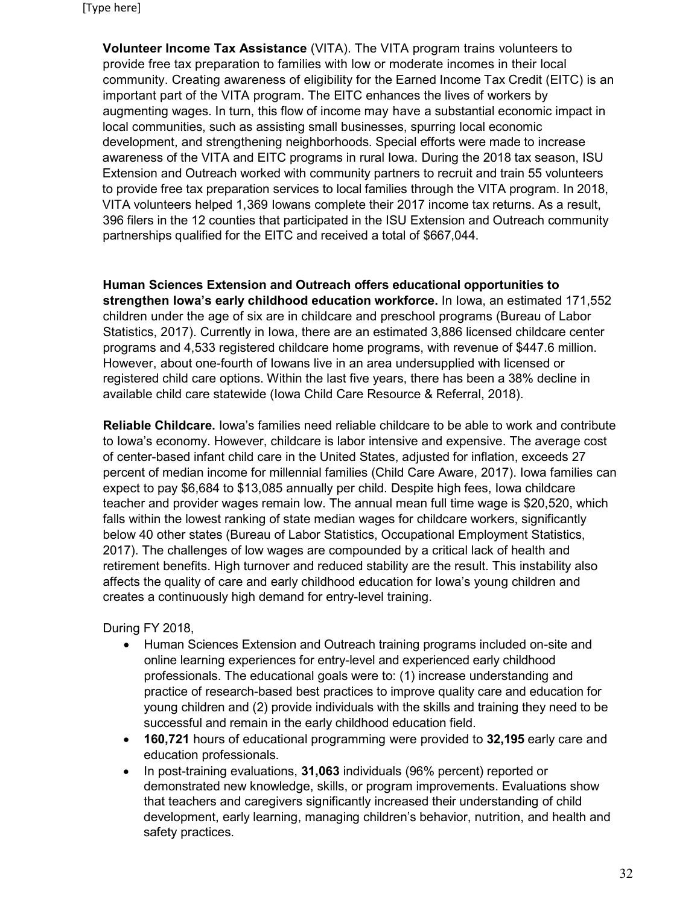**Volunteer Income Tax Assistance** (VITA). The VITA program trains volunteers to provide free tax preparation to families with low or moderate incomes in their local community. Creating awareness of eligibility for the Earned Income Tax Credit (EITC) is an important part of the VITA program. The EITC enhances the lives of workers by augmenting wages. In turn, this flow of income may have a substantial economic impact in local communities, such as assisting small businesses, spurring local economic development, and strengthening neighborhoods. Special efforts were made to increase awareness of the VITA and EITC programs in rural Iowa. During the 2018 tax season, ISU Extension and Outreach worked with community partners to recruit and train 55 volunteers to provide free tax preparation services to local families through the VITA program. In 2018, VITA volunteers helped 1,369 Iowans complete their 2017 income tax returns. As a result, 396 filers in the 12 counties that participated in the ISU Extension and Outreach community partnerships qualified for the EITC and received a total of $667,044.

**Human Sciences Extension and Outreach offers educational opportunities to strengthen Iowa's early childhood education workforce.** In Iowa, an estimated 171,552 children under the age of six are in childcare and preschool programs (Bureau of Labor Statistics, 2017). Currently in Iowa, there are an estimated 3,886 licensed childcare center programs and 4,533 registered childcare home programs, with revenue of $447.6 million. However, about one-fourth of Iowans live in an area undersupplied with licensed or registered child care options. Within the last five years, there has been a 38% decline in available child care statewide (Iowa Child Care Resource & Referral, 2018).

**Reliable Childcare.** Iowa's families need reliable childcare to be able to work and contribute to Iowa's economy. However, childcare is labor intensive and expensive. The average cost of center-based infant child care in the United States, adjusted for inflation, exceeds 27 percent of median income for millennial families (Child Care Aware, 2017). Iowa families can expect to pay $6,684 to $13,085 annually per child. Despite high fees, Iowa childcare teacher and provider wages remain low. The annual mean full time wage is $20,520, which falls within the lowest ranking of state median wages for childcare workers, significantly below 40 other states (Bureau of Labor Statistics, Occupational Employment Statistics, 2017). The challenges of low wages are compounded by a critical lack of health and retirement benefits. High turnover and reduced stability are the result. This instability also affects the quality of care and early childhood education for Iowa's young children and creates a continuously high demand for entry-level training.

During FY 2018,

- Human Sciences Extension and Outreach training programs included on-site and online learning experiences for entry-level and experienced early childhood professionals. The educational goals were to: (1) increase understanding and practice of research-based best practices to improve quality care and education for young children and (2) provide individuals with the skills and training they need to be successful and remain in the early childhood education field.
- **160,721** hours of educational programming were provided to **32,195** early care and education professionals.
- In post-training evaluations, **31,063** individuals (96% percent) reported or demonstrated new knowledge, skills, or program improvements. Evaluations show that teachers and caregivers significantly increased their understanding of child development, early learning, managing children's behavior, nutrition, and health and safety practices.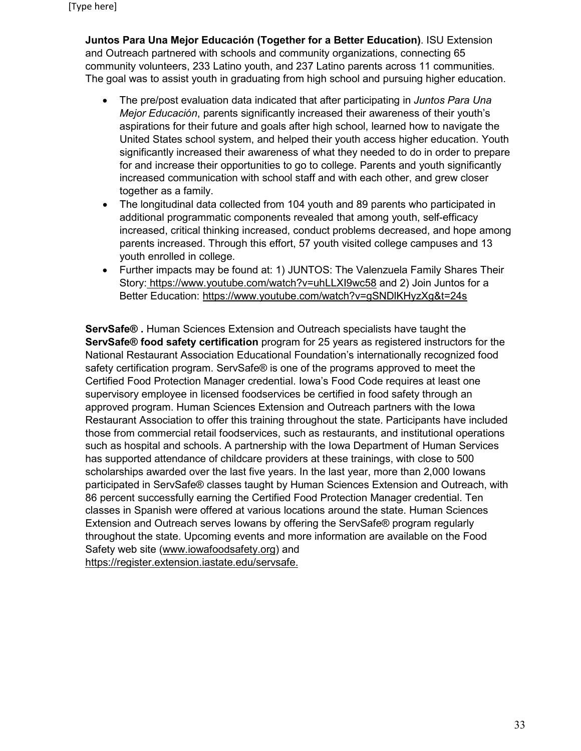**Juntos Para Una Mejor Educación (Together for a Better Education)**. ISU Extension and Outreach partnered with schools and community organizations, connecting 65 community volunteers, 233 Latino youth, and 237 Latino parents across 11 communities. The goal was to assist youth in graduating from high school and pursuing higher education.

- The pre/post evaluation data indicated that after participating in *Juntos Para Una Mejor Educación*, parents significantly increased their awareness of their youth's aspirations for their future and goals after high school, learned how to navigate the United States school system, and helped their youth access higher education. Youth significantly increased their awareness of what they needed to do in order to prepare for and increase their opportunities to go to college. Parents and youth significantly increased communication with school staff and with each other, and grew closer together as a family.
- The longitudinal data collected from 104 youth and 89 parents who participated in additional programmatic components revealed that among youth, self-efficacy increased, critical thinking increased, conduct problems decreased, and hope among parents increased. Through this effort, 57 youth visited college campuses and 13 youth enrolled in college.
- Further impacts may be found at: 1) JUNTOS: The Valenzuela Family Shares Their Story: https://www.youtube.com/watch?v=uhLLXI9wc58 and 2) Join Juntos for a Better Education: https://www.youtube.com/watch?v=gSNDIKHyzXg&t=24s

**ServSafe® .** Human Sciences Extension and Outreach specialists have taught the **ServSafe® food safety certification** program for 25 years as registered instructors for the National Restaurant Association Educational Foundation's internationally recognized food safety certification program. ServSafe® is one of the programs approved to meet the Certified Food Protection Manager credential. Iowa's Food Code requires at least one supervisory employee in licensed foodservices be certified in food safety through an approved program. Human Sciences Extension and Outreach partners with the Iowa Restaurant Association to offer this training throughout the state. Participants have included those from commercial retail foodservices, such as restaurants, and institutional operations such as hospital and schools. A partnership with the Iowa Department of Human Services has supported attendance of childcare providers at these trainings, with close to 500 scholarships awarded over the last five years. In the last year, more than 2,000 Iowans participated in ServSafe® classes taught by Human Sciences Extension and Outreach, with 86 percent successfully earning the Certified Food Protection Manager credential. Ten classes in Spanish were offered at various locations around the state. Human Sciences Extension and Outreach serves Iowans by offering the ServSafe® program regularly throughout the state. Upcoming events and more information are available on the Food Safety web site (www.iowafoodsafety.org) and https://register.extension.iastate.edu/servsafe.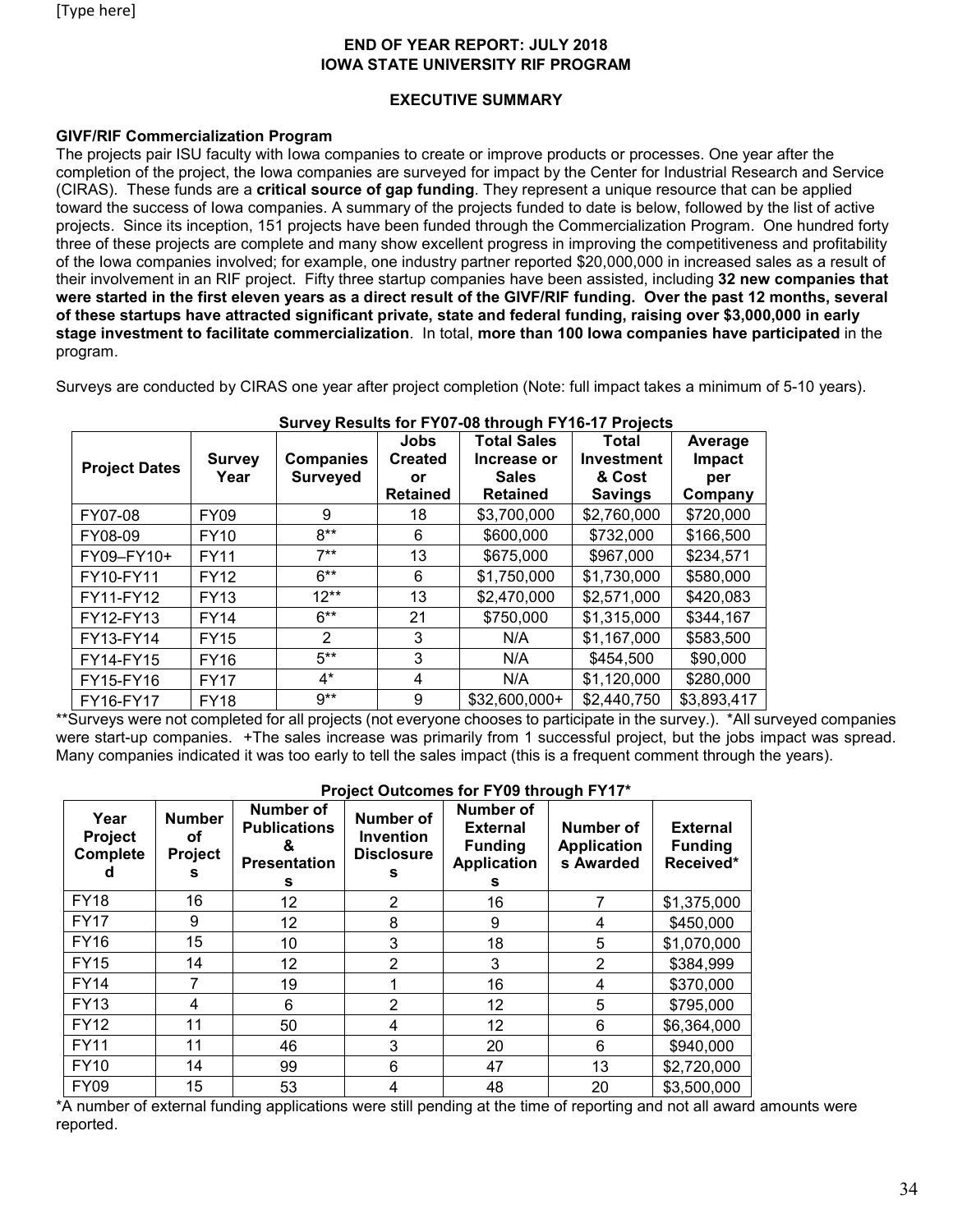**END OF YEAR REPORT: JULY 2018**
**IOWA STATE UNIVERSITY RIF PROGRAM**

**EXECUTIVE SUMMARY**

**GIVF/RIF Commercialization Program**

The projects pair ISU faculty with Iowa companies to create or improve products or processes. One year after the completion of the project, the Iowa companies are surveyed for impact by the Center for Industrial Research and Service (CIRAS). These funds are a **critical source of gap funding**. They represent a unique resource that can be applied toward the success of Iowa companies. A summary of the projects funded to date is below, followed by the list of active projects. Since its inception, 151 projects have been funded through the Commercialization Program. One hundred forty three of these projects are complete and many show excellent progress in improving the competitiveness and profitability of the Iowa companies involved; for example, one industry partner reported $20,000,000 in increased sales as a result of their involvement in an RIF project. Fifty three startup companies have been assisted, including **32 new companies that were started in the first eleven years as a direct result of the GIVF/RIF funding. Over the past 12 months, several of these startups have attracted significant private, state and federal funding, raising over $3,000,000 in early stage investment to facilitate commercialization**. In total, **more than 100 Iowa companies have participated** in the program.

Surveys are conducted by CIRAS one year after project completion (Note: full impact takes a minimum of 5-10 years).

**Survey Results for FY07-08 through FY16-17 Projects**

| Project Dates | Survey Year | Companies Surveyed | Jobs Created or Retained | Total Sales Increase or Sales Retained | Total Investment & Cost Savings | Average Impact per Company |
|---|---|---|---|---|---|---|
| FY07-08 | FY09 | 9 | 18 | $3,700,000 | $2,760,000 | $720,000 |
| FY08-09 | FY10 | 8** | 6 | $600,000 | $732,000 | $166,500 |
| FY09–FY10+ | FY11 | 7** | 13 | $675,000 | $967,000 | $234,571 |
| FY10-FY11 | FY12 | 6** | 6 | $1,750,000 | $1,730,000 | $580,000 |
| FY11-FY12 | FY13 | 12** | 13 | $2,470,000 | $2,571,000 | $420,083 |
| FY12-FY13 | FY14 | 6** | 21 | $750,000 | $1,315,000 | $344,167 |
| FY13-FY14 | FY15 | 2 | 3 | N/A | $1,167,000 | $583,500 |
| FY14-FY15 | FY16 | 5** | 3 | N/A | $454,500 | $90,000 |
| FY15-FY16 | FY17 | 4* | 4 | N/A | $1,120,000 | $280,000 |
| FY16-FY17 | FY18 | 9** | 9 | $32,600,000+ | $2,440,750 | $3,893,417 |

**Surveys were not completed for all projects (not everyone chooses to participate in the survey.). *All surveyed companies were start-up companies. +The sales increase was primarily from 1 successful project, but the jobs impact was spread. Many companies indicated it was too early to tell the sales impact (this is a frequent comment through the years).

**Project Outcomes for FY09 through FY17***

| Year Project Completed | Number of Projects | Number of Publications & Presentations | Number of Invention Disclosures | Number of External Funding Applications | Number of Applications Awarded | External Funding Received* |
|---|---|---|---|---|---|---|
| FY18 | 16 | 12 | 2 | 16 | 7 | $1,375,000 |
| FY17 | 9 | 12 | 8 | 9 | 4 | $450,000 |
| FY16 | 15 | 10 | 3 | 18 | 5 | $1,070,000 |
| FY15 | 14 | 12 | 2 | 3 | 2 | $384,999 |
| FY14 | 7 | 19 | 1 | 16 | 4 | $370,000 |
| FY13 | 4 | 6 | 2 | 12 | 5 | $795,000 |
| FY12 | 11 | 50 | 4 | 12 | 6 | $6,364,000 |
| FY11 | 11 | 46 | 3 | 20 | 6 | $940,000 |
| FY10 | 14 | 99 | 6 | 47 | 13 | $2,720,000 |
| FY09 | 15 | 53 | 4 | 48 | 20 | $3,500,000 |

*A number of external funding applications were still pending at the time of reporting and not all award amounts were reported.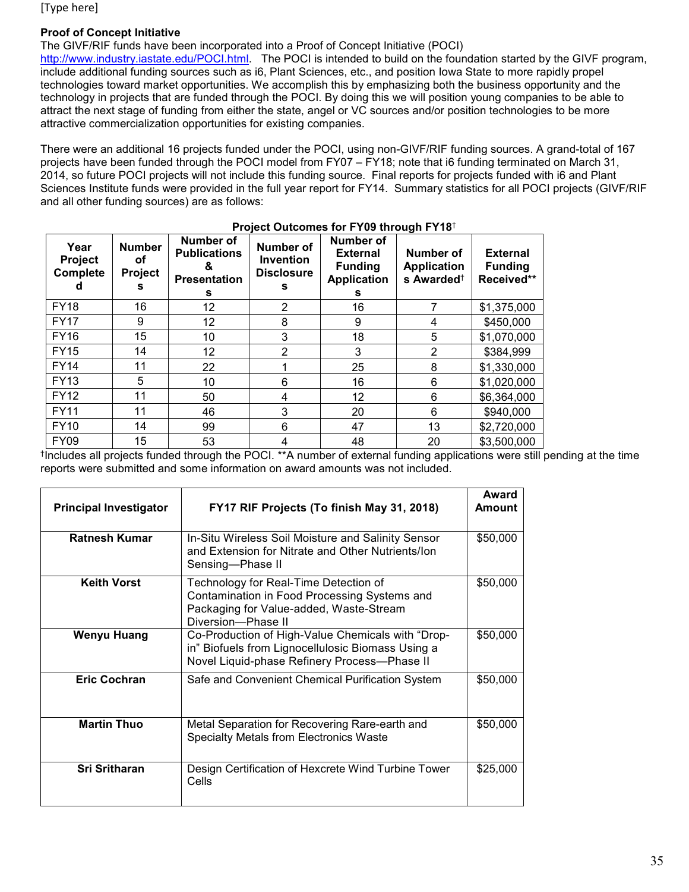### Proof of Concept Initiative

The GIVF/RIF funds have been incorporated into a Proof of Concept Initiative (POCI) http://www.industry.iastate.edu/POCI.html. The POCI is intended to build on the foundation started by the GIVF program, include additional funding sources such as i6, Plant Sciences, etc., and position Iowa State to more rapidly propel technologies toward market opportunities. We accomplish this by emphasizing both the business opportunity and the technology in projects that are funded through the POCI. By doing this we will position young companies to be able to attract the next stage of funding from either the state, angel or VC sources and/or position technologies to be more attractive commercialization opportunities for existing companies.

There were an additional 16 projects funded under the POCI, using non-GIVF/RIF funding sources. A grand-total of 167 projects have been funded through the POCI model from FY07 – FY18; note that i6 funding terminated on March 31, 2014, so future POCI projects will not include this funding source. Final reports for projects funded with i6 and Plant Sciences Institute funds were provided in the full year report for FY14. Summary statistics for all POCI projects (GIVF/RIF and all other funding sources) are as follows:

**Project Outcomes for FY09 through FY18†**

| Year Project Completed | Number of Projects | Number of Publications & Presentations | Number of Invention Disclosures | Number of External Funding Applications | Number of Applications Awarded† | External Funding Received** |
|---|---|---|---|---|---|---|
| FY18 | 16 | 12 | 2 | 16 | 7 | $1,375,000 |
| FY17 | 9 | 12 | 8 | 9 | 4 | $450,000 |
| FY16 | 15 | 10 | 3 | 18 | 5 | $1,070,000 |
| FY15 | 14 | 12 | 2 | 3 | 2 | $384,999 |
| FY14 | 11 | 22 | 1 | 25 | 8 | $1,330,000 |
| FY13 | 5 | 10 | 6 | 16 | 6 | $1,020,000 |
| FY12 | 11 | 50 | 4 | 12 | 6 | $6,364,000 |
| FY11 | 11 | 46 | 3 | 20 | 6 | $940,000 |
| FY10 | 14 | 99 | 6 | 47 | 13 | $2,720,000 |
| FY09 | 15 | 53 | 4 | 48 | 20 | $3,500,000 |

†Includes all projects funded through the POCI. **A number of external funding applications were still pending at the time reports were submitted and some information on award amounts was not included.

| Principal Investigator | FY17 RIF Projects (To finish May 31, 2018) | Award Amount |
|---|---|---|
| **Ratnesh Kumar** | In-Situ Wireless Soil Moisture and Salinity Sensor and Extension for Nitrate and Other Nutrients/Ion Sensing—Phase II | $50,000 |
| **Keith Vorst** | Technology for Real-Time Detection of Contamination in Food Processing Systems and Packaging for Value-added, Waste-Stream Diversion—Phase II | $50,000 |
| **Wenyu Huang** | Co-Production of High-Value Chemicals with "Drop-in" Biofuels from Lignocellulosic Biomass Using a Novel Liquid-phase Refinery Process—Phase II | $50,000 |
| **Eric Cochran** | Safe and Convenient Chemical Purification System | $50,000 |
| **Martin Thuo** | Metal Separation for Recovering Rare-earth and Specialty Metals from Electronics Waste | $50,000 |
| **Sri Sritharan** | Design Certification of Hexcrete Wind Turbine Tower Cells | $25,000 |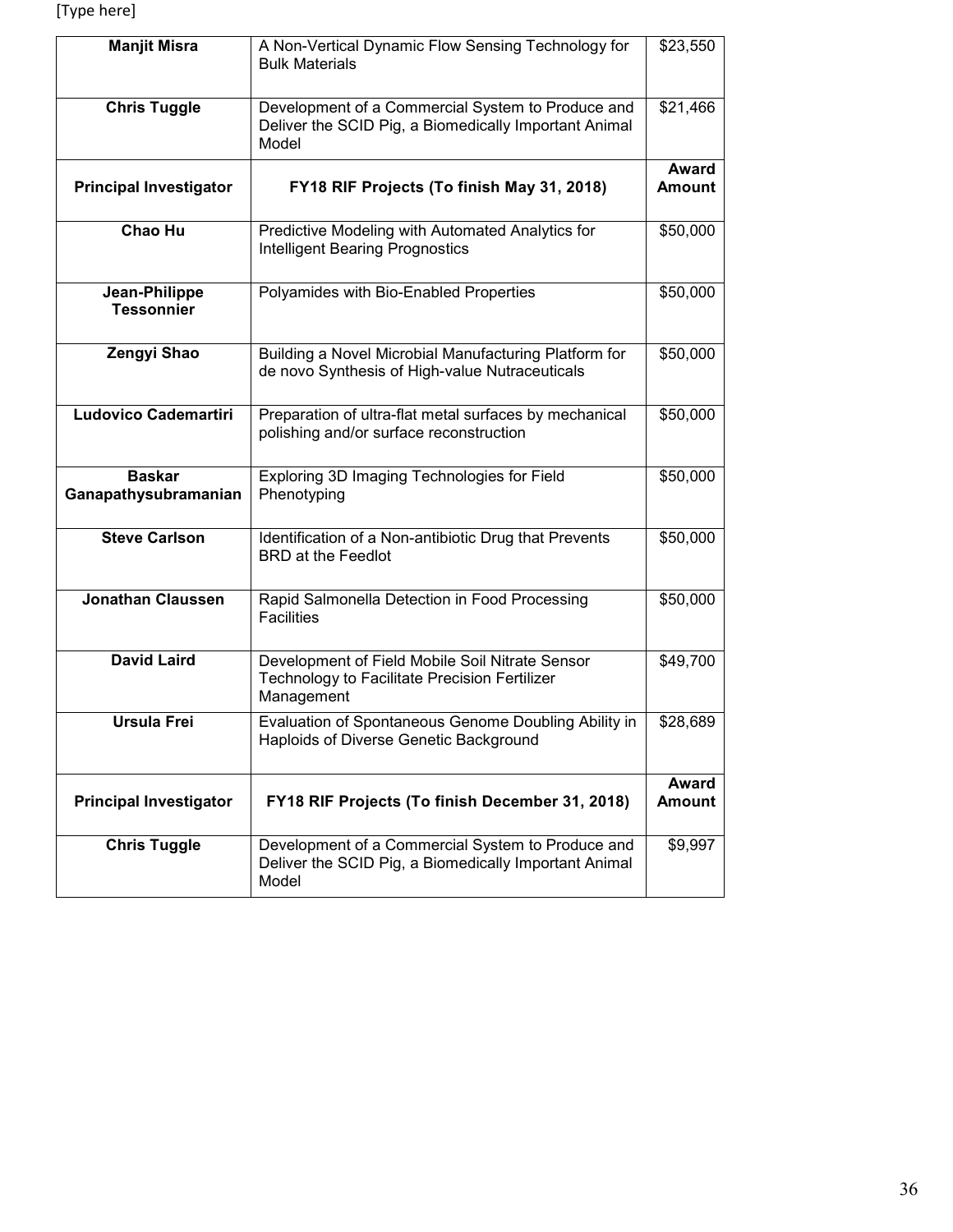| Manjit Misra | A Non-Vertical Dynamic Flow Sensing Technology for Bulk Materials | $23,550 |
|---|---|---|
| **Chris Tuggle** | Development of a Commercial System to Produce and Deliver the SCID Pig, a Biomedically Important Animal Model | $21,466 |
| **Principal Investigator** | **FY18 RIF Projects (To finish May 31, 2018)** | **Award Amount** |
| **Chao Hu** | Predictive Modeling with Automated Analytics for Intelligent Bearing Prognostics | $50,000 |
| **Jean-Philippe Tessonnier** | Polyamides with Bio-Enabled Properties | $50,000 |
| **Zengyi Shao** | Building a Novel Microbial Manufacturing Platform for de novo Synthesis of High-value Nutraceuticals | $50,000 |
| **Ludovico Cademartiri** | Preparation of ultra-flat metal surfaces by mechanical polishing and/or surface reconstruction | $50,000 |
| **Baskar Ganapathysubramanian** | Exploring 3D Imaging Technologies for Field Phenotyping | $50,000 |
| **Steve Carlson** | Identification of a Non-antibiotic Drug that Prevents BRD at the Feedlot | $50,000 |
| **Jonathan Claussen** | Rapid Salmonella Detection in Food Processing Facilities | $50,000 |
| **David Laird** | Development of Field Mobile Soil Nitrate Sensor Technology to Facilitate Precision Fertilizer Management | $49,700 |
| **Ursula Frei** | Evaluation of Spontaneous Genome Doubling Ability in Haploids of Diverse Genetic Background | $28,689 |
| **Principal Investigator** | **FY18 RIF Projects (To finish December 31, 2018)** | **Award Amount** |
| **Chris Tuggle** | Development of a Commercial System to Produce and Deliver the SCID Pig, a Biomedically Important Animal Model | $9,997 |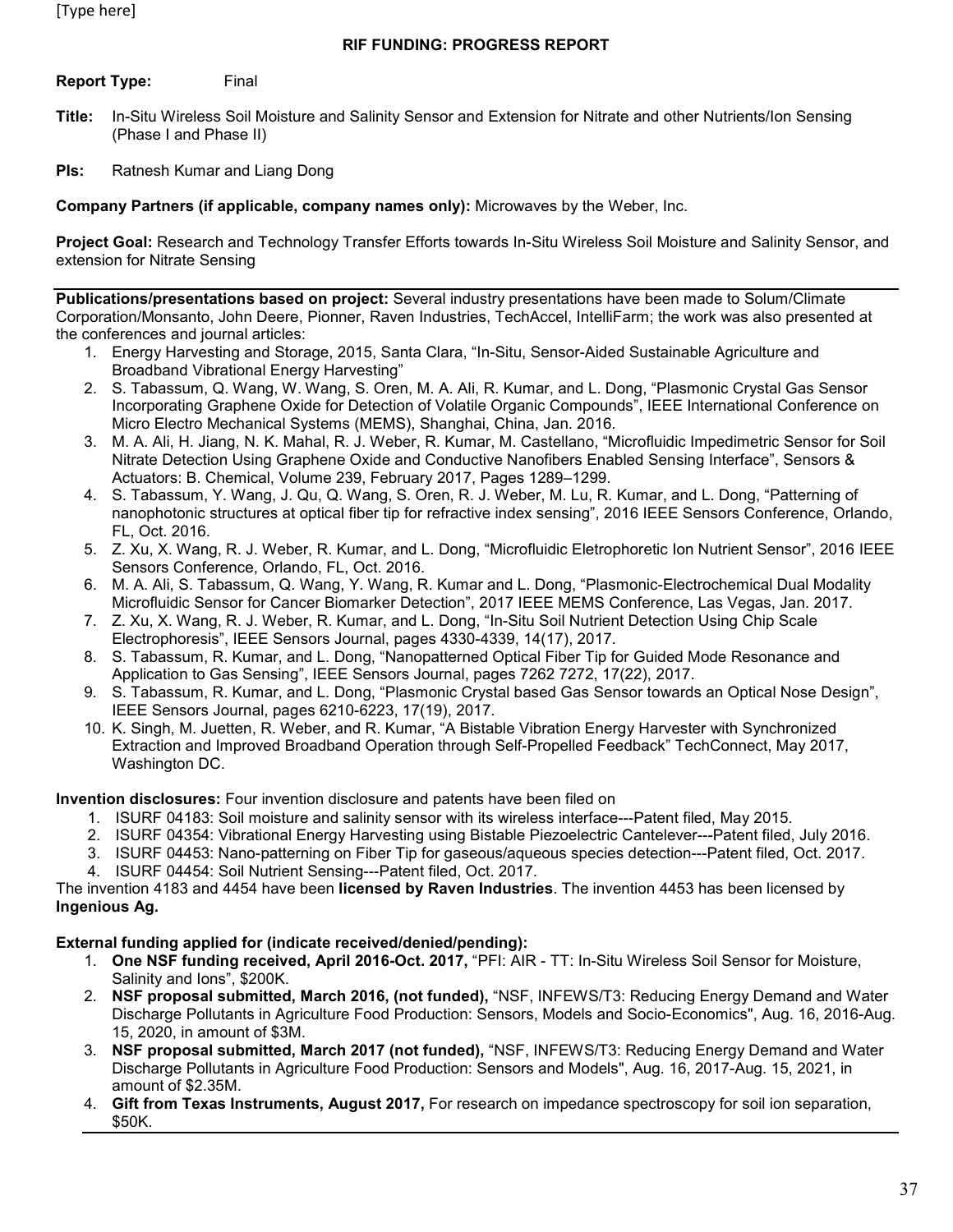[Type here]

**RIF FUNDING: PROGRESS REPORT**

**Report Type:** Final

**Title:** In-Situ Wireless Soil Moisture and Salinity Sensor and Extension for Nitrate and other Nutrients/Ion Sensing (Phase I and Phase II)

**PIs:** Ratnesh Kumar and Liang Dong

**Company Partners (if applicable, company names only):** Microwaves by the Weber, Inc.

**Project Goal:** Research and Technology Transfer Efforts towards In-Situ Wireless Soil Moisture and Salinity Sensor, and extension for Nitrate Sensing

---

**Publications/presentations based on project:** Several industry presentations have been made to Solum/Climate Corporation/Monsanto, John Deere, Pionner, Raven Industries, TechAccel, IntelliFarm; the work was also presented at the conferences and journal articles:

1. Energy Harvesting and Storage, 2015, Santa Clara, "In-Situ, Sensor-Aided Sustainable Agriculture and Broadband Vibrational Energy Harvesting"
2. S. Tabassum, Q. Wang, W. Wang, S. Oren, M. A. Ali, R. Kumar, and L. Dong, "Plasmonic Crystal Gas Sensor Incorporating Graphene Oxide for Detection of Volatile Organic Compounds", IEEE International Conference on Micro Electro Mechanical Systems (MEMS), Shanghai, China, Jan. 2016.
3. M. A. Ali, H. Jiang, N. K. Mahal, R. J. Weber, R. Kumar, M. Castellano, "Microfluidic Impedimetric Sensor for Soil Nitrate Detection Using Graphene Oxide and Conductive Nanofibers Enabled Sensing Interface", Sensors & Actuators: B. Chemical, Volume 239, February 2017, Pages 1289–1299.
4. S. Tabassum, Y. Wang, J. Qu, Q. Wang, S. Oren, R. J. Weber, M. Lu, R. Kumar, and L. Dong, "Patterning of nanophotonic structures at optical fiber tip for refractive index sensing", 2016 IEEE Sensors Conference, Orlando, FL, Oct. 2016.
5. Z. Xu, X. Wang, R. J. Weber, R. Kumar, and L. Dong, "Microfluidic Eletrophoretic Ion Nutrient Sensor", 2016 IEEE Sensors Conference, Orlando, FL, Oct. 2016.
6. M. A. Ali, S. Tabassum, Q. Wang, Y. Wang, R. Kumar and L. Dong, "Plasmonic-Electrochemical Dual Modality Microfluidic Sensor for Cancer Biomarker Detection", 2017 IEEE MEMS Conference, Las Vegas, Jan. 2017.
7. Z. Xu, X. Wang, R. J. Weber, R. Kumar, and L. Dong, "In-Situ Soil Nutrient Detection Using Chip Scale Electrophoresis", IEEE Sensors Journal, pages 4330-4339, 14(17), 2017.
8. S. Tabassum, R. Kumar, and L. Dong, "Nanopatterned Optical Fiber Tip for Guided Mode Resonance and Application to Gas Sensing", IEEE Sensors Journal, pages 7262 7272, 17(22), 2017.
9. S. Tabassum, R. Kumar, and L. Dong, "Plasmonic Crystal based Gas Sensor towards an Optical Nose Design", IEEE Sensors Journal, pages 6210-6223, 17(19), 2017.
10. K. Singh, M. Juetten, R. Weber, and R. Kumar, "A Bistable Vibration Energy Harvester with Synchronized Extraction and Improved Broadband Operation through Self-Propelled Feedback" TechConnect, May 2017, Washington DC.

**Invention disclosures:** Four invention disclosure and patents have been filed on

1. ISURF 04183: Soil moisture and salinity sensor with its wireless interface---Patent filed, May 2015.
2. ISURF 04354: Vibrational Energy Harvesting using Bistable Piezoelectric Cantelever---Patent filed, July 2016.
3. ISURF 04453: Nano-patterning on Fiber Tip for gaseous/aqueous species detection---Patent filed, Oct. 2017.
4. ISURF 04454: Soil Nutrient Sensing---Patent filed, Oct. 2017.

The invention 4183 and 4454 have been **licensed by Raven Industries**. The invention 4453 has been licensed by **Ingenious Ag.**

**External funding applied for (indicate received/denied/pending):**

1. **One NSF funding received, April 2016-Oct. 2017,** "PFI: AIR - TT: In-Situ Wireless Soil Sensor for Moisture, Salinity and Ions", \$200K.
2. **NSF proposal submitted, March 2016, (not funded),** "NSF, INFEWS/T3: Reducing Energy Demand and Water Discharge Pollutants in Agriculture Food Production: Sensors, Models and Socio-Economics", Aug. 16, 2016-Aug. 15, 2020, in amount of \$3M.
3. **NSF proposal submitted, March 2017 (not funded),** "NSF, INFEWS/T3: Reducing Energy Demand and Water Discharge Pollutants in Agriculture Food Production: Sensors and Models", Aug. 16, 2017-Aug. 15, 2021, in amount of \$2.35M.
4. **Gift from Texas Instruments, August 2017,** For research on impedance spectroscopy for soil ion separation, \$50K.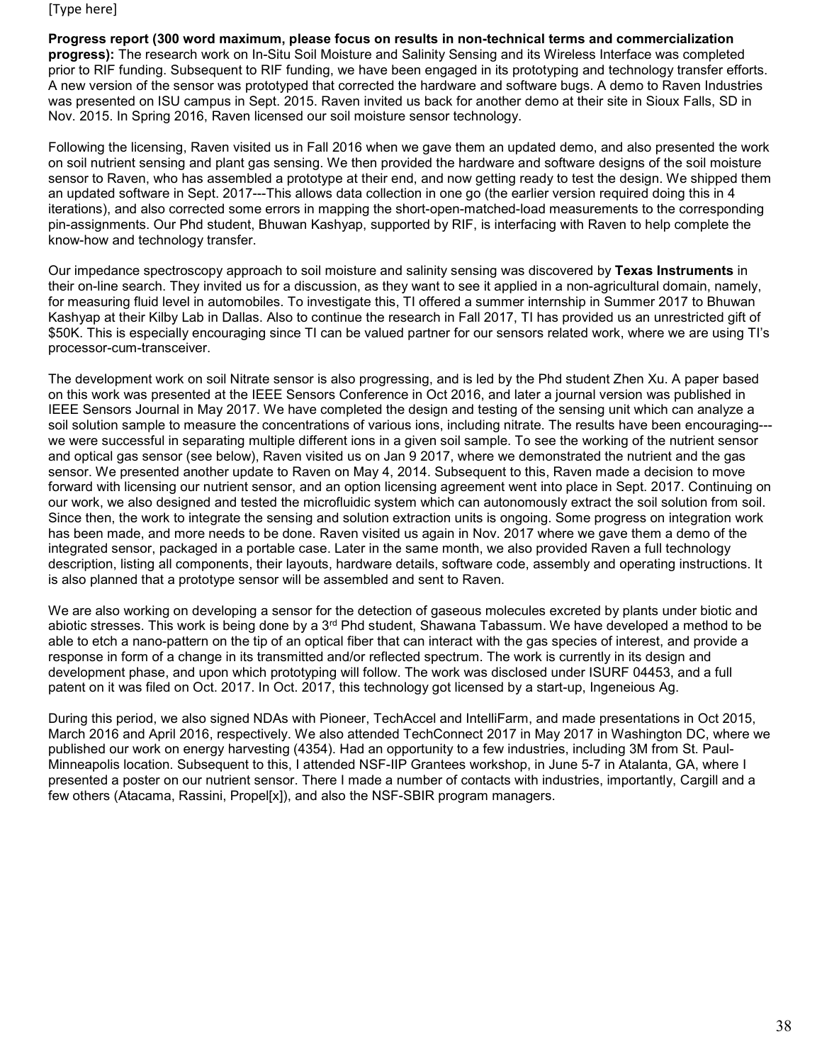[Type here]

**Progress report (300 word maximum, please focus on results in non-technical terms and commercialization progress):** The research work on In-Situ Soil Moisture and Salinity Sensing and its Wireless Interface was completed prior to RIF funding. Subsequent to RIF funding, we have been engaged in its prototyping and technology transfer efforts. A new version of the sensor was prototyped that corrected the hardware and software bugs. A demo to Raven Industries was presented on ISU campus in Sept. 2015. Raven invited us back for another demo at their site in Sioux Falls, SD in Nov. 2015. In Spring 2016, Raven licensed our soil moisture sensor technology.

Following the licensing, Raven visited us in Fall 2016 when we gave them an updated demo, and also presented the work on soil nutrient sensing and plant gas sensing. We then provided the hardware and software designs of the soil moisture sensor to Raven, who has assembled a prototype at their end, and now getting ready to test the design. We shipped them an updated software in Sept. 2017---This allows data collection in one go (the earlier version required doing this in 4 iterations), and also corrected some errors in mapping the short-open-matched-load measurements to the corresponding pin-assignments. Our Phd student, Bhuwan Kashyap, supported by RIF, is interfacing with Raven to help complete the know-how and technology transfer.

Our impedance spectroscopy approach to soil moisture and salinity sensing was discovered by **Texas Instruments** in their on-line search. They invited us for a discussion, as they want to see it applied in a non-agricultural domain, namely, for measuring fluid level in automobiles. To investigate this, TI offered a summer internship in Summer 2017 to Bhuwan Kashyap at their Kilby Lab in Dallas. Also to continue the research in Fall 2017, TI has provided us an unrestricted gift of $50K. This is especially encouraging since TI can be valued partner for our sensors related work, where we are using TI's processor-cum-transceiver.

The development work on soil Nitrate sensor is also progressing, and is led by the Phd student Zhen Xu. A paper based on this work was presented at the IEEE Sensors Conference in Oct 2016, and later a journal version was published in IEEE Sensors Journal in May 2017. We have completed the design and testing of the sensing unit which can analyze a soil solution sample to measure the concentrations of various ions, including nitrate. The results have been encouraging---we were successful in separating multiple different ions in a given soil sample. To see the working of the nutrient sensor and optical gas sensor (see below), Raven visited us on Jan 9 2017, where we demonstrated the nutrient and the gas sensor. We presented another update to Raven on May 4, 2014. Subsequent to this, Raven made a decision to move forward with licensing our nutrient sensor, and an option licensing agreement went into place in Sept. 2017. Continuing on our work, we also designed and tested the microfluidic system which can autonomously extract the soil solution from soil. Since then, the work to integrate the sensing and solution extraction units is ongoing. Some progress on integration work has been made, and more needs to be done. Raven visited us again in Nov. 2017 where we gave them a demo of the integrated sensor, packaged in a portable case. Later in the same month, we also provided Raven a full technology description, listing all components, their layouts, hardware details, software code, assembly and operating instructions. It is also planned that a prototype sensor will be assembled and sent to Raven.

We are also working on developing a sensor for the detection of gaseous molecules excreted by plants under biotic and abiotic stresses. This work is being done by a 3rd Phd student, Shawana Tabassum. We have developed a method to be able to etch a nano-pattern on the tip of an optical fiber that can interact with the gas species of interest, and provide a response in form of a change in its transmitted and/or reflected spectrum. The work is currently in its design and development phase, and upon which prototyping will follow. The work was disclosed under ISURF 04453, and a full patent on it was filed on Oct. 2017. In Oct. 2017, this technology got licensed by a start-up, Ingeneious Ag.

During this period, we also signed NDAs with Pioneer, TechAccel and IntelliFarm, and made presentations in Oct 2015, March 2016 and April 2016, respectively. We also attended TechConnect 2017 in May 2017 in Washington DC, where we published our work on energy harvesting (4354). Had an opportunity to a few industries, including 3M from St. Paul-Minneapolis location. Subsequent to this, I attended NSF-IIP Grantees workshop, in June 5-7 in Atalanta, GA, where I presented a poster on our nutrient sensor. There I made a number of contacts with industries, importantly, Cargill and a few others (Atacama, Rassini, Propel[x]), and also the NSF-SBIR program managers.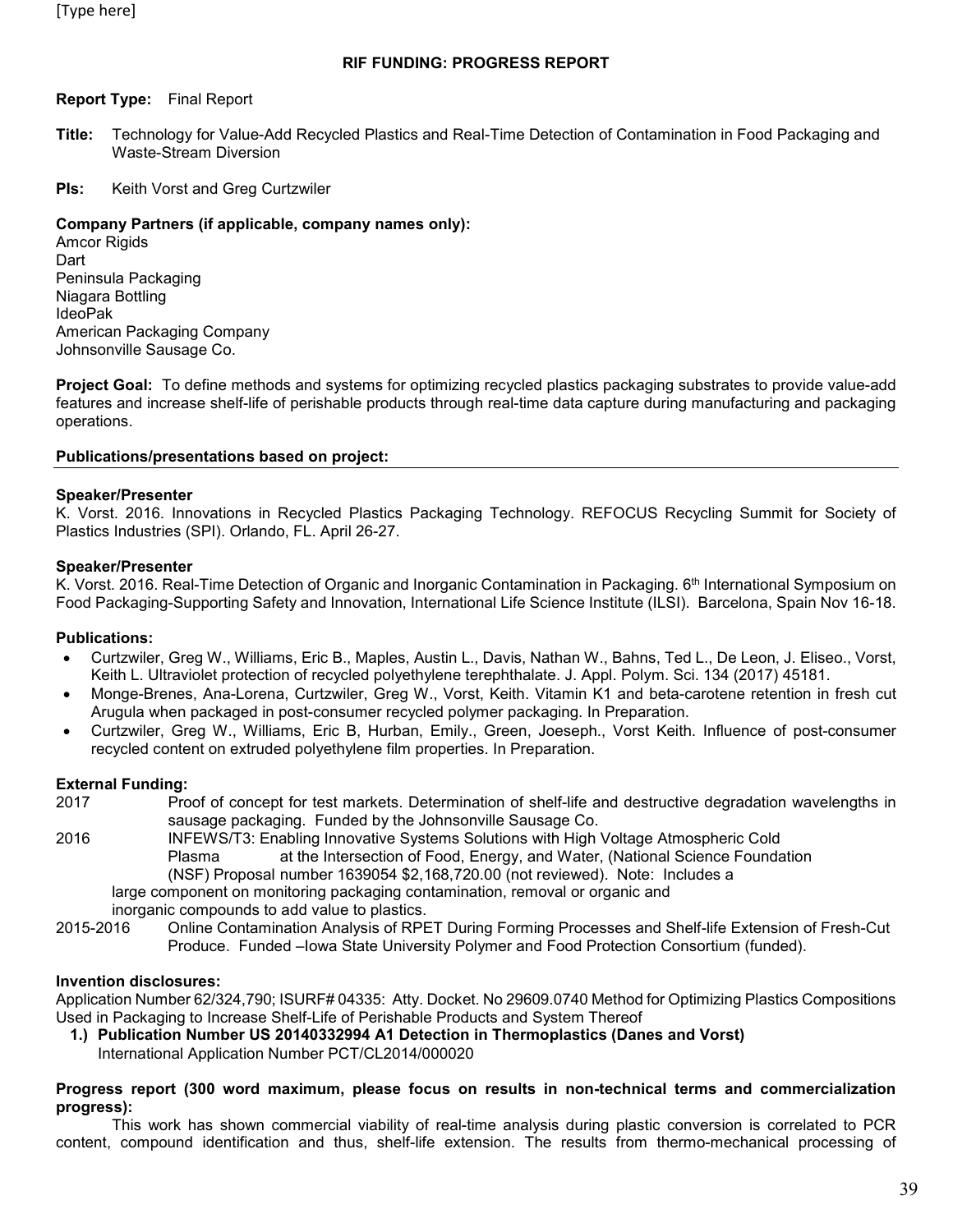[Type here]

**RIF FUNDING: PROGRESS REPORT**

**Report Type:** Final Report

**Title:** Technology for Value-Add Recycled Plastics and Real-Time Detection of Contamination in Food Packaging and Waste-Stream Diversion

**PIs:** Keith Vorst and Greg Curtzwiler

**Company Partners (if applicable, company names only):**
Amcor Rigids
Dart
Peninsula Packaging
Niagara Bottling
IdeoPak
American Packaging Company
Johnsonville Sausage Co.

**Project Goal:** To define methods and systems for optimizing recycled plastics packaging substrates to provide value-add features and increase shelf-life of perishable products through real-time data capture during manufacturing and packaging operations.

**Publications/presentations based on project:**

---

**Speaker/Presenter**
K. Vorst. 2016. Innovations in Recycled Plastics Packaging Technology. REFOCUS Recycling Summit for Society of Plastics Industries (SPI). Orlando, FL. April 26-27.

**Speaker/Presenter**
K. Vorst. 2016. Real-Time Detection of Organic and Inorganic Contamination in Packaging. 6th International Symposium on Food Packaging-Supporting Safety and Innovation, International Life Science Institute (ILSI). Barcelona, Spain Nov 16-18.

**Publications:**

- Curtzwiler, Greg W., Williams, Eric B., Maples, Austin L., Davis, Nathan W., Bahns, Ted L., De Leon, J. Eliseo., Vorst, Keith L. Ultraviolet protection of recycled polyethylene terephthalate. J. Appl. Polym. Sci. 134 (2017) 45181.
- Monge-Brenes, Ana-Lorena, Curtzwiler, Greg W., Vorst, Keith. Vitamin K1 and beta-carotene retention in fresh cut Arugula when packaged in post-consumer recycled polymer packaging. In Preparation.
- Curtzwiler, Greg W., Williams, Eric B, Hurban, Emily., Green, Joeseph., Vorst Keith. Influence of post-consumer recycled content on extruded polyethylene film properties. In Preparation.

**External Funding:**

2017 Proof of concept for test markets. Determination of shelf-life and destructive degradation wavelengths in sausage packaging. Funded by the Johnsonville Sausage Co.

2016 INFEWS/T3: Enabling Innovative Systems Solutions with High Voltage Atmospheric Cold Plasma at the Intersection of Food, Energy, and Water, (National Science Foundation (NSF) Proposal number 1639054 $2,168,720.00 (not reviewed). Note: Includes a large component on monitoring packaging contamination, removal or organic and inorganic compounds to add value to plastics.

2015-2016 Online Contamination Analysis of RPET During Forming Processes and Shelf-life Extension of Fresh-Cut Produce. Funded –Iowa State University Polymer and Food Protection Consortium (funded).

**Invention disclosures:**
Application Number 62/324,790; ISURF# 04335: Atty. Docket. No 29609.0740 Method for Optimizing Plastics Compositions Used in Packaging to Increase Shelf-Life of Perishable Products and System Thereof

1.) **Publication Number US 20140332994 A1 Detection in Thermoplastics (Danes and Vorst)**
International Application Number PCT/CL2014/000020

**Progress report (300 word maximum, please focus on results in non-technical terms and commercialization progress):**

This work has shown commercial viability of real-time analysis during plastic conversion is correlated to PCR content, compound identification and thus, shelf-life extension. The results from thermo-mechanical processing of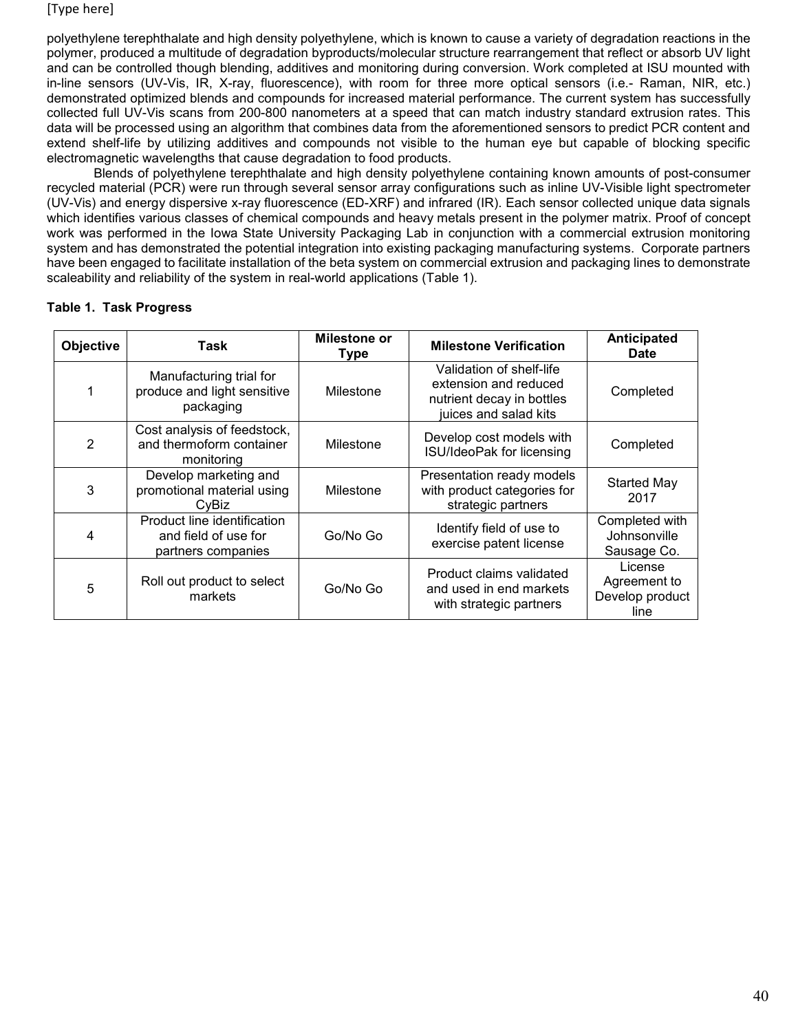polyethylene terephthalate and high density polyethylene, which is known to cause a variety of degradation reactions in the polymer, produced a multitude of degradation byproducts/molecular structure rearrangement that reflect or absorb UV light and can be controlled though blending, additives and monitoring during conversion. Work completed at ISU mounted with in-line sensors (UV-Vis, IR, X-ray, fluorescence), with room for three more optical sensors (i.e.- Raman, NIR, etc.) demonstrated optimized blends and compounds for increased material performance. The current system has successfully collected full UV-Vis scans from 200-800 nanometers at a speed that can match industry standard extrusion rates. This data will be processed using an algorithm that combines data from the aforementioned sensors to predict PCR content and extend shelf-life by utilizing additives and compounds not visible to the human eye but capable of blocking specific electromagnetic wavelengths that cause degradation to food products.

Blends of polyethylene terephthalate and high density polyethylene containing known amounts of post-consumer recycled material (PCR) were run through several sensor array configurations such as inline UV-Visible light spectrometer (UV-Vis) and energy dispersive x-ray fluorescence (ED-XRF) and infrared (IR). Each sensor collected unique data signals which identifies various classes of chemical compounds and heavy metals present in the polymer matrix. Proof of concept work was performed in the Iowa State University Packaging Lab in conjunction with a commercial extrusion monitoring system and has demonstrated the potential integration into existing packaging manufacturing systems. Corporate partners have been engaged to facilitate installation of the beta system on commercial extrusion and packaging lines to demonstrate scaleability and reliability of the system in real-world applications (Table 1).

**Table 1. Task Progress**

| Objective | Task | Milestone or Type | Milestone Verification | Anticipated Date |
|---|---|---|---|---|
| 1 | Manufacturing trial for produce and light sensitive packaging | Milestone | Validation of shelf-life extension and reduced nutrient decay in bottles juices and salad kits | Completed |
| 2 | Cost analysis of feedstock, and thermoform container monitoring | Milestone | Develop cost models with ISU/IdeoPak for licensing | Completed |
| 3 | Develop marketing and promotional material using CyBiz | Milestone | Presentation ready models with product categories for strategic partners | Started May 2017 |
| 4 | Product line identification and field of use for partners companies | Go/No Go | Identify field of use to exercise patent license | Completed with Johnsonville Sausage Co. |
| 5 | Roll out product to select markets | Go/No Go | Product claims validated and used in end markets with strategic partners | License Agreement to Develop product line |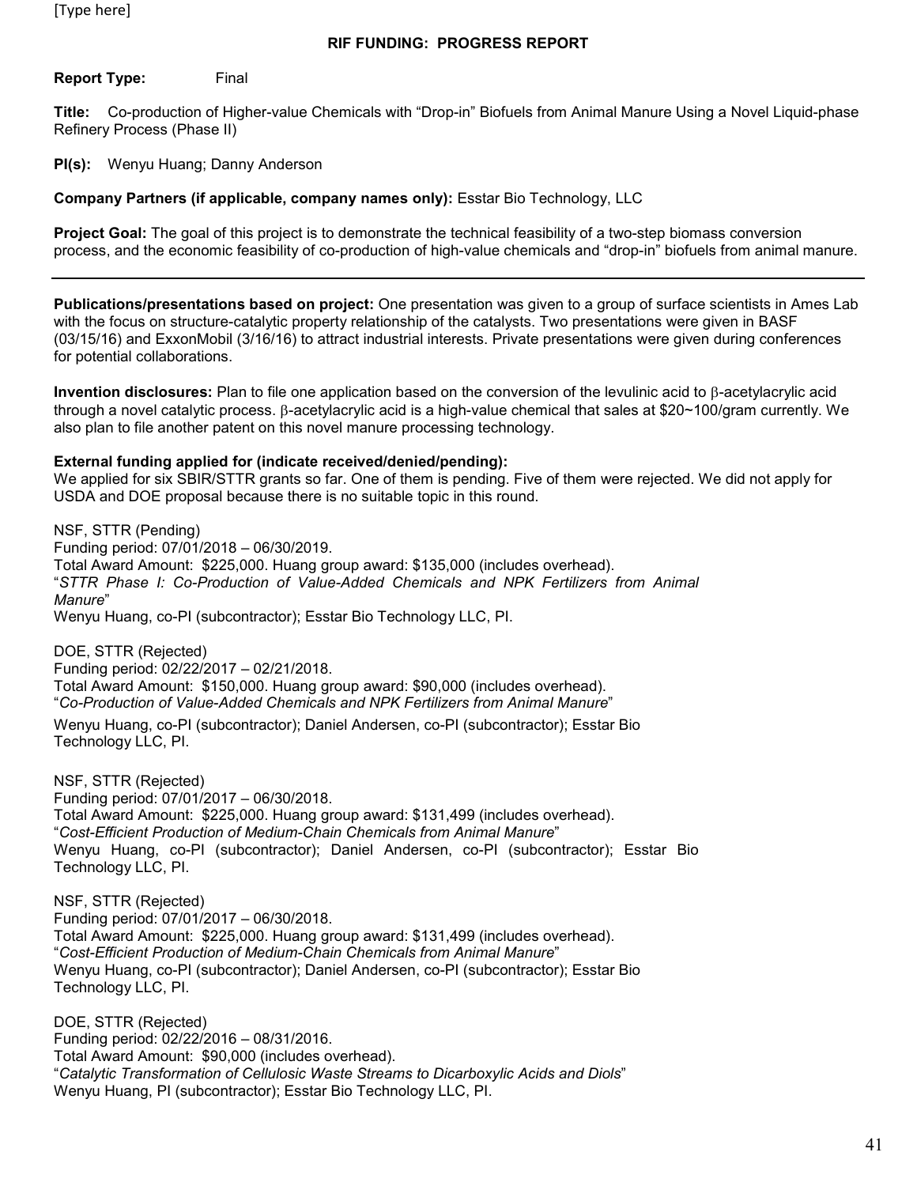[Type here]

## RIF FUNDING: PROGRESS REPORT

**Report Type:** Final

**Title:** Co-production of Higher-value Chemicals with "Drop-in" Biofuels from Animal Manure Using a Novel Liquid-phase Refinery Process (Phase II)

**PI(s):** Wenyu Huang; Danny Anderson

**Company Partners (if applicable, company names only):** Esstar Bio Technology, LLC

**Project Goal:** The goal of this project is to demonstrate the technical feasibility of a two-step biomass conversion process, and the economic feasibility of co-production of high-value chemicals and "drop-in" biofuels from animal manure.

---

**Publications/presentations based on project:** One presentation was given to a group of surface scientists in Ames Lab with the focus on structure-catalytic property relationship of the catalysts. Two presentations were given in BASF (03/15/16) and ExxonMobil (3/16/16) to attract industrial interests. Private presentations were given during conferences for potential collaborations.

**Invention disclosures:** Plan to file one application based on the conversion of the levulinic acid to $\beta$-acetylacrylic acid through a novel catalytic process. $\beta$-acetylacrylic acid is a high-value chemical that sales at $20~100/gram currently. We also plan to file another patent on this novel manure processing technology.

**External funding applied for (indicate received/denied/pending):**
We applied for six SBIR/STTR grants so far. One of them is pending. Five of them were rejected. We did not apply for USDA and DOE proposal because there is no suitable topic in this round.

NSF, STTR (Pending)
Funding period: 07/01/2018 – 06/30/2019.
Total Award Amount: $225,000. Huang group award: $135,000 (includes overhead).
"*STTR Phase I: Co-Production of Value-Added Chemicals and NPK Fertilizers from Animal Manure*"
Wenyu Huang, co-PI (subcontractor); Esstar Bio Technology LLC, PI.

DOE, STTR (Rejected)
Funding period: 02/22/2017 – 02/21/2018.
Total Award Amount: $150,000. Huang group award: $90,000 (includes overhead).
"*Co-Production of Value-Added Chemicals and NPK Fertilizers from Animal Manure*"
Wenyu Huang, co-PI (subcontractor); Daniel Andersen, co-PI (subcontractor); Esstar Bio Technology LLC, PI.

NSF, STTR (Rejected)
Funding period: 07/01/2017 – 06/30/2018.
Total Award Amount: $225,000. Huang group award: $131,499 (includes overhead).
"*Cost-Efficient Production of Medium-Chain Chemicals from Animal Manure*"
Wenyu Huang, co-PI (subcontractor); Daniel Andersen, co-PI (subcontractor); Esstar Bio Technology LLC, PI.

NSF, STTR (Rejected)
Funding period: 07/01/2017 – 06/30/2018.
Total Award Amount: $225,000. Huang group award: $131,499 (includes overhead).
"*Cost-Efficient Production of Medium-Chain Chemicals from Animal Manure*"
Wenyu Huang, co-PI (subcontractor); Daniel Andersen, co-PI (subcontractor); Esstar Bio Technology LLC, PI.

DOE, STTR (Rejected)
Funding period: 02/22/2016 – 08/31/2016.
Total Award Amount: $90,000 (includes overhead).
"*Catalytic Transformation of Cellulosic Waste Streams to Dicarboxylic Acids and Diols*"
Wenyu Huang, PI (subcontractor); Esstar Bio Technology LLC, PI.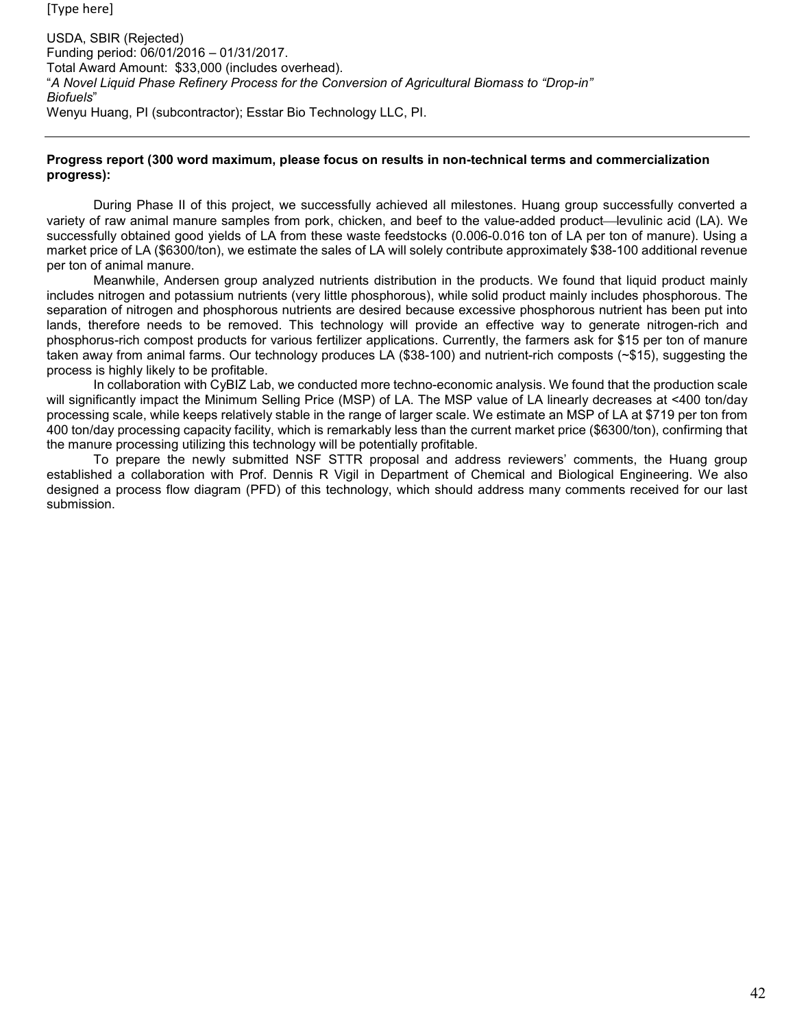USDA, SBIR (Rejected)
Funding period: 06/01/2016 – 01/31/2017.
Total Award Amount: $33,000 (includes overhead).
"*A Novel Liquid Phase Refinery Process for the Conversion of Agricultural Biomass to "Drop-in" Biofuels*"
Wenyu Huang, PI (subcontractor); Esstar Bio Technology LLC, PI.

---

**Progress report (300 word maximum, please focus on results in non-technical terms and commercialization progress):**

During Phase II of this project, we successfully achieved all milestones. Huang group successfully converted a variety of raw animal manure samples from pork, chicken, and beef to the value-added product—levulinic acid (LA). We successfully obtained good yields of LA from these waste feedstocks (0.006-0.016 ton of LA per ton of manure). Using a market price of LA ($6300/ton), we estimate the sales of LA will solely contribute approximately $38-100 additional revenue per ton of animal manure.

Meanwhile, Andersen group analyzed nutrients distribution in the products. We found that liquid product mainly includes nitrogen and potassium nutrients (very little phosphorous), while solid product mainly includes phosphorous. The separation of nitrogen and phosphorous nutrients are desired because excessive phosphorous nutrient has been put into lands, therefore needs to be removed. This technology will provide an effective way to generate nitrogen-rich and phosphorus-rich compost products for various fertilizer applications. Currently, the farmers ask for $15 per ton of manure taken away from animal farms. Our technology produces LA ($38-100) and nutrient-rich composts (~$15), suggesting the process is highly likely to be profitable.

In collaboration with CyBIZ Lab, we conducted more techno-economic analysis. We found that the production scale will significantly impact the Minimum Selling Price (MSP) of LA. The MSP value of LA linearly decreases at <400 ton/day processing scale, while keeps relatively stable in the range of larger scale. We estimate an MSP of LA at $719 per ton from 400 ton/day processing capacity facility, which is remarkably less than the current market price ($6300/ton), confirming that the manure processing utilizing this technology will be potentially profitable.

To prepare the newly submitted NSF STTR proposal and address reviewers' comments, the Huang group established a collaboration with Prof. Dennis R Vigil in Department of Chemical and Biological Engineering. We also designed a process flow diagram (PFD) of this technology, which should address many comments received for our last submission.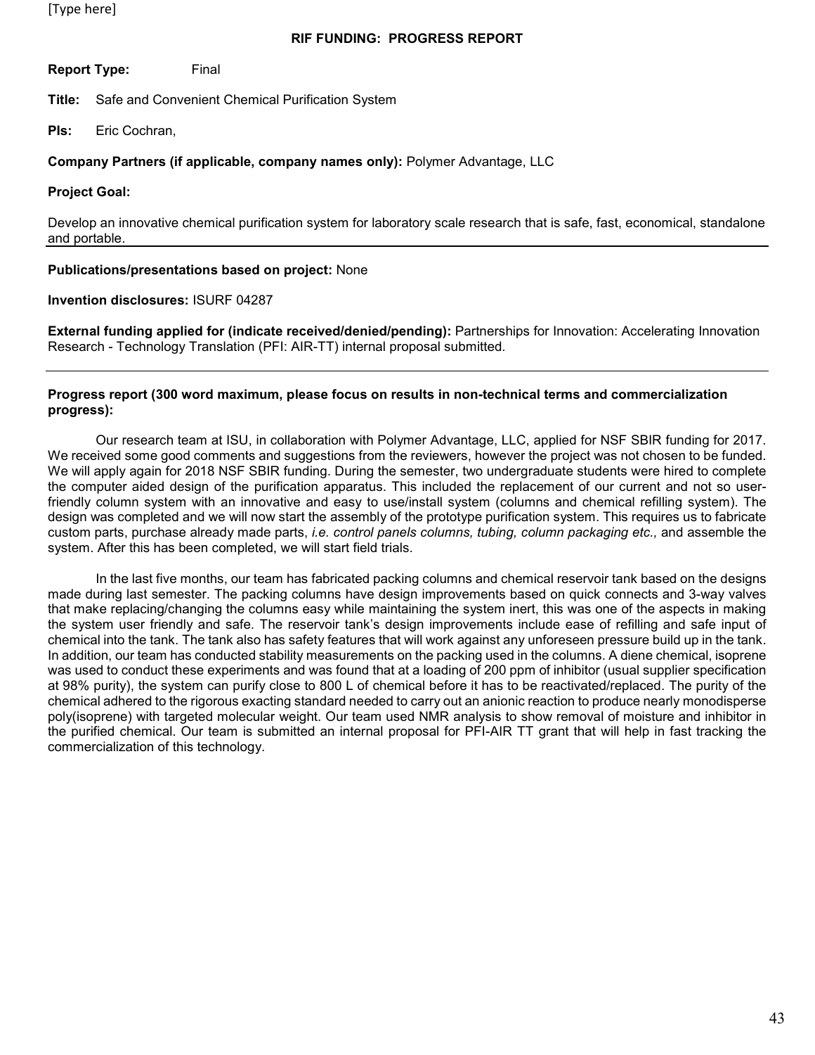[Type here]

**RIF FUNDING: PROGRESS REPORT**

**Report Type:** Final

**Title:** Safe and Convenient Chemical Purification System

**PIs:** Eric Cochran,

**Company Partners (if applicable, company names only):** Polymer Advantage, LLC

**Project Goal:**

Develop an innovative chemical purification system for laboratory scale research that is safe, fast, economical, standalone and portable.

**Publications/presentations based on project:** None

**Invention disclosures:** ISURF 04287

**External funding applied for (indicate received/denied/pending):** Partnerships for Innovation: Accelerating Innovation Research - Technology Translation (PFI: AIR-TT) internal proposal submitted.

---

**Progress report (300 word maximum, please focus on results in non-technical terms and commercialization progress):**

Our research team at ISU, in collaboration with Polymer Advantage, LLC, applied for NSF SBIR funding for 2017. We received some good comments and suggestions from the reviewers, however the project was not chosen to be funded. We will apply again for 2018 NSF SBIR funding. During the semester, two undergraduate students were hired to complete the computer aided design of the purification apparatus. This included the replacement of our current and not so user-friendly column system with an innovative and easy to use/install system (columns and chemical refilling system). The design was completed and we will now start the assembly of the prototype purification system. This requires us to fabricate custom parts, purchase already made parts, *i.e. control panels columns, tubing, column packaging etc.,* and assemble the system. After this has been completed, we will start field trials.

In the last five months, our team has fabricated packing columns and chemical reservoir tank based on the designs made during last semester. The packing columns have design improvements based on quick connects and 3-way valves that make replacing/changing the columns easy while maintaining the system inert, this was one of the aspects in making the system user friendly and safe. The reservoir tank's design improvements include ease of refilling and safe input of chemical into the tank. The tank also has safety features that will work against any unforeseen pressure build up in the tank. In addition, our team has conducted stability measurements on the packing used in the columns. A diene chemical, isoprene was used to conduct these experiments and was found that at a loading of 200 ppm of inhibitor (usual supplier specification at 98% purity), the system can purify close to 800 L of chemical before it has to be reactivated/replaced. The purity of the chemical adhered to the rigorous exacting standard needed to carry out an anionic reaction to produce nearly monodisperse poly(isoprene) with targeted molecular weight. Our team used NMR analysis to show removal of moisture and inhibitor in the purified chemical. Our team is submitted an internal proposal for PFI-AIR TT grant that will help in fast tracking the commercialization of this technology.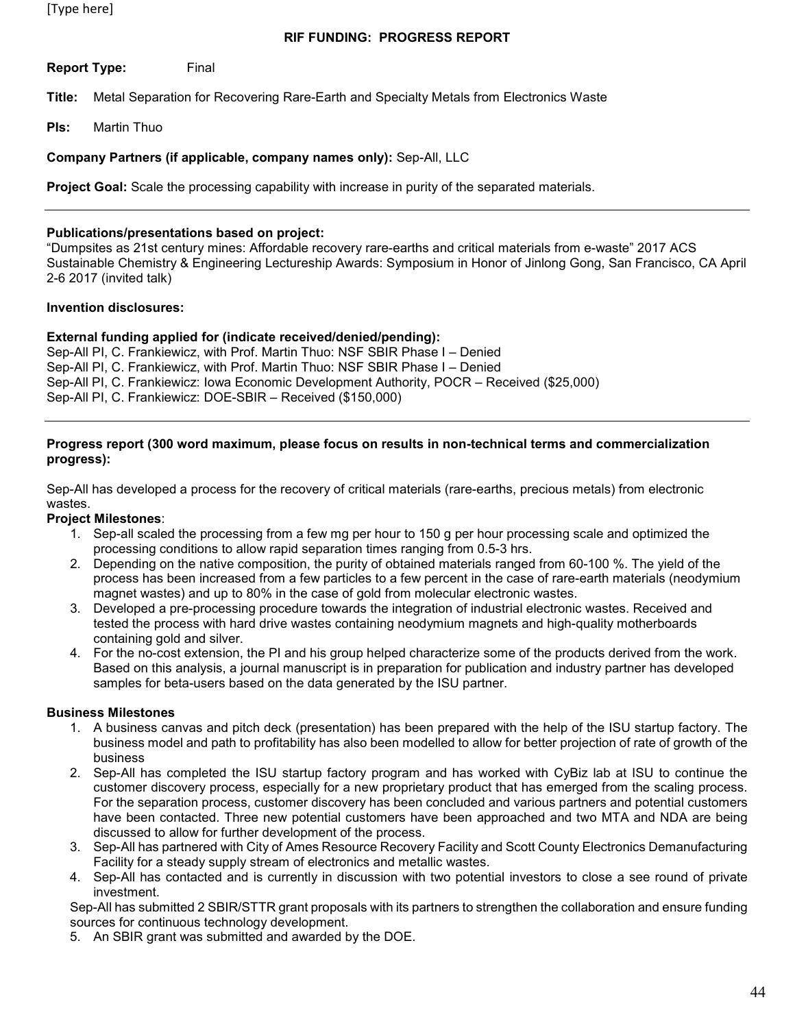[Type here]

**RIF FUNDING: PROGRESS REPORT**

**Report Type:** Final

**Title:** Metal Separation for Recovering Rare-Earth and Specialty Metals from Electronics Waste

**PIs:** Martin Thuo

**Company Partners (if applicable, company names only):** Sep-All, LLC

**Project Goal:** Scale the processing capability with increase in purity of the separated materials.

---

**Publications/presentations based on project:**
"Dumpsites as 21st century mines: Affordable recovery rare-earths and critical materials from e-waste" 2017 ACS Sustainable Chemistry & Engineering Lectureship Awards: Symposium in Honor of Jinlong Gong, San Francisco, CA April 2-6 2017 (invited talk)

**Invention disclosures:**

**External funding applied for (indicate received/denied/pending):**
Sep-All PI, C. Frankiewicz, with Prof. Martin Thuo: NSF SBIR Phase I – Denied
Sep-All PI, C. Frankiewicz, with Prof. Martin Thuo: NSF SBIR Phase I – Denied
Sep-All PI, C. Frankiewicz: Iowa Economic Development Authority, POCR – Received ($25,000)
Sep-All PI, C. Frankiewicz: DOE-SBIR – Received ($150,000)

---

**Progress report (300 word maximum, please focus on results in non-technical terms and commercialization progress):**

Sep-All has developed a process for the recovery of critical materials (rare-earths, precious metals) from electronic wastes.

**Project Milestones**:

1. Sep-all scaled the processing from a few mg per hour to 150 g per hour processing scale and optimized the processing conditions to allow rapid separation times ranging from 0.5-3 hrs.
2. Depending on the native composition, the purity of obtained materials ranged from 60-100 %. The yield of the process has been increased from a few particles to a few percent in the case of rare-earth materials (neodymium magnet wastes) and up to 80% in the case of gold from molecular electronic wastes.
3. Developed a pre-processing procedure towards the integration of industrial electronic wastes. Received and tested the process with hard drive wastes containing neodymium magnets and high-quality motherboards containing gold and silver.
4. For the no-cost extension, the PI and his group helped characterize some of the products derived from the work. Based on this analysis, a journal manuscript is in preparation for publication and industry partner has developed samples for beta-users based on the data generated by the ISU partner.

**Business Milestones**

1. A business canvas and pitch deck (presentation) has been prepared with the help of the ISU startup factory. The business model and path to profitability has also been modelled to allow for better projection of rate of growth of the business
2. Sep-All has completed the ISU startup factory program and has worked with CyBiz lab at ISU to continue the customer discovery process, especially for a new proprietary product that has emerged from the scaling process. For the separation process, customer discovery has been concluded and various partners and potential customers have been contacted. Three new potential customers have been approached and two MTA and NDA are being discussed to allow for further development of the process.
3. Sep-All has partnered with City of Ames Resource Recovery Facility and Scott County Electronics Demanufacturing Facility for a steady supply stream of electronics and metallic wastes.
4. Sep-All has contacted and is currently in discussion with two potential investors to close a see round of private investment.

Sep-All has submitted 2 SBIR/STTR grant proposals with its partners to strengthen the collaboration and ensure funding sources for continuous technology development.

5. An SBIR grant was submitted and awarded by the DOE.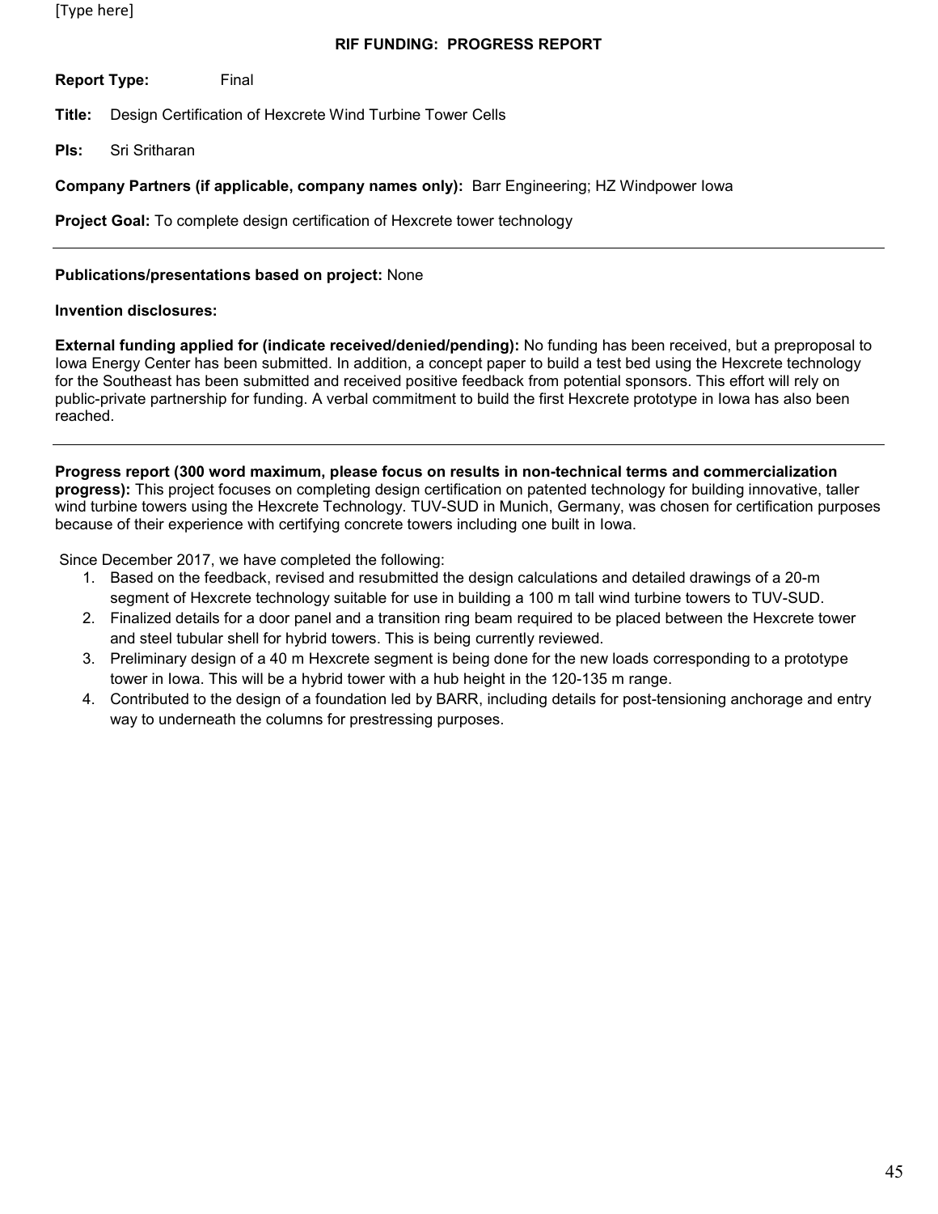[Type here]

**RIF FUNDING: PROGRESS REPORT**

**Report Type:** Final

**Title:** Design Certification of Hexcrete Wind Turbine Tower Cells

**PIs:** Sri Sritharan

**Company Partners (if applicable, company names only):** Barr Engineering; HZ Windpower Iowa

**Project Goal:** To complete design certification of Hexcrete tower technology

---

**Publications/presentations based on project:** None

**Invention disclosures:**

**External funding applied for (indicate received/denied/pending):** No funding has been received, but a preproposal to Iowa Energy Center has been submitted. In addition, a concept paper to build a test bed using the Hexcrete technology for the Southeast has been submitted and received positive feedback from potential sponsors. This effort will rely on public-private partnership for funding. A verbal commitment to build the first Hexcrete prototype in Iowa has also been reached.

---

**Progress report (300 word maximum, please focus on results in non-technical terms and commercialization progress):** This project focuses on completing design certification on patented technology for building innovative, taller wind turbine towers using the Hexcrete Technology. TUV-SUD in Munich, Germany, was chosen for certification purposes because of their experience with certifying concrete towers including one built in Iowa.

Since December 2017, we have completed the following:

1. Based on the feedback, revised and resubmitted the design calculations and detailed drawings of a 20-m segment of Hexcrete technology suitable for use in building a 100 m tall wind turbine towers to TUV-SUD.
2. Finalized details for a door panel and a transition ring beam required to be placed between the Hexcrete tower and steel tubular shell for hybrid towers. This is being currently reviewed.
3. Preliminary design of a 40 m Hexcrete segment is being done for the new loads corresponding to a prototype tower in Iowa. This will be a hybrid tower with a hub height in the 120-135 m range.
4. Contributed to the design of a foundation led by BARR, including details for post-tensioning anchorage and entry way to underneath the columns for prestressing purposes.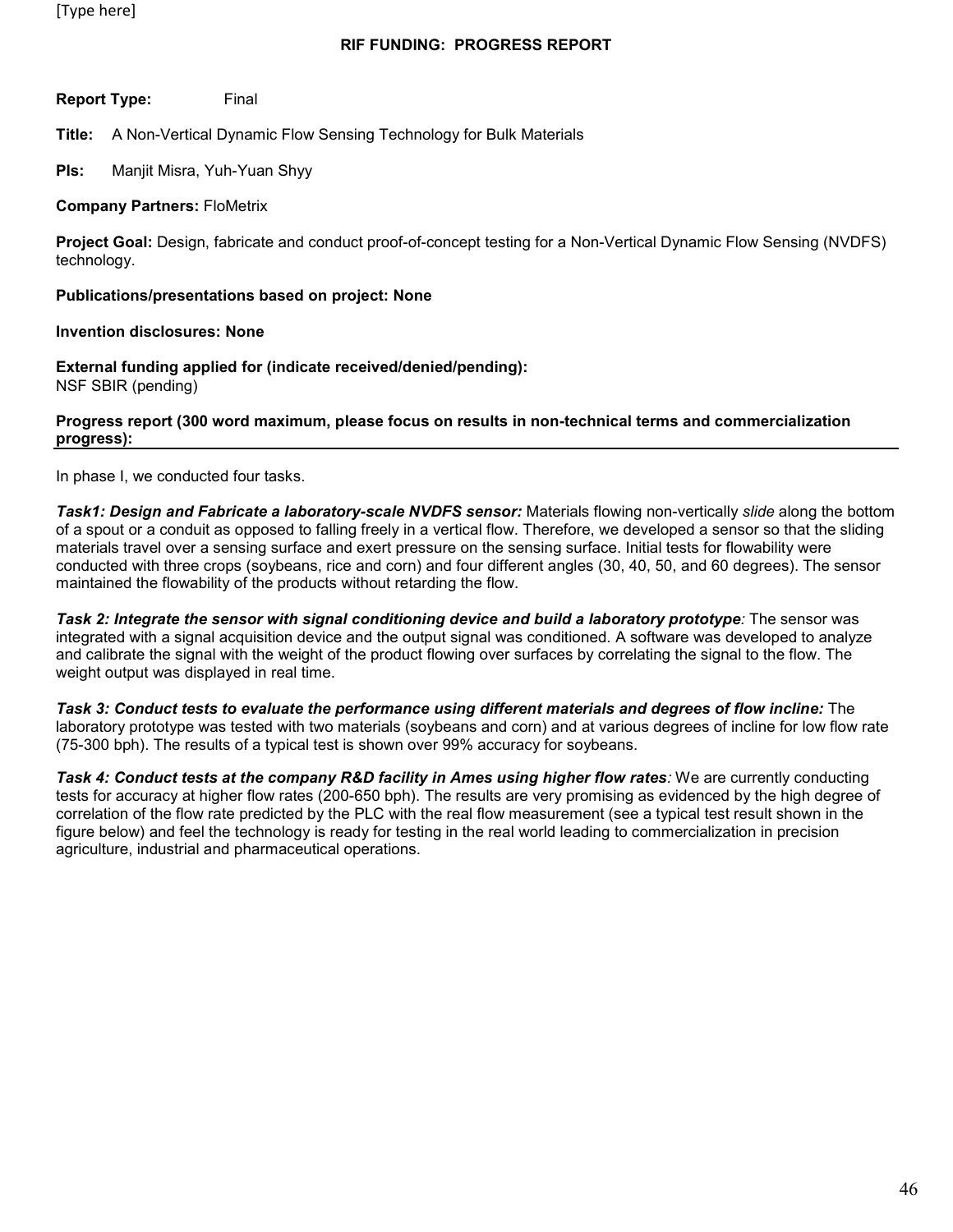[Type here]

**RIF FUNDING: PROGRESS REPORT**

**Report Type:** Final

**Title:** A Non-Vertical Dynamic Flow Sensing Technology for Bulk Materials

**PIs:** Manjit Misra, Yuh-Yuan Shyy

**Company Partners:** FloMetrix

**Project Goal:** Design, fabricate and conduct proof-of-concept testing for a Non-Vertical Dynamic Flow Sensing (NVDFS) technology.

**Publications/presentations based on project: None**

**Invention disclosures: None**

**External funding applied for (indicate received/denied/pending):**
NSF SBIR (pending)

**Progress report (300 word maximum, please focus on results in non-technical terms and commercialization progress):**

In phase I, we conducted four tasks.

***Task1: Design and Fabricate a laboratory-scale NVDFS sensor:*** Materials flowing non-vertically *slide* along the bottom of a spout or a conduit as opposed to falling freely in a vertical flow. Therefore, we developed a sensor so that the sliding materials travel over a sensing surface and exert pressure on the sensing surface. Initial tests for flowability were conducted with three crops (soybeans, rice and corn) and four different angles (30, 40, 50, and 60 degrees). The sensor maintained the flowability of the products without retarding the flow.

***Task 2: Integrate the sensor with signal conditioning device and build a laboratory prototype:*** The sensor was integrated with a signal acquisition device and the output signal was conditioned. A software was developed to analyze and calibrate the signal with the weight of the product flowing over surfaces by correlating the signal to the flow. The weight output was displayed in real time.

***Task 3: Conduct tests to evaluate the performance using different materials and degrees of flow incline:*** The laboratory prototype was tested with two materials (soybeans and corn) and at various degrees of incline for low flow rate (75-300 bph). The results of a typical test is shown over 99% accuracy for soybeans.

***Task 4: Conduct tests at the company R&D facility in Ames using higher flow rates:*** We are currently conducting tests for accuracy at higher flow rates (200-650 bph). The results are very promising as evidenced by the high degree of correlation of the flow rate predicted by the PLC with the real flow measurement (see a typical test result shown in the figure below) and feel the technology is ready for testing in the real world leading to commercialization in precision agriculture, industrial and pharmaceutical operations.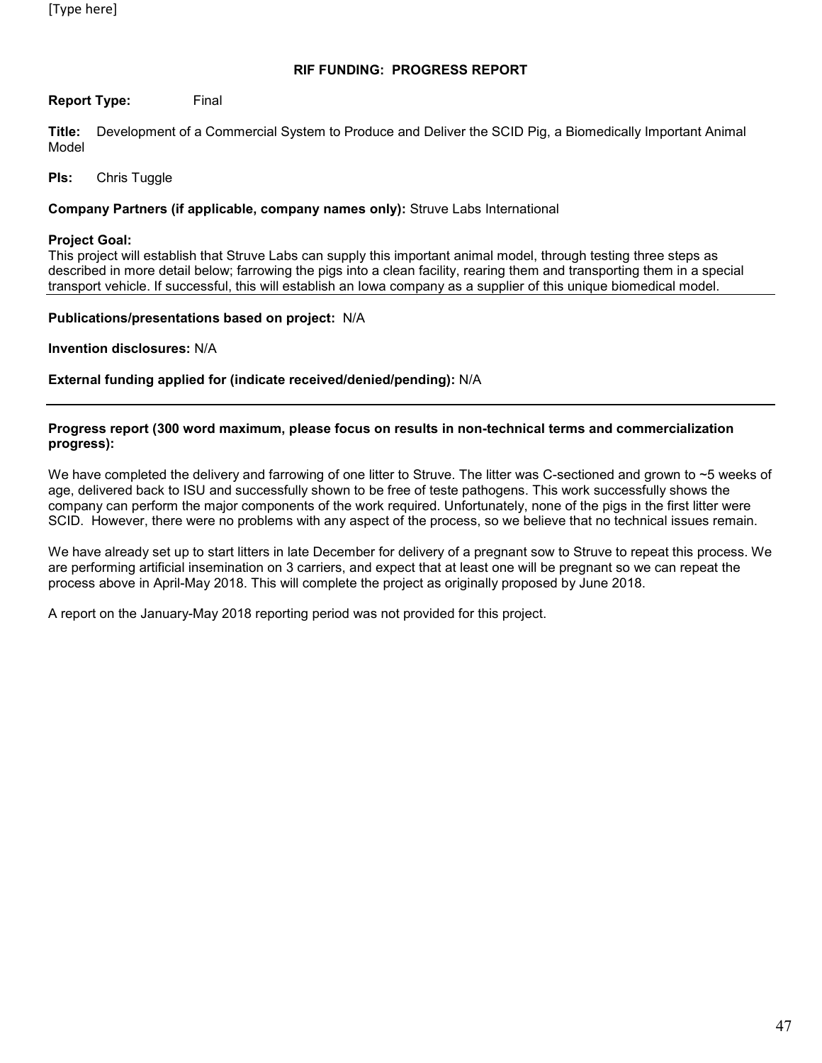**RIF FUNDING: PROGRESS REPORT**

**Report Type:** Final

**Title:** Development of a Commercial System to Produce and Deliver the SCID Pig, a Biomedically Important Animal Model

**PIs:** Chris Tuggle

**Company Partners (if applicable, company names only):** Struve Labs International

**Project Goal:**
This project will establish that Struve Labs can supply this important animal model, through testing three steps as described in more detail below; farrowing the pigs into a clean facility, rearing them and transporting them in a special transport vehicle. If successful, this will establish an Iowa company as a supplier of this unique biomedical model.

**Publications/presentations based on project:** N/A

**Invention disclosures:** N/A

**External funding applied for (indicate received/denied/pending):** N/A

---

**Progress report (300 word maximum, please focus on results in non-technical terms and commercialization progress):**

We have completed the delivery and farrowing of one litter to Struve. The litter was C-sectioned and grown to ~5 weeks of age, delivered back to ISU and successfully shown to be free of teste pathogens. This work successfully shows the company can perform the major components of the work required. Unfortunately, none of the pigs in the first litter were SCID. However, there were no problems with any aspect of the process, so we believe that no technical issues remain.

We have already set up to start litters in late December for delivery of a pregnant sow to Struve to repeat this process. We are performing artificial insemination on 3 carriers, and expect that at least one will be pregnant so we can repeat the process above in April-May 2018. This will complete the project as originally proposed by June 2018.

A report on the January-May 2018 reporting period was not provided for this project.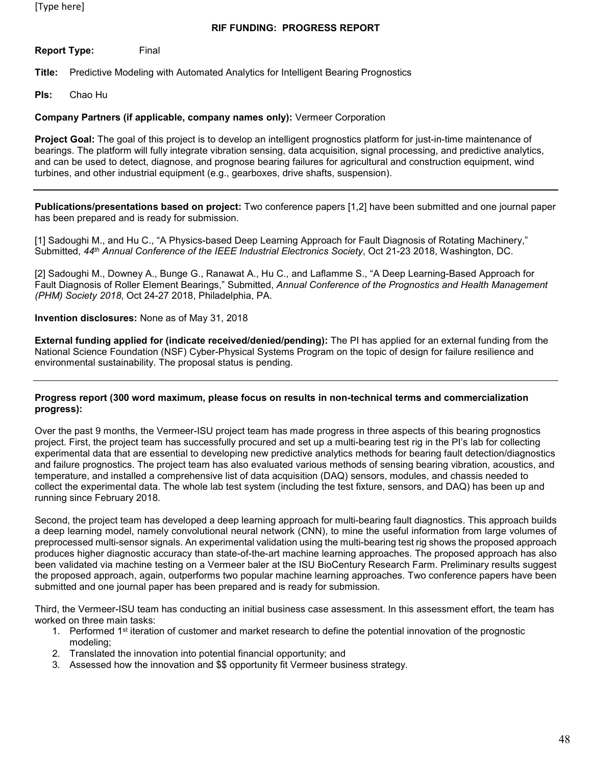[Type here]

**RIF FUNDING: PROGRESS REPORT**

**Report Type:** Final

**Title:** Predictive Modeling with Automated Analytics for Intelligent Bearing Prognostics

**PIs:** Chao Hu

**Company Partners (if applicable, company names only):** Vermeer Corporation

**Project Goal:** The goal of this project is to develop an intelligent prognostics platform for just-in-time maintenance of bearings. The platform will fully integrate vibration sensing, data acquisition, signal processing, and predictive analytics, and can be used to detect, diagnose, and prognose bearing failures for agricultural and construction equipment, wind turbines, and other industrial equipment (e.g., gearboxes, drive shafts, suspension).

---

**Publications/presentations based on project:** Two conference papers [1,2] have been submitted and one journal paper has been prepared and is ready for submission.

[1] Sadoughi M., and Hu C., "A Physics-based Deep Learning Approach for Fault Diagnosis of Rotating Machinery," Submitted, *44th Annual Conference of the IEEE Industrial Electronics Society*, Oct 21-23 2018, Washington, DC.

[2] Sadoughi M., Downey A., Bunge G., Ranawat A., Hu C., and Laflamme S., "A Deep Learning-Based Approach for Fault Diagnosis of Roller Element Bearings," Submitted, *Annual Conference of the Prognostics and Health Management (PHM) Society 2018*, Oct 24-27 2018, Philadelphia, PA.

**Invention disclosures:** None as of May 31, 2018

**External funding applied for (indicate received/denied/pending):** The PI has applied for an external funding from the National Science Foundation (NSF) Cyber-Physical Systems Program on the topic of design for failure resilience and environmental sustainability. The proposal status is pending.

---

**Progress report (300 word maximum, please focus on results in non-technical terms and commercialization progress):**

Over the past 9 months, the Vermeer-ISU project team has made progress in three aspects of this bearing prognostics project. First, the project team has successfully procured and set up a multi-bearing test rig in the PI's lab for collecting experimental data that are essential to developing new predictive analytics methods for bearing fault detection/diagnostics and failure prognostics. The project team has also evaluated various methods of sensing bearing vibration, acoustics, and temperature, and installed a comprehensive list of data acquisition (DAQ) sensors, modules, and chassis needed to collect the experimental data. The whole lab test system (including the test fixture, sensors, and DAQ) has been up and running since February 2018.

Second, the project team has developed a deep learning approach for multi-bearing fault diagnostics. This approach builds a deep learning model, namely convolutional neural network (CNN), to mine the useful information from large volumes of preprocessed multi-sensor signals. An experimental validation using the multi-bearing test rig shows the proposed approach produces higher diagnostic accuracy than state-of-the-art machine learning approaches. The proposed approach has also been validated via machine testing on a Vermeer baler at the ISU BioCentury Research Farm. Preliminary results suggest the proposed approach, again, outperforms two popular machine learning approaches. Two conference papers have been submitted and one journal paper has been prepared and is ready for submission.

Third, the Vermeer-ISU team has conducting an initial business case assessment. In this assessment effort, the team has worked on three main tasks:

1. Performed 1st iteration of customer and market research to define the potential innovation of the prognostic modeling;
2. Translated the innovation into potential financial opportunity; and
3. Assessed how the innovation and $$ opportunity fit Vermeer business strategy.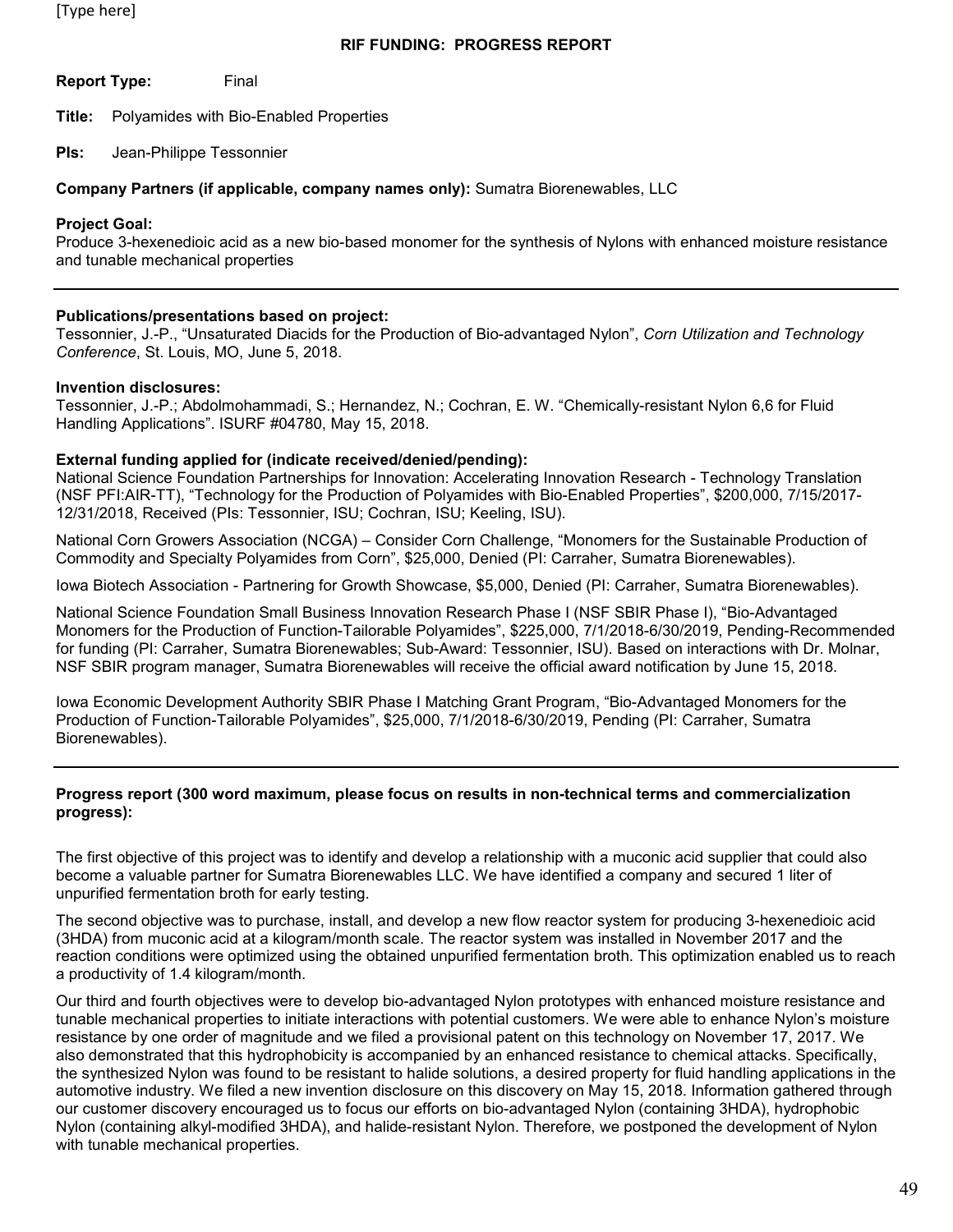## RIF FUNDING: PROGRESS REPORT

**Report Type:** Final

**Title:** Polyamides with Bio-Enabled Properties

**PIs:** Jean-Philippe Tessonnier

**Company Partners (if applicable, company names only):** Sumatra Biorenewables, LLC

**Project Goal:**
Produce 3-hexenedioic acid as a new bio-based monomer for the synthesis of Nylons with enhanced moisture resistance and tunable mechanical properties

---

**Publications/presentations based on project:**
Tessonnier, J.-P., "Unsaturated Diacids for the Production of Bio-advantaged Nylon", *Corn Utilization and Technology Conference*, St. Louis, MO, June 5, 2018.

**Invention disclosures:**
Tessonnier, J.-P.; Abdolmohammadi, S.; Hernandez, N.; Cochran, E. W. "Chemically-resistant Nylon 6,6 for Fluid Handling Applications". ISURF #04780, May 15, 2018.

**External funding applied for (indicate received/denied/pending):**
National Science Foundation Partnerships for Innovation: Accelerating Innovation Research - Technology Translation (NSF PFI:AIR-TT), "Technology for the Production of Polyamides with Bio-Enabled Properties", $200,000, 7/15/2017-12/31/2018, Received (PIs: Tessonnier, ISU; Cochran, ISU; Keeling, ISU).

National Corn Growers Association (NCGA) – Consider Corn Challenge, "Monomers for the Sustainable Production of Commodity and Specialty Polyamides from Corn", $25,000, Denied (PI: Carraher, Sumatra Biorenewables).

Iowa Biotech Association - Partnering for Growth Showcase, $5,000, Denied (PI: Carraher, Sumatra Biorenewables).

National Science Foundation Small Business Innovation Research Phase I (NSF SBIR Phase I), "Bio-Advantaged Monomers for the Production of Function-Tailorable Polyamides", $225,000, 7/1/2018-6/30/2019, Pending-Recommended for funding (PI: Carraher, Sumatra Biorenewables; Sub-Award: Tessonnier, ISU). Based on interactions with Dr. Molnar, NSF SBIR program manager, Sumatra Biorenewables will receive the official award notification by June 15, 2018.

Iowa Economic Development Authority SBIR Phase I Matching Grant Program, "Bio-Advantaged Monomers for the Production of Function-Tailorable Polyamides", $25,000, 7/1/2018-6/30/2019, Pending (PI: Carraher, Sumatra Biorenewables).

---

**Progress report (300 word maximum, please focus on results in non-technical terms and commercialization progress):**

The first objective of this project was to identify and develop a relationship with a muconic acid supplier that could also become a valuable partner for Sumatra Biorenewables LLC. We have identified a company and secured 1 liter of unpurified fermentation broth for early testing.

The second objective was to purchase, install, and develop a new flow reactor system for producing 3-hexenedioic acid (3HDA) from muconic acid at a kilogram/month scale. The reactor system was installed in November 2017 and the reaction conditions were optimized using the obtained unpurified fermentation broth. This optimization enabled us to reach a productivity of 1.4 kilogram/month.

Our third and fourth objectives were to develop bio-advantaged Nylon prototypes with enhanced moisture resistance and tunable mechanical properties to initiate interactions with potential customers. We were able to enhance Nylon's moisture resistance by one order of magnitude and we filed a provisional patent on this technology on November 17, 2017. We also demonstrated that this hydrophobicity is accompanied by an enhanced resistance to chemical attacks. Specifically, the synthesized Nylon was found to be resistant to halide solutions, a desired property for fluid handling applications in the automotive industry. We filed a new invention disclosure on this discovery on May 15, 2018. Information gathered through our customer discovery encouraged us to focus our efforts on bio-advantaged Nylon (containing 3HDA), hydrophobic Nylon (containing alkyl-modified 3HDA), and halide-resistant Nylon. Therefore, we postponed the development of Nylon with tunable mechanical properties.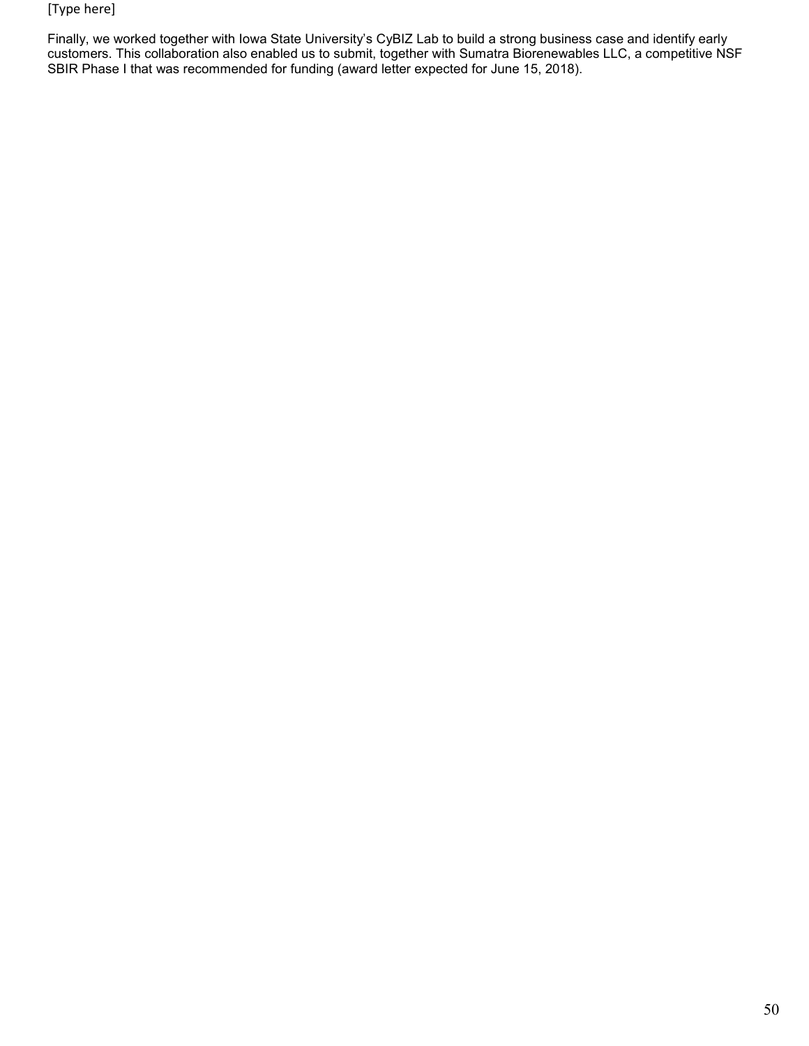Finally, we worked together with Iowa State University's CyBIZ Lab to build a strong business case and identify early customers. This collaboration also enabled us to submit, together with Sumatra Biorenewables LLC, a competitive NSF SBIR Phase I that was recommended for funding (award letter expected for June 15, 2018).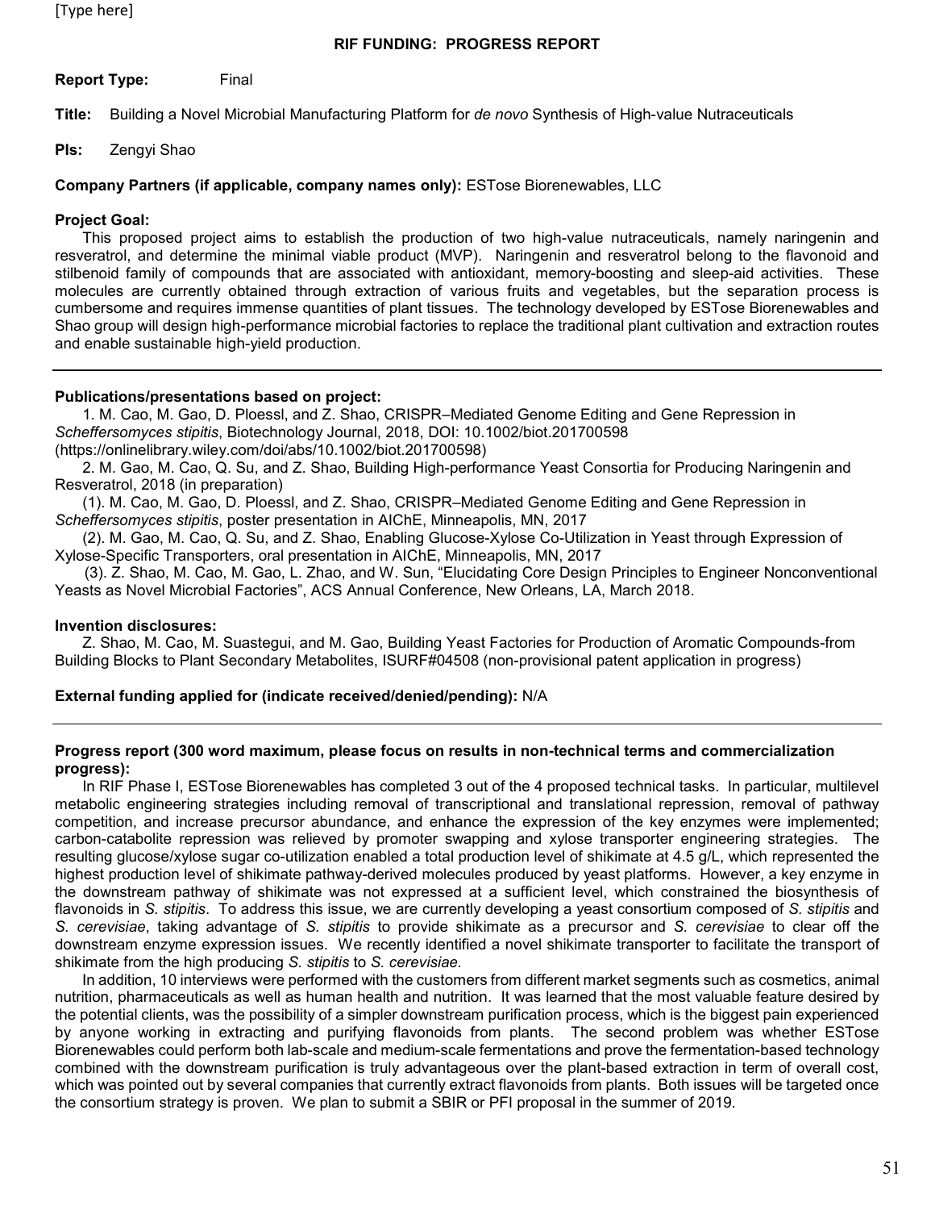## RIF FUNDING: PROGRESS REPORT

**Report Type:** Final

**Title:** Building a Novel Microbial Manufacturing Platform for *de novo* Synthesis of High-value Nutraceuticals

**PIs:** Zengyi Shao

**Company Partners (if applicable, company names only):** ESTose Biorenewables, LLC

**Project Goal:**

This proposed project aims to establish the production of two high-value nutraceuticals, namely naringenin and resveratrol, and determine the minimal viable product (MVP). Naringenin and resveratrol belong to the flavonoid and stilbenoid family of compounds that are associated with antioxidant, memory-boosting and sleep-aid activities. These molecules are currently obtained through extraction of various fruits and vegetables, but the separation process is cumbersome and requires immense quantities of plant tissues. The technology developed by ESTose Biorenewables and Shao group will design high-performance microbial factories to replace the traditional plant cultivation and extraction routes and enable sustainable high-yield production.

---

**Publications/presentations based on project:**

1. M. Cao, M. Gao, D. Ploessl, and Z. Shao, CRISPR–Mediated Genome Editing and Gene Repression in *Scheffersomyces stipitis*, Biotechnology Journal, 2018, DOI: 10.1002/biot.201700598 (https://onlinelibrary.wiley.com/doi/abs/10.1002/biot.201700598)
2. M. Gao, M. Cao, Q. Su, and Z. Shao, Building High-performance Yeast Consortia for Producing Naringenin and Resveratrol, 2018 (in preparation)

(1). M. Cao, M. Gao, D. Ploessl, and Z. Shao, CRISPR–Mediated Genome Editing and Gene Repression in *Scheffersomyces stipitis*, poster presentation in AIChE, Minneapolis, MN, 2017

(2). M. Gao, M. Cao, Q. Su, and Z. Shao, Enabling Glucose-Xylose Co-Utilization in Yeast through Expression of Xylose-Specific Transporters, oral presentation in AIChE, Minneapolis, MN, 2017

(3). Z. Shao, M. Cao, M. Gao, L. Zhao, and W. Sun, “Elucidating Core Design Principles to Engineer Nonconventional Yeasts as Novel Microbial Factories”, ACS Annual Conference, New Orleans, LA, March 2018.

**Invention disclosures:**

Z. Shao, M. Cao, M. Suastegui, and M. Gao, Building Yeast Factories for Production of Aromatic Compounds-from Building Blocks to Plant Secondary Metabolites, ISURF#04508 (non-provisional patent application in progress)

**External funding applied for (indicate received/denied/pending):** N/A

---

**Progress report (300 word maximum, please focus on results in non-technical terms and commercialization progress):**

In RIF Phase I, ESTose Biorenewables has completed 3 out of the 4 proposed technical tasks. In particular, multilevel metabolic engineering strategies including removal of transcriptional and translational repression, removal of pathway competition, and increase precursor abundance, and enhance the expression of the key enzymes were implemented; carbon-catabolite repression was relieved by promoter swapping and xylose transporter engineering strategies. The resulting glucose/xylose sugar co-utilization enabled a total production level of shikimate at 4.5 g/L, which represented the highest production level of shikimate pathway-derived molecules produced by yeast platforms. However, a key enzyme in the downstream pathway of shikimate was not expressed at a sufficient level, which constrained the biosynthesis of flavonoids in *S. stipitis*. To address this issue, we are currently developing a yeast consortium composed of *S. stipitis* and *S. cerevisiae*, taking advantage of *S. stipitis* to provide shikimate as a precursor and *S. cerevisiae* to clear off the downstream enzyme expression issues. We recently identified a novel shikimate transporter to facilitate the transport of shikimate from the high producing *S. stipitis* to *S. cerevisiae*.

In addition, 10 interviews were performed with the customers from different market segments such as cosmetics, animal nutrition, pharmaceuticals as well as human health and nutrition. It was learned that the most valuable feature desired by the potential clients, was the possibility of a simpler downstream purification process, which is the biggest pain experienced by anyone working in extracting and purifying flavonoids from plants. The second problem was whether ESTose Biorenewables could perform both lab-scale and medium-scale fermentations and prove the fermentation-based technology combined with the downstream purification is truly advantageous over the plant-based extraction in term of overall cost, which was pointed out by several companies that currently extract flavonoids from plants. Both issues will be targeted once the consortium strategy is proven. We plan to submit a SBIR or PFI proposal in the summer of 2019.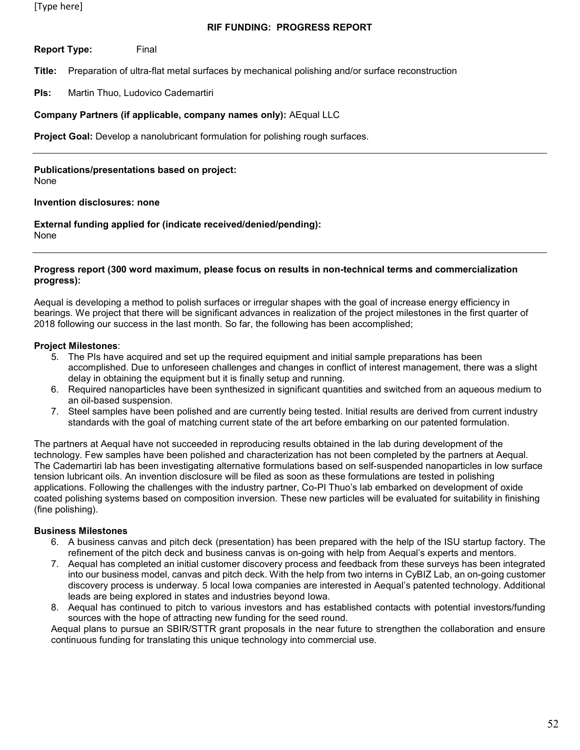[Type here]

**RIF FUNDING: PROGRESS REPORT**

**Report Type:** Final

**Title:** Preparation of ultra-flat metal surfaces by mechanical polishing and/or surface reconstruction

**PIs:** Martin Thuo, Ludovico Cademartiri

**Company Partners (if applicable, company names only):** AEqual LLC

**Project Goal:** Develop a nanolubricant formulation for polishing rough surfaces.

---

**Publications/presentations based on project:**
None

**Invention disclosures: none**

**External funding applied for (indicate received/denied/pending):**
None

---

**Progress report (300 word maximum, please focus on results in non-technical terms and commercialization progress):**

Aequal is developing a method to polish surfaces or irregular shapes with the goal of increase energy efficiency in bearings. We project that there will be significant advances in realization of the project milestones in the first quarter of 2018 following our success in the last month. So far, the following has been accomplished;

**Project Milestones**:

5. The PIs have acquired and set up the required equipment and initial sample preparations has been accomplished. Due to unforeseen challenges and changes in conflict of interest management, there was a slight delay in obtaining the equipment but it is finally setup and running.
6. Required nanoparticles have been synthesized in significant quantities and switched from an aqueous medium to an oil-based suspension.
7. Steel samples have been polished and are currently being tested. Initial results are derived from current industry standards with the goal of matching current state of the art before embarking on our patented formulation.

The partners at Aequal have not succeeded in reproducing results obtained in the lab during development of the technology. Few samples have been polished and characterization has not been completed by the partners at Aequal. The Cademartiri lab has been investigating alternative formulations based on self-suspended nanoparticles in low surface tension lubricant oils. An invention disclosure will be filed as soon as these formulations are tested in polishing applications. Following the challenges with the industry partner, Co-PI Thuo's lab embarked on development of oxide coated polishing systems based on composition inversion. These new particles will be evaluated for suitability in finishing (fine polishing).

**Business Milestones**

6. A business canvas and pitch deck (presentation) has been prepared with the help of the ISU startup factory. The refinement of the pitch deck and business canvas is on-going with help from Aequal's experts and mentors.
7. Aequal has completed an initial customer discovery process and feedback from these surveys has been integrated into our business model, canvas and pitch deck. With the help from two interns in CyBIZ Lab, an on-going customer discovery process is underway. 5 local Iowa companies are interested in Aequal's patented technology. Additional leads are being explored in states and industries beyond Iowa.
8. Aequal has continued to pitch to various investors and has established contacts with potential investors/funding sources with the hope of attracting new funding for the seed round.

Aequal plans to pursue an SBIR/STTR grant proposals in the near future to strengthen the collaboration and ensure continuous funding for translating this unique technology into commercial use.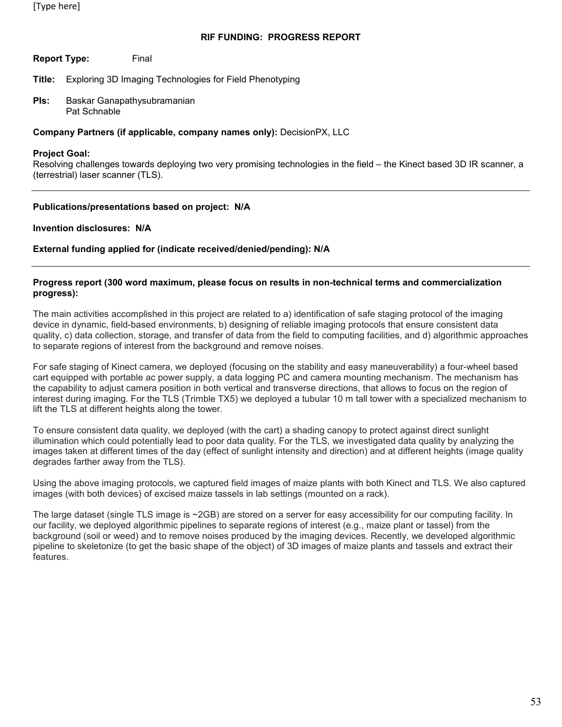[Type here]

## RIF FUNDING: PROGRESS REPORT

**Report Type:** Final

**Title:** Exploring 3D Imaging Technologies for Field Phenotyping

**PIs:** Baskar Ganapathysubramanian
Pat Schnable

**Company Partners (if applicable, company names only):** DecisionPX, LLC

**Project Goal:**
Resolving challenges towards deploying two very promising technologies in the field – the Kinect based 3D IR scanner, a (terrestrial) laser scanner (TLS).

---

**Publications/presentations based on project: N/A**

**Invention disclosures: N/A**

**External funding applied for (indicate received/denied/pending): N/A**

---

**Progress report (300 word maximum, please focus on results in non-technical terms and commercialization progress):**

The main activities accomplished in this project are related to a) identification of safe staging protocol of the imaging device in dynamic, field-based environments, b) designing of reliable imaging protocols that ensure consistent data quality, c) data collection, storage, and transfer of data from the field to computing facilities, and d) algorithmic approaches to separate regions of interest from the background and remove noises.

For safe staging of Kinect camera, we deployed (focusing on the stability and easy maneuverability) a four-wheel based cart equipped with portable ac power supply, a data logging PC and camera mounting mechanism. The mechanism has the capability to adjust camera position in both vertical and transverse directions, that allows to focus on the region of interest during imaging. For the TLS (Trimble TX5) we deployed a tubular 10 m tall tower with a specialized mechanism to lift the TLS at different heights along the tower.

To ensure consistent data quality, we deployed (with the cart) a shading canopy to protect against direct sunlight illumination which could potentially lead to poor data quality. For the TLS, we investigated data quality by analyzing the images taken at different times of the day (effect of sunlight intensity and direction) and at different heights (image quality degrades farther away from the TLS).

Using the above imaging protocols, we captured field images of maize plants with both Kinect and TLS. We also captured images (with both devices) of excised maize tassels in lab settings (mounted on a rack).

The large dataset (single TLS image is ~2GB) are stored on a server for easy accessibility for our computing facility. In our facility, we deployed algorithmic pipelines to separate regions of interest (e.g., maize plant or tassel) from the background (soil or weed) and to remove noises produced by the imaging devices. Recently, we developed algorithmic pipeline to skeletonize (to get the basic shape of the object) of 3D images of maize plants and tassels and extract their features.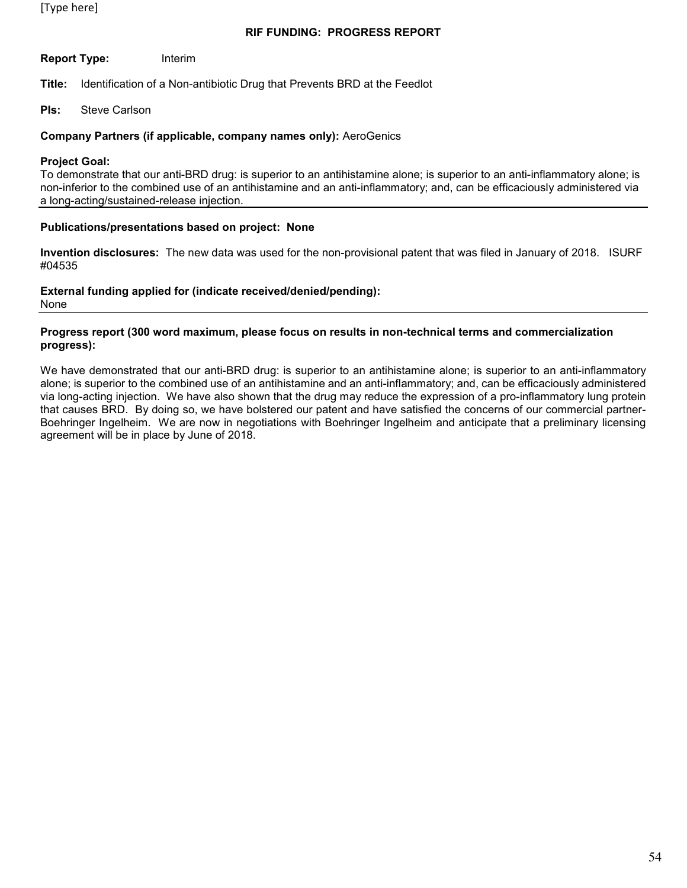## RIF FUNDING: PROGRESS REPORT

**Report Type:** Interim

**Title:** Identification of a Non-antibiotic Drug that Prevents BRD at the Feedlot

**PIs:** Steve Carlson

**Company Partners (if applicable, company names only):** AeroGenics

**Project Goal:**
To demonstrate that our anti-BRD drug: is superior to an antihistamine alone; is superior to an anti-inflammatory alone; is non-inferior to the combined use of an antihistamine and an anti-inflammatory; and, can be efficaciously administered via a long-acting/sustained-release injection.

**Publications/presentations based on project: None**

**Invention disclosures:** The new data was used for the non-provisional patent that was filed in January of 2018. ISURF #04535

**External funding applied for (indicate received/denied/pending):**
None

**Progress report (300 word maximum, please focus on results in non-technical terms and commercialization progress):**

We have demonstrated that our anti-BRD drug: is superior to an antihistamine alone; is superior to an anti-inflammatory alone; is superior to the combined use of an antihistamine and an anti-inflammatory; and, can be efficaciously administered via long-acting injection. We have also shown that the drug may reduce the expression of a pro-inflammatory lung protein that causes BRD. By doing so, we have bolstered our patent and have satisfied the concerns of our commercial partner-Boehringer Ingelheim. We are now in negotiations with Boehringer Ingelheim and anticipate that a preliminary licensing agreement will be in place by June of 2018.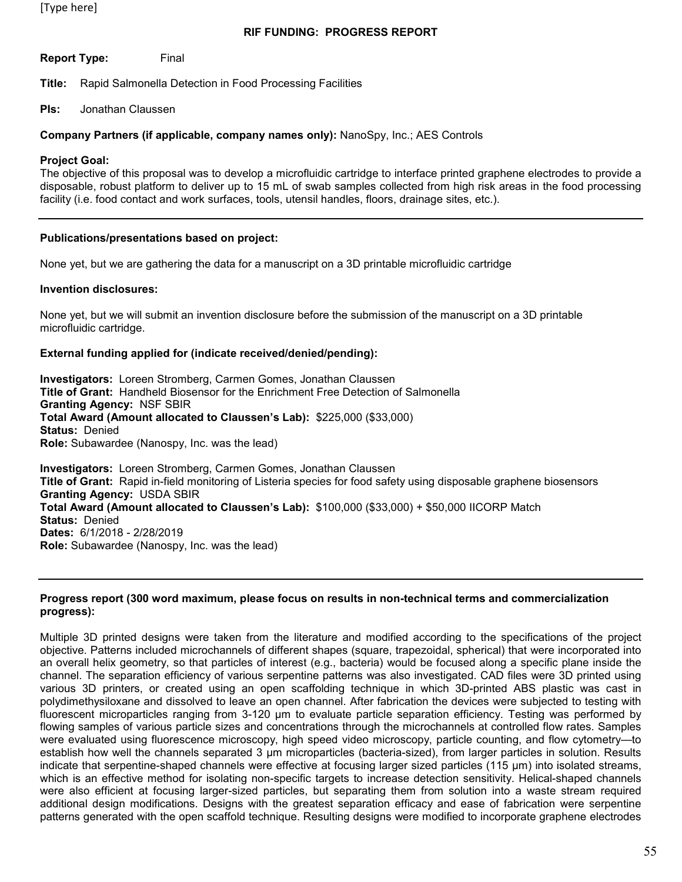[Type here]

**RIF FUNDING: PROGRESS REPORT**

**Report Type:** Final

**Title:** Rapid Salmonella Detection in Food Processing Facilities

**PIs:** Jonathan Claussen

**Company Partners (if applicable, company names only):** NanoSpy, Inc.; AES Controls

**Project Goal:**
The objective of this proposal was to develop a microfluidic cartridge to interface printed graphene electrodes to provide a disposable, robust platform to deliver up to 15 mL of swab samples collected from high risk areas in the food processing facility (i.e. food contact and work surfaces, tools, utensil handles, floors, drainage sites, etc.).

---

**Publications/presentations based on project:**

None yet, but we are gathering the data for a manuscript on a 3D printable microfluidic cartridge

**Invention disclosures:**

None yet, but we will submit an invention disclosure before the submission of the manuscript on a 3D printable microfluidic cartridge.

**External funding applied for (indicate received/denied/pending):**

**Investigators:** Loreen Stromberg, Carmen Gomes, Jonathan Claussen
**Title of Grant:** Handheld Biosensor for the Enrichment Free Detection of Salmonella
**Granting Agency:** NSF SBIR
**Total Award (Amount allocated to Claussen's Lab):** $225,000 ($33,000)
**Status:** Denied
**Role:** Subawardee (Nanospy, Inc. was the lead)

**Investigators:** Loreen Stromberg, Carmen Gomes, Jonathan Claussen
**Title of Grant:** Rapid in-field monitoring of Listeria species for food safety using disposable graphene biosensors
**Granting Agency:** USDA SBIR
**Total Award (Amount allocated to Claussen's Lab):** $100,000 ($33,000) + $50,000 IICORP Match
**Status:** Denied
**Dates:** 6/1/2018 - 2/28/2019
**Role:** Subawardee (Nanospy, Inc. was the lead)

---

**Progress report (300 word maximum, please focus on results in non-technical terms and commercialization progress):**

Multiple 3D printed designs were taken from the literature and modified according to the specifications of the project objective. Patterns included microchannels of different shapes (square, trapezoidal, spherical) that were incorporated into an overall helix geometry, so that particles of interest (e.g., bacteria) would be focused along a specific plane inside the channel. The separation efficiency of various serpentine patterns was also investigated. CAD files were 3D printed using various 3D printers, or created using an open scaffolding technique in which 3D-printed ABS plastic was cast in polydimethysiloxane and dissolved to leave an open channel. After fabrication the devices were subjected to testing with fluorescent microparticles ranging from 3-120 µm to evaluate particle separation efficiency. Testing was performed by flowing samples of various particle sizes and concentrations through the microchannels at controlled flow rates. Samples were evaluated using fluorescence microscopy, high speed video microscopy, particle counting, and flow cytometry—to establish how well the channels separated 3 µm microparticles (bacteria-sized), from larger particles in solution. Results indicate that serpentine-shaped channels were effective at focusing larger sized particles (115 µm) into isolated streams, which is an effective method for isolating non-specific targets to increase detection sensitivity. Helical-shaped channels were also efficient at focusing larger-sized particles, but separating them from solution into a waste stream required additional design modifications. Designs with the greatest separation efficacy and ease of fabrication were serpentine patterns generated with the open scaffold technique. Resulting designs were modified to incorporate graphene electrodes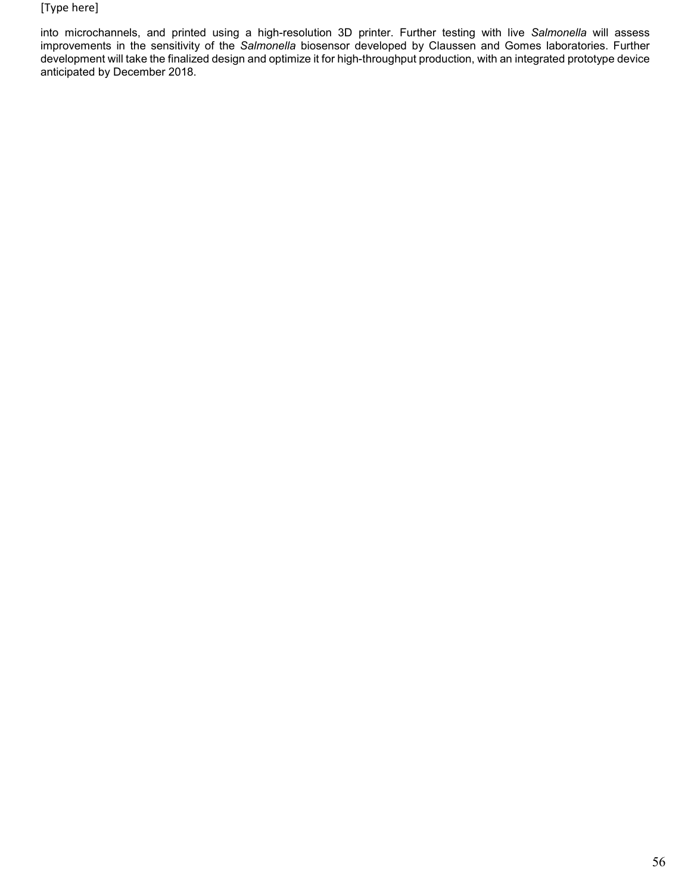into microchannels, and printed using a high-resolution 3D printer. Further testing with live *Salmonella* will assess improvements in the sensitivity of the *Salmonella* biosensor developed by Claussen and Gomes laboratories. Further development will take the finalized design and optimize it for high-throughput production, with an integrated prototype device anticipated by December 2018.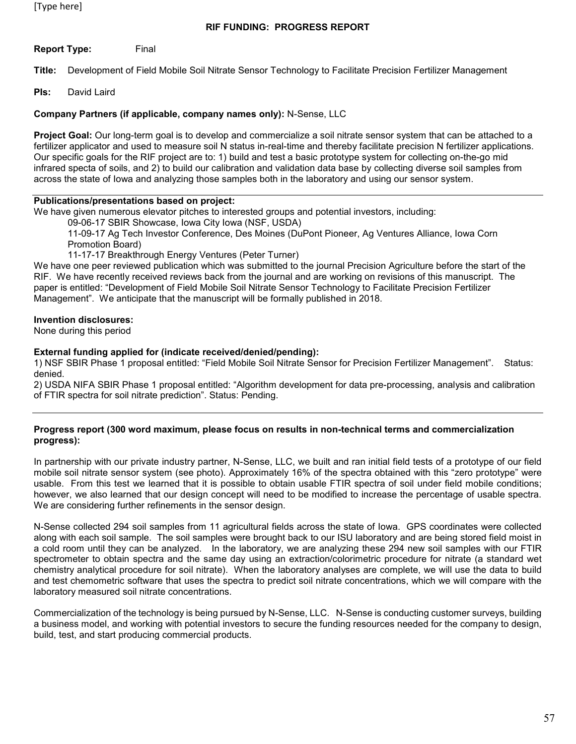## RIF FUNDING: PROGRESS REPORT

**Report Type:** Final

**Title:** Development of Field Mobile Soil Nitrate Sensor Technology to Facilitate Precision Fertilizer Management

**PIs:** David Laird

**Company Partners (if applicable, company names only):** N-Sense, LLC

**Project Goal:** Our long-term goal is to develop and commercialize a soil nitrate sensor system that can be attached to a fertilizer applicator and used to measure soil N status in-real-time and thereby facilitate precision N fertilizer applications. Our specific goals for the RIF project are to: 1) build and test a basic prototype system for collecting on-the-go mid infrared specta of soils, and 2) to build our calibration and validation data base by collecting diverse soil samples from across the state of Iowa and analyzing those samples both in the laboratory and using our sensor system.

---

**Publications/presentations based on project:**

We have given numerous elevator pitches to interested groups and potential investors, including:

- 09-06-17 SBIR Showcase, Iowa City Iowa (NSF, USDA)
- 11-09-17 Ag Tech Investor Conference, Des Moines (DuPont Pioneer, Ag Ventures Alliance, Iowa Corn Promotion Board)
- 11-17-17 Breakthrough Energy Ventures (Peter Turner)

We have one peer reviewed publication which was submitted to the journal Precision Agriculture before the start of the RIF. We have recently received reviews back from the journal and are working on revisions of this manuscript. The paper is entitled: "Development of Field Mobile Soil Nitrate Sensor Technology to Facilitate Precision Fertilizer Management". We anticipate that the manuscript will be formally published in 2018.

**Invention disclosures:**

None during this period

**External funding applied for (indicate received/denied/pending):**

1) NSF SBIR Phase 1 proposal entitled: "Field Mobile Soil Nitrate Sensor for Precision Fertilizer Management". Status: denied.

2) USDA NIFA SBIR Phase 1 proposal entitled: "Algorithm development for data pre-processing, analysis and calibration of FTIR spectra for soil nitrate prediction". Status: Pending.

---

**Progress report (300 word maximum, please focus on results in non-technical terms and commercialization progress):**

In partnership with our private industry partner, N-Sense, LLC, we built and ran initial field tests of a prototype of our field mobile soil nitrate sensor system (see photo). Approximately 16% of the spectra obtained with this "zero prototype" were usable. From this test we learned that it is possible to obtain usable FTIR spectra of soil under field mobile conditions; however, we also learned that our design concept will need to be modified to increase the percentage of usable spectra. We are considering further refinements in the sensor design.

N-Sense collected 294 soil samples from 11 agricultural fields across the state of Iowa. GPS coordinates were collected along with each soil sample. The soil samples were brought back to our ISU laboratory and are being stored field moist in a cold room until they can be analyzed. In the laboratory, we are analyzing these 294 new soil samples with our FTIR spectrometer to obtain spectra and the same day using an extraction/colorimetric procedure for nitrate (a standard wet chemistry analytical procedure for soil nitrate). When the laboratory analyses are complete, we will use the data to build and test chemometric software that uses the spectra to predict soil nitrate concentrations, which we will compare with the laboratory measured soil nitrate concentrations.

Commercialization of the technology is being pursued by N-Sense, LLC. N-Sense is conducting customer surveys, building a business model, and working with potential investors to secure the funding resources needed for the company to design, build, test, and start producing commercial products.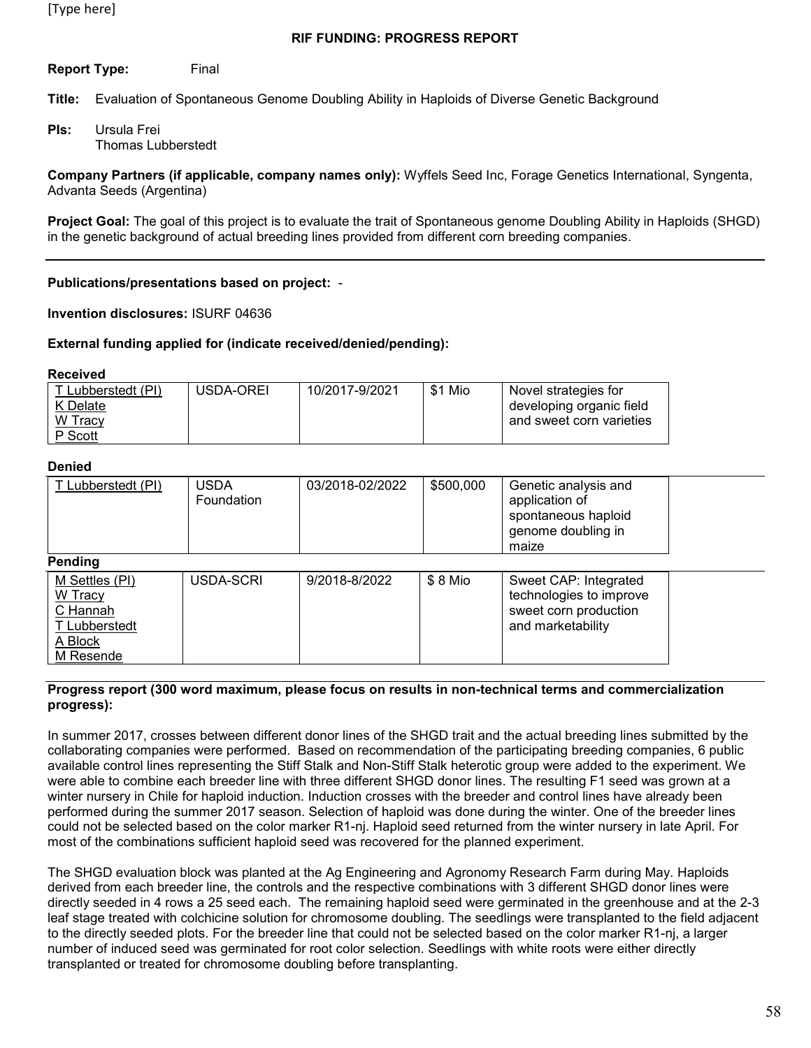## RIF FUNDING: PROGRESS REPORT

**Report Type:** Final

**Title:** Evaluation of Spontaneous Genome Doubling Ability in Haploids of Diverse Genetic Background

**PIs:** Ursula Frei
Thomas Lubberstedt

**Company Partners (if applicable, company names only):** Wyffels Seed Inc, Forage Genetics International, Syngenta, Advanta Seeds (Argentina)

**Project Goal:** The goal of this project is to evaluate the trait of Spontaneous genome Doubling Ability in Haploids (SHGD) in the genetic background of actual breeding lines provided from different corn breeding companies.

---

**Publications/presentations based on project:** -

**Invention disclosures:** ISURF 04636

**External funding applied for (indicate received/denied/pending):**

**Received**

| | | | | |
|---|---|---|---|---|
| T Lubberstedt (PI)<br>K Delate<br>W Tracy<br>P Scott | USDA-OREI | 10/2017-9/2021 | $1 Mio | Novel strategies for developing organic field and sweet corn varieties |

**Denied**

| | | | | |
|---|---|---|---|---|
| T Lubberstedt (PI) | USDA Foundation | 03/2018-02/2022 | $500,000 | Genetic analysis and application of spontaneous haploid genome doubling in maize |

**Pending**

| | | | | |
|---|---|---|---|---|
| M Settles (PI)<br>W Tracy<br>C Hannah<br>T Lubberstedt<br>A Block<br>M Resende | USDA-SCRI | 9/2018-8/2022 | $ 8 Mio | Sweet CAP: Integrated technologies to improve sweet corn production and marketability |

**Progress report (300 word maximum, please focus on results in non-technical terms and commercialization progress):**

In summer 2017, crosses between different donor lines of the SHGD trait and the actual breeding lines submitted by the collaborating companies were performed. Based on recommendation of the participating breeding companies, 6 public available control lines representing the Stiff Stalk and Non-Stiff Stalk heterotic group were added to the experiment. We were able to combine each breeder line with three different SHGD donor lines. The resulting F1 seed was grown at a winter nursery in Chile for haploid induction. Induction crosses with the breeder and control lines have already been performed during the summer 2017 season. Selection of haploid was done during the winter. One of the breeder lines could not be selected based on the color marker R1-nj. Haploid seed returned from the winter nursery in late April. For most of the combinations sufficient haploid seed was recovered for the planned experiment.

The SHGD evaluation block was planted at the Ag Engineering and Agronomy Research Farm during May. Haploids derived from each breeder line, the controls and the respective combinations with 3 different SHGD donor lines were directly seeded in 4 rows a 25 seed each. The remaining haploid seed were germinated in the greenhouse and at the 2-3 leaf stage treated with colchicine solution for chromosome doubling. The seedlings were transplanted to the field adjacent to the directly seeded plots. For the breeder line that could not be selected based on the color marker R1-nj, a larger number of induced seed was germinated for root color selection. Seedlings with white roots were either directly transplanted or treated for chromosome doubling before transplanting.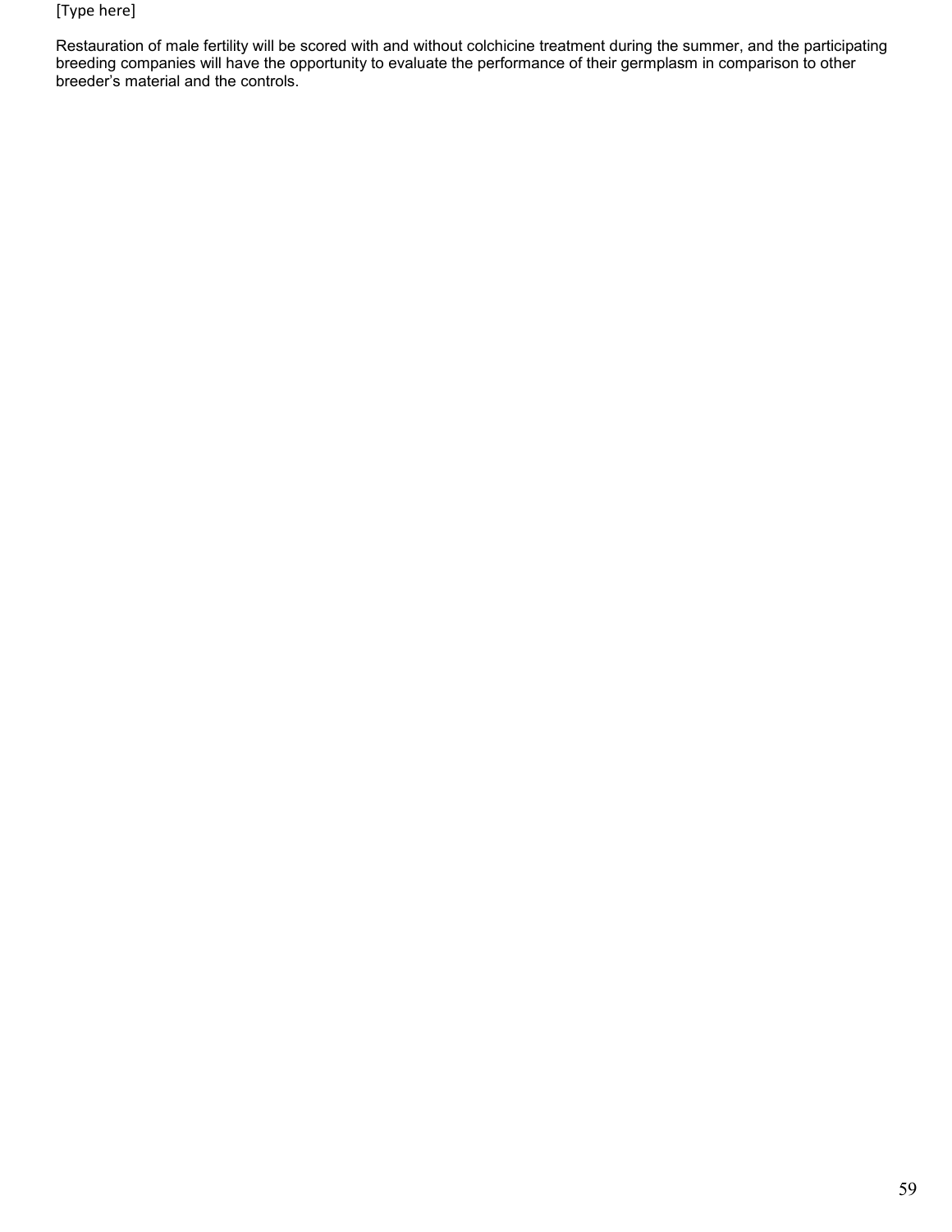Restauration of male fertility will be scored with and without colchicine treatment during the summer, and the participating breeding companies will have the opportunity to evaluate the performance of their germplasm in comparison to other breeder's material and the controls.